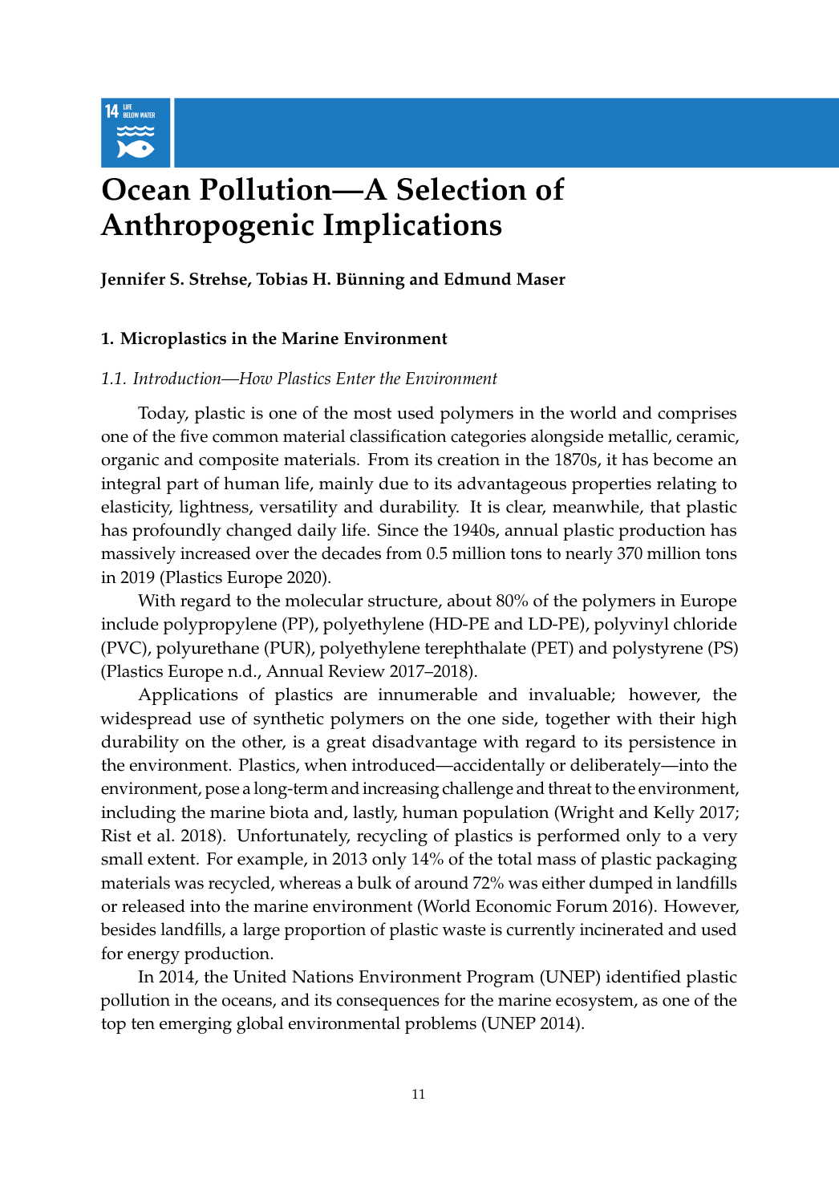# Ocean Pollution—A Selection of Anthropogenic Implications

**Jennifer S. Strehse, Tobias H. Bünning and Edmund Maser**

## 1. Microplastics in the Marine Environment

### *1.1. Introduction—How Plastics Enter the Environment*

Today, plastic is one of the most used polymers in the world and comprises one of the five common material classification categories alongside metallic, ceramic, organic and composite materials. From its creation in the 1870s, it has become an integral part of human life, mainly due to its advantageous properties relating to elasticity, lightness, versatility and durability. It is clear, meanwhile, that plastic has profoundly changed daily life. Since the 1940s, annual plastic production has massively increased over the decades from 0.5 million tons to nearly 370 million tons in 2019 (Plastics Europe 2020).

With regard to the molecular structure, about 80% of the polymers in Europe include polypropylene (PP), polyethylene (HD-PE and LD-PE), polyvinyl chloride (PVC), polyurethane (PUR), polyethylene terephthalate (PET) and polystyrene (PS) (Plastics Europe n.d., Annual Review 2017–2018).

Applications of plastics are innumerable and invaluable; however, the widespread use of synthetic polymers on the one side, together with their high durability on the other, is a great disadvantage with regard to its persistence in the environment. Plastics, when introduced—accidentally or deliberately—into the environment, pose a long-term and increasing challenge and threat to the environment, including the marine biota and, lastly, human population (Wright and Kelly 2017; Rist et al. 2018). Unfortunately, recycling of plastics is performed only to a very small extent. For example, in 2013 only 14% of the total mass of plastic packaging materials was recycled, whereas a bulk of around 72% was either dumped in landfills or released into the marine environment (World Economic Forum 2016). However, besides landfills, a large proportion of plastic waste is currently incinerated and used for energy production.

In 2014, the United Nations Environment Program (UNEP) identified plastic pollution in the oceans, and its consequences for the marine ecosystem, as one of the top ten emerging global environmental problems (UNEP 2014).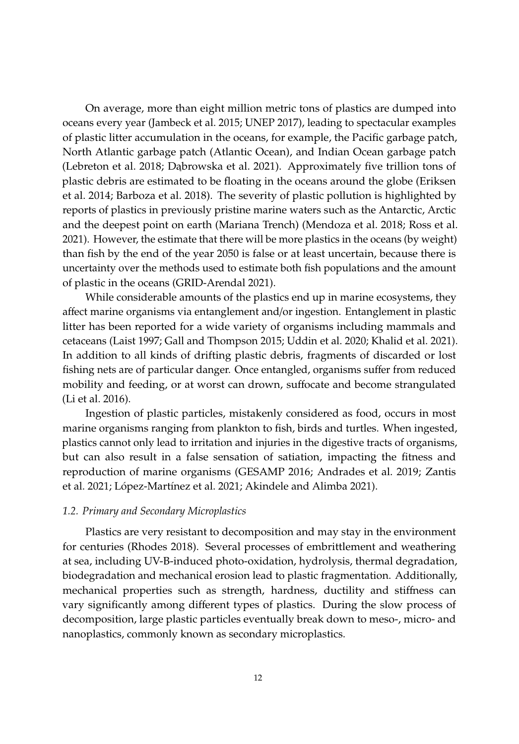On average, more than eight million metric tons of plastics are dumped into oceans every year (Jambeck et al. 2015; UNEP 2017), leading to spectacular examples of plastic litter accumulation in the oceans, for example, the Pacific garbage patch, North Atlantic garbage patch (Atlantic Ocean), and Indian Ocean garbage patch (Lebreton et al. 2018; Dąbrowska et al. 2021). Approximately five trillion tons of plastic debris are estimated to be floating in the oceans around the globe (Eriksen et al. 2014; Barboza et al. 2018). The severity of plastic pollution is highlighted by reports of plastics in previously pristine marine waters such as the Antarctic, Arctic and the deepest point on earth (Mariana Trench) (Mendoza et al. 2018; Ross et al. 2021). However, the estimate that there will be more plastics in the oceans (by weight) than fish by the end of the year 2050 is false or at least uncertain, because there is uncertainty over the methods used to estimate both fish populations and the amount of plastic in the oceans (GRID-Arendal 2021).

While considerable amounts of the plastics end up in marine ecosystems, they affect marine organisms via entanglement and/or ingestion. Entanglement in plastic litter has been reported for a wide variety of organisms including mammals and cetaceans (Laist 1997; Gall and Thompson 2015; Uddin et al. 2020; Khalid et al. 2021). In addition to all kinds of drifting plastic debris, fragments of discarded or lost fishing nets are of particular danger. Once entangled, organisms suffer from reduced mobility and feeding, or at worst can drown, suffocate and become strangulated (Li et al. 2016).

Ingestion of plastic particles, mistakenly considered as food, occurs in most marine organisms ranging from plankton to fish, birds and turtles. When ingested, plastics cannot only lead to irritation and injuries in the digestive tracts of organisms, but can also result in a false sensation of satiation, impacting the fitness and reproduction of marine organisms (GESAMP 2016; Andrades et al. 2019; Zantis et al. 2021; López-Martínez et al. 2021; Akindele and Alimba 2021).

### *1.2. Primary and Secondary Microplastics*

Plastics are very resistant to decomposition and may stay in the environment for centuries (Rhodes 2018). Several processes of embrittlement and weathering at sea, including UV-B-induced photo-oxidation, hydrolysis, thermal degradation, biodegradation and mechanical erosion lead to plastic fragmentation. Additionally, mechanical properties such as strength, hardness, ductility and stiffness can vary significantly among different types of plastics. During the slow process of decomposition, large plastic particles eventually break down to meso-, micro- and nanoplastics, commonly known as secondary microplastics.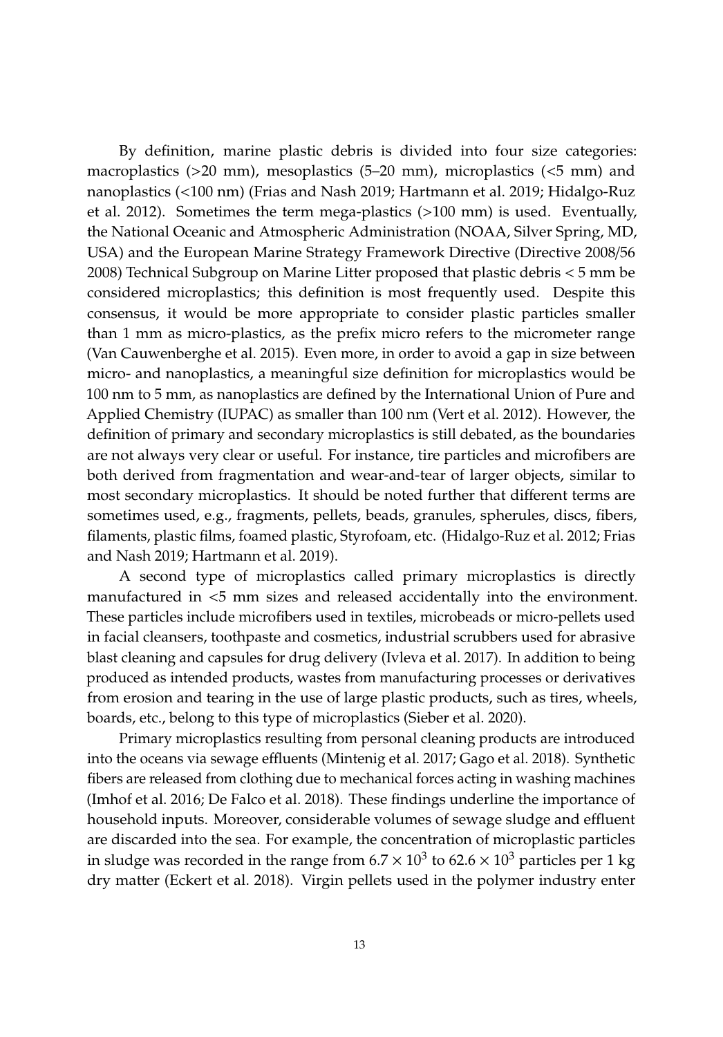By definition, marine plastic debris is divided into four size categories: macroplastics (>20 mm), mesoplastics (5–20 mm), microplastics (<5 mm) and nanoplastics (<100 nm) (Frias and Nash 2019; Hartmann et al. 2019; Hidalgo-Ruz et al. 2012). Sometimes the term mega-plastics (>100 mm) is used. Eventually, the National Oceanic and Atmospheric Administration (NOAA, Silver Spring, MD, USA) and the European Marine Strategy Framework Directive (Directive 2008/56 2008) Technical Subgroup on Marine Litter proposed that plastic debris < 5 mm be considered microplastics; this definition is most frequently used. Despite this consensus, it would be more appropriate to consider plastic particles smaller than 1 mm as micro-plastics, as the prefix micro refers to the micrometer range (Van Cauwenberghe et al. 2015). Even more, in order to avoid a gap in size between micro- and nanoplastics, a meaningful size definition for microplastics would be 100 nm to 5 mm, as nanoplastics are defined by the International Union of Pure and Applied Chemistry (IUPAC) as smaller than 100 nm (Vert et al. 2012). However, the definition of primary and secondary microplastics is still debated, as the boundaries are not always very clear or useful. For instance, tire particles and microfibers are both derived from fragmentation and wear-and-tear of larger objects, similar to most secondary microplastics. It should be noted further that different terms are sometimes used, e.g., fragments, pellets, beads, granules, spherules, discs, fibers, filaments, plastic films, foamed plastic, Styrofoam, etc. (Hidalgo-Ruz et al. 2012; Frias and Nash 2019; Hartmann et al. 2019).

A second type of microplastics called primary microplastics is directly manufactured in <5 mm sizes and released accidentally into the environment. These particles include microfibers used in textiles, microbeads or micro-pellets used in facial cleansers, toothpaste and cosmetics, industrial scrubbers used for abrasive blast cleaning and capsules for drug delivery (Ivleva et al. 2017). In addition to being produced as intended products, wastes from manufacturing processes or derivatives from erosion and tearing in the use of large plastic products, such as tires, wheels, boards, etc., belong to this type of microplastics (Sieber et al. 2020).

Primary microplastics resulting from personal cleaning products are introduced into the oceans via sewage effluents (Mintenig et al. 2017; Gago et al. 2018). Synthetic fibers are released from clothing due to mechanical forces acting in washing machines (Imhof et al. 2016; De Falco et al. 2018). These findings underline the importance of household inputs. Moreover, considerable volumes of sewage sludge and effluent are discarded into the sea. For example, the concentration of microplastic particles in sludge was recorded in the range from $6.7 \times 10^3$ to $62.6 \times 10^3$ particles per 1 kg dry matter (Eckert et al. 2018). Virgin pellets used in the polymer industry enter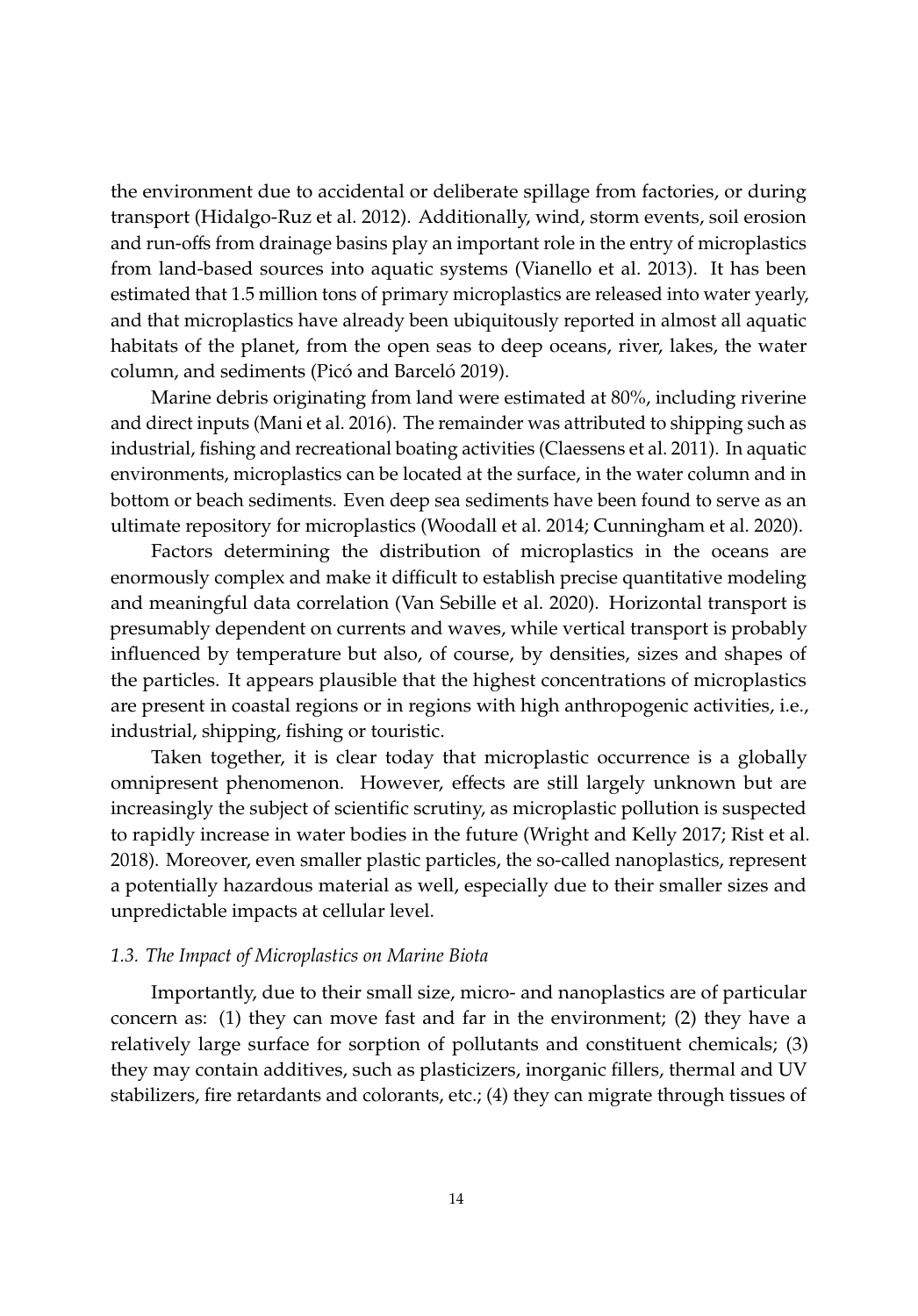the environment due to accidental or deliberate spillage from factories, or during transport (Hidalgo-Ruz et al. 2012). Additionally, wind, storm events, soil erosion and run-offs from drainage basins play an important role in the entry of microplastics from land-based sources into aquatic systems (Vianello et al. 2013). It has been estimated that 1.5 million tons of primary microplastics are released into water yearly, and that microplastics have already been ubiquitously reported in almost all aquatic habitats of the planet, from the open seas to deep oceans, river, lakes, the water column, and sediments (Picó and Barceló 2019).

Marine debris originating from land were estimated at 80%, including riverine and direct inputs (Mani et al. 2016). The remainder was attributed to shipping such as industrial, fishing and recreational boating activities (Claessens et al. 2011). In aquatic environments, microplastics can be located at the surface, in the water column and in bottom or beach sediments. Even deep sea sediments have been found to serve as an ultimate repository for microplastics (Woodall et al. 2014; Cunningham et al. 2020).

Factors determining the distribution of microplastics in the oceans are enormously complex and make it difficult to establish precise quantitative modeling and meaningful data correlation (Van Sebille et al. 2020). Horizontal transport is presumably dependent on currents and waves, while vertical transport is probably influenced by temperature but also, of course, by densities, sizes and shapes of the particles. It appears plausible that the highest concentrations of microplastics are present in coastal regions or in regions with high anthropogenic activities, i.e., industrial, shipping, fishing or touristic.

Taken together, it is clear today that microplastic occurrence is a globally omnipresent phenomenon. However, effects are still largely unknown but are increasingly the subject of scientific scrutiny, as microplastic pollution is suspected to rapidly increase in water bodies in the future (Wright and Kelly 2017; Rist et al. 2018). Moreover, even smaller plastic particles, the so-called nanoplastics, represent a potentially hazardous material as well, especially due to their smaller sizes and unpredictable impacts at cellular level.

### *1.3. The Impact of Microplastics on Marine Biota*

Importantly, due to their small size, micro- and nanoplastics are of particular concern as: (1) they can move fast and far in the environment; (2) they have a relatively large surface for sorption of pollutants and constituent chemicals; (3) they may contain additives, such as plasticizers, inorganic fillers, thermal and UV stabilizers, fire retardants and colorants, etc.; (4) they can migrate through tissues of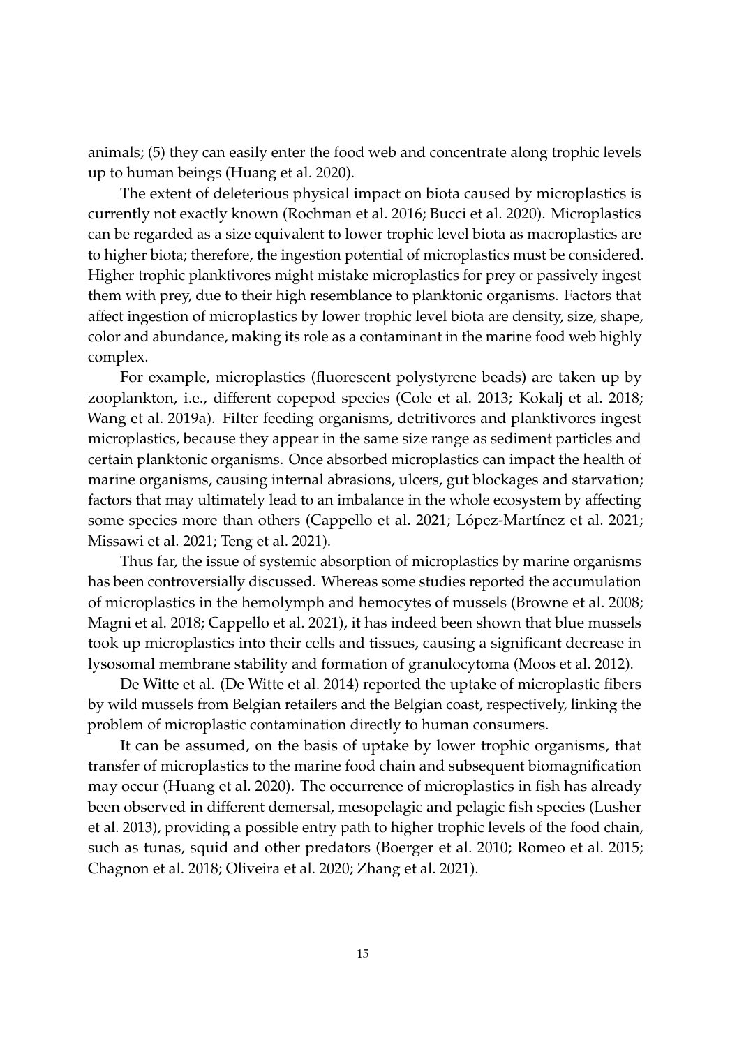animals; (5) they can easily enter the food web and concentrate along trophic levels up to human beings (Huang et al. 2020).

The extent of deleterious physical impact on biota caused by microplastics is currently not exactly known (Rochman et al. 2016; Bucci et al. 2020). Microplastics can be regarded as a size equivalent to lower trophic level biota as macroplastics are to higher biota; therefore, the ingestion potential of microplastics must be considered. Higher trophic planktivores might mistake microplastics for prey or passively ingest them with prey, due to their high resemblance to planktonic organisms. Factors that affect ingestion of microplastics by lower trophic level biota are density, size, shape, color and abundance, making its role as a contaminant in the marine food web highly complex.

For example, microplastics (fluorescent polystyrene beads) are taken up by zooplankton, i.e., different copepod species (Cole et al. 2013; Kokalj et al. 2018; Wang et al. 2019a). Filter feeding organisms, detritivores and planktivores ingest microplastics, because they appear in the same size range as sediment particles and certain planktonic organisms. Once absorbed microplastics can impact the health of marine organisms, causing internal abrasions, ulcers, gut blockages and starvation; factors that may ultimately lead to an imbalance in the whole ecosystem by affecting some species more than others (Cappello et al. 2021; López-Martínez et al. 2021; Missawi et al. 2021; Teng et al. 2021).

Thus far, the issue of systemic absorption of microplastics by marine organisms has been controversially discussed. Whereas some studies reported the accumulation of microplastics in the hemolymph and hemocytes of mussels (Browne et al. 2008; Magni et al. 2018; Cappello et al. 2021), it has indeed been shown that blue mussels took up microplastics into their cells and tissues, causing a significant decrease in lysosomal membrane stability and formation of granulocytoma (Moos et al. 2012).

De Witte et al. (De Witte et al. 2014) reported the uptake of microplastic fibers by wild mussels from Belgian retailers and the Belgian coast, respectively, linking the problem of microplastic contamination directly to human consumers.

It can be assumed, on the basis of uptake by lower trophic organisms, that transfer of microplastics to the marine food chain and subsequent biomagnification may occur (Huang et al. 2020). The occurrence of microplastics in fish has already been observed in different demersal, mesopelagic and pelagic fish species (Lusher et al. 2013), providing a possible entry path to higher trophic levels of the food chain, such as tunas, squid and other predators (Boerger et al. 2010; Romeo et al. 2015; Chagnon et al. 2018; Oliveira et al. 2020; Zhang et al. 2021).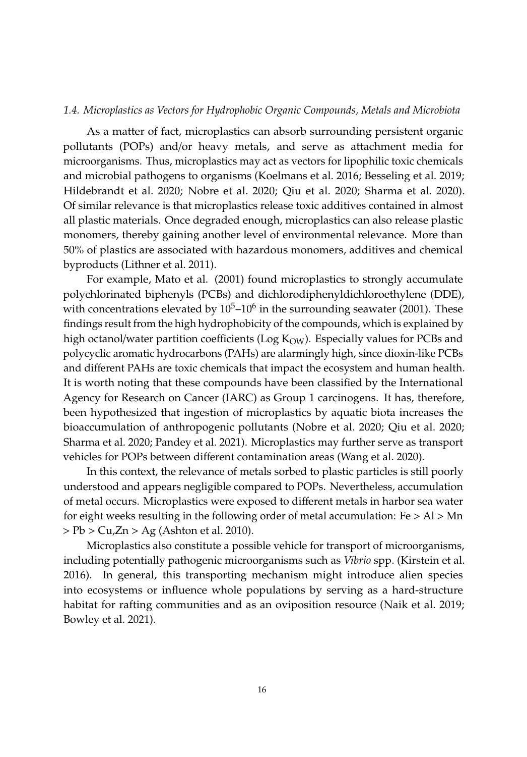### *1.4. Microplastics as Vectors for Hydrophobic Organic Compounds, Metals and Microbiota*

As a matter of fact, microplastics can absorb surrounding persistent organic pollutants (POPs) and/or heavy metals, and serve as attachment media for microorganisms. Thus, microplastics may act as vectors for lipophilic toxic chemicals and microbial pathogens to organisms (Koelmans et al. 2016; Besseling et al. 2019; Hildebrandt et al. 2020; Nobre et al. 2020; Qiu et al. 2020; Sharma et al. 2020). Of similar relevance is that microplastics release toxic additives contained in almost all plastic materials. Once degraded enough, microplastics can also release plastic monomers, thereby gaining another level of environmental relevance. More than 50% of plastics are associated with hazardous monomers, additives and chemical byproducts (Lithner et al. 2011).

For example, Mato et al. (2001) found microplastics to strongly accumulate polychlorinated biphenyls (PCBs) and dichlorodiphenyldichloroethylene (DDE), with concentrations elevated by $10^5$–$10^6$ in the surrounding seawater (2001). These findings result from the high hydrophobicity of the compounds, which is explained by high octanol/water partition coefficients (Log $K_{OW}$). Especially values for PCBs and polycyclic aromatic hydrocarbons (PAHs) are alarmingly high, since dioxin-like PCBs and different PAHs are toxic chemicals that impact the ecosystem and human health. It is worth noting that these compounds have been classified by the International Agency for Research on Cancer (IARC) as Group 1 carcinogens. It has, therefore, been hypothesized that ingestion of microplastics by aquatic biota increases the bioaccumulation of anthropogenic pollutants (Nobre et al. 2020; Qiu et al. 2020; Sharma et al. 2020; Pandey et al. 2021). Microplastics may further serve as transport vehicles for POPs between different contamination areas (Wang et al. 2020).

In this context, the relevance of metals sorbed to plastic particles is still poorly understood and appears negligible compared to POPs. Nevertheless, accumulation of metal occurs. Microplastics were exposed to different metals in harbor sea water for eight weeks resulting in the following order of metal accumulation: Fe > Al > Mn > Pb > Cu,Zn > Ag (Ashton et al. 2010).

Microplastics also constitute a possible vehicle for transport of microorganisms, including potentially pathogenic microorganisms such as *Vibrio* spp. (Kirstein et al. 2016). In general, this transporting mechanism might introduce alien species into ecosystems or influence whole populations by serving as a hard-structure habitat for rafting communities and as an oviposition resource (Naik et al. 2019; Bowley et al. 2021).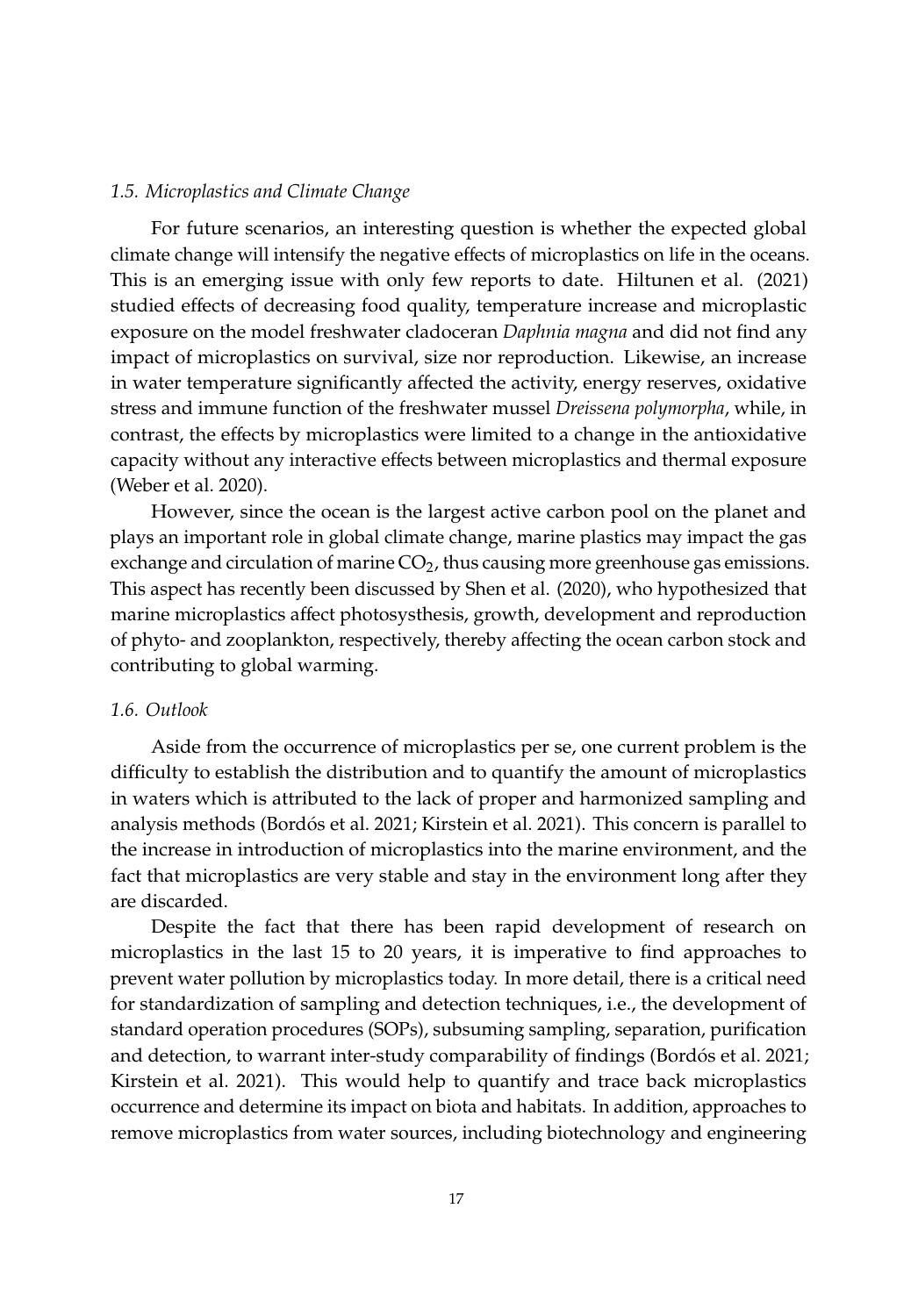### *1.5. Microplastics and Climate Change*

For future scenarios, an interesting question is whether the expected global climate change will intensify the negative effects of microplastics on life in the oceans. This is an emerging issue with only few reports to date. Hiltunen et al. (2021) studied effects of decreasing food quality, temperature increase and microplastic exposure on the model freshwater cladoceran *Daphnia magna* and did not find any impact of microplastics on survival, size nor reproduction. Likewise, an increase in water temperature significantly affected the activity, energy reserves, oxidative stress and immune function of the freshwater mussel *Dreissena polymorpha*, while, in contrast, the effects by microplastics were limited to a change in the antioxidative capacity without any interactive effects between microplastics and thermal exposure (Weber et al. 2020).

However, since the ocean is the largest active carbon pool on the planet and plays an important role in global climate change, marine plastics may impact the gas exchange and circulation of marine $CO_2$, thus causing more greenhouse gas emissions. This aspect has recently been discussed by Shen et al. (2020), who hypothesized that marine microplastics affect photosysthesis, growth, development and reproduction of phyto- and zooplankton, respectively, thereby affecting the ocean carbon stock and contributing to global warming.

### *1.6. Outlook*

Aside from the occurrence of microplastics per se, one current problem is the difficulty to establish the distribution and to quantify the amount of microplastics in waters which is attributed to the lack of proper and harmonized sampling and analysis methods (Bordós et al. 2021; Kirstein et al. 2021). This concern is parallel to the increase in introduction of microplastics into the marine environment, and the fact that microplastics are very stable and stay in the environment long after they are discarded.

Despite the fact that there has been rapid development of research on microplastics in the last 15 to 20 years, it is imperative to find approaches to prevent water pollution by microplastics today. In more detail, there is a critical need for standardization of sampling and detection techniques, i.e., the development of standard operation procedures (SOPs), subsuming sampling, separation, purification and detection, to warrant inter-study comparability of findings (Bordós et al. 2021; Kirstein et al. 2021). This would help to quantify and trace back microplastics occurrence and determine its impact on biota and habitats. In addition, approaches to remove microplastics from water sources, including biotechnology and engineering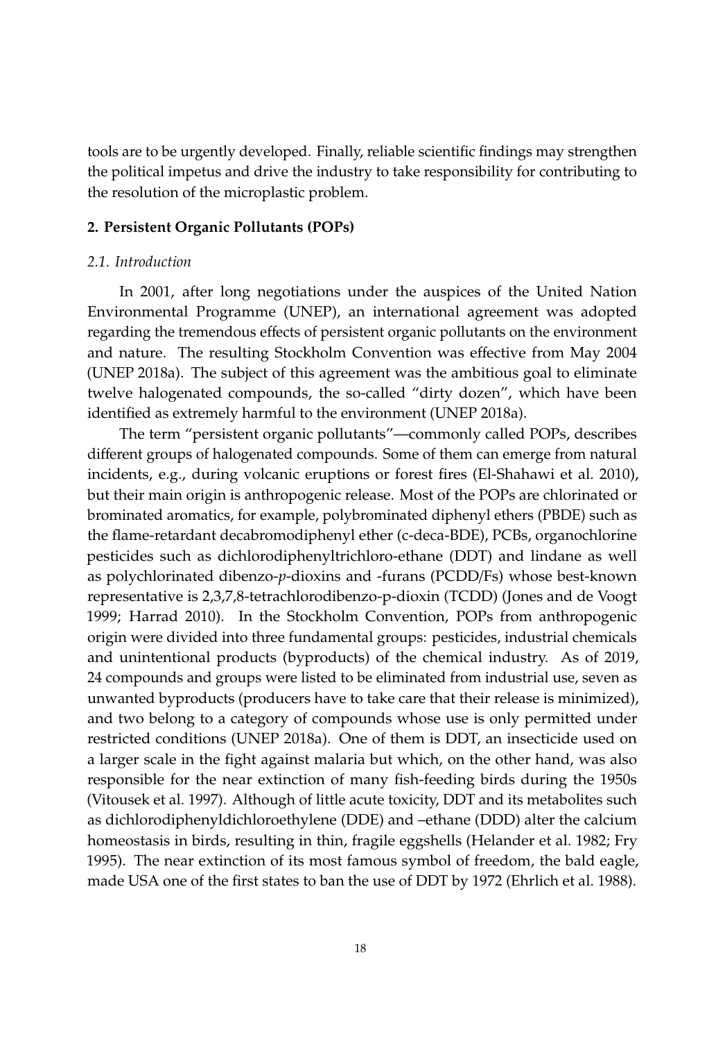tools are to be urgently developed. Finally, reliable scientific findings may strengthen the political impetus and drive the industry to take responsibility for contributing to the resolution of the microplastic problem.

## 2. Persistent Organic Pollutants (POPs)

### *2.1. Introduction*

In 2001, after long negotiations under the auspices of the United Nation Environmental Programme (UNEP), an international agreement was adopted regarding the tremendous effects of persistent organic pollutants on the environment and nature. The resulting Stockholm Convention was effective from May 2004 (UNEP 2018a). The subject of this agreement was the ambitious goal to eliminate twelve halogenated compounds, the so-called "dirty dozen", which have been identified as extremely harmful to the environment (UNEP 2018a).

The term "persistent organic pollutants"—commonly called POPs, describes different groups of halogenated compounds. Some of them can emerge from natural incidents, e.g., during volcanic eruptions or forest fires (El-Shahawi et al. 2010), but their main origin is anthropogenic release. Most of the POPs are chlorinated or brominated aromatics, for example, polybrominated diphenyl ethers (PBDE) such as the flame-retardant decabromodiphenyl ether (c-deca-BDE), PCBs, organochlorine pesticides such as dichlorodiphenyltrichloro-ethane (DDT) and lindane as well as polychlorinated dibenzo-*p*-dioxins and -furans (PCDD/Fs) whose best-known representative is 2,3,7,8-tetrachlorodibenzo-p-dioxin (TCDD) (Jones and de Voogt 1999; Harrad 2010). In the Stockholm Convention, POPs from anthropogenic origin were divided into three fundamental groups: pesticides, industrial chemicals and unintentional products (byproducts) of the chemical industry. As of 2019, 24 compounds and groups were listed to be eliminated from industrial use, seven as unwanted byproducts (producers have to take care that their release is minimized), and two belong to a category of compounds whose use is only permitted under restricted conditions (UNEP 2018a). One of them is DDT, an insecticide used on a larger scale in the fight against malaria but which, on the other hand, was also responsible for the near extinction of many fish-feeding birds during the 1950s (Vitousek et al. 1997). Although of little acute toxicity, DDT and its metabolites such as dichlorodiphenyldichloroethylene (DDE) and –ethane (DDD) alter the calcium homeostasis in birds, resulting in thin, fragile eggshells (Helander et al. 1982; Fry 1995). The near extinction of its most famous symbol of freedom, the bald eagle, made USA one of the first states to ban the use of DDT by 1972 (Ehrlich et al. 1988).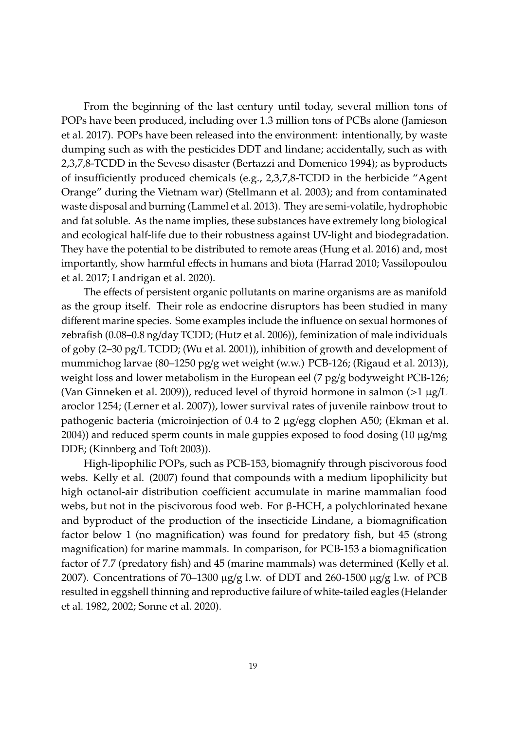From the beginning of the last century until today, several million tons of POPs have been produced, including over 1.3 million tons of PCBs alone (Jamieson et al. 2017). POPs have been released into the environment: intentionally, by waste dumping such as with the pesticides DDT and lindane; accidentally, such as with 2,3,7,8-TCDD in the Seveso disaster (Bertazzi and Domenico 1994); as byproducts of insufficiently produced chemicals (e.g., 2,3,7,8-TCDD in the herbicide "Agent Orange" during the Vietnam war) (Stellmann et al. 2003); and from contaminated waste disposal and burning (Lammel et al. 2013). They are semi-volatile, hydrophobic and fat soluble. As the name implies, these substances have extremely long biological and ecological half-life due to their robustness against UV-light and biodegradation. They have the potential to be distributed to remote areas (Hung et al. 2016) and, most importantly, show harmful effects in humans and biota (Harrad 2010; Vassilopoulou et al. 2017; Landrigan et al. 2020).

The effects of persistent organic pollutants on marine organisms are as manifold as the group itself. Their role as endocrine disruptors has been studied in many different marine species. Some examples include the influence on sexual hormones of zebrafish (0.08–0.8 ng/day TCDD; (Hutz et al. 2006)), feminization of male individuals of goby (2–30 pg/L TCDD; (Wu et al. 2001)), inhibition of growth and development of mummichog larvae (80–1250 pg/g wet weight (w.w.) PCB-126; (Rigaud et al. 2013)), weight loss and lower metabolism in the European eel (7 pg/g bodyweight PCB-126; (Van Ginneken et al. 2009)), reduced level of thyroid hormone in salmon (>1 μg/L aroclor 1254; (Lerner et al. 2007)), lower survival rates of juvenile rainbow trout to pathogenic bacteria (microinjection of 0.4 to 2 μg/egg clophen A50; (Ekman et al. 2004)) and reduced sperm counts in male guppies exposed to food dosing (10 μg/mg DDE; (Kinnberg and Toft 2003)).

High-lipophilic POPs, such as PCB-153, biomagnify through piscivorous food webs. Kelly et al. (2007) found that compounds with a medium lipophilicity but high octanol-air distribution coefficient accumulate in marine mammalian food webs, but not in the piscivorous food web. For β-HCH, a polychlorinated hexane and byproduct of the production of the insecticide Lindane, a biomagnification factor below 1 (no magnification) was found for predatory fish, but 45 (strong magnification) for marine mammals. In comparison, for PCB-153 a biomagnification factor of 7.7 (predatory fish) and 45 (marine mammals) was determined (Kelly et al. 2007). Concentrations of 70–1300 μg/g l.w. of DDT and 260-1500 μg/g l.w. of PCB resulted in eggshell thinning and reproductive failure of white-tailed eagles (Helander et al. 1982, 2002; Sonne et al. 2020).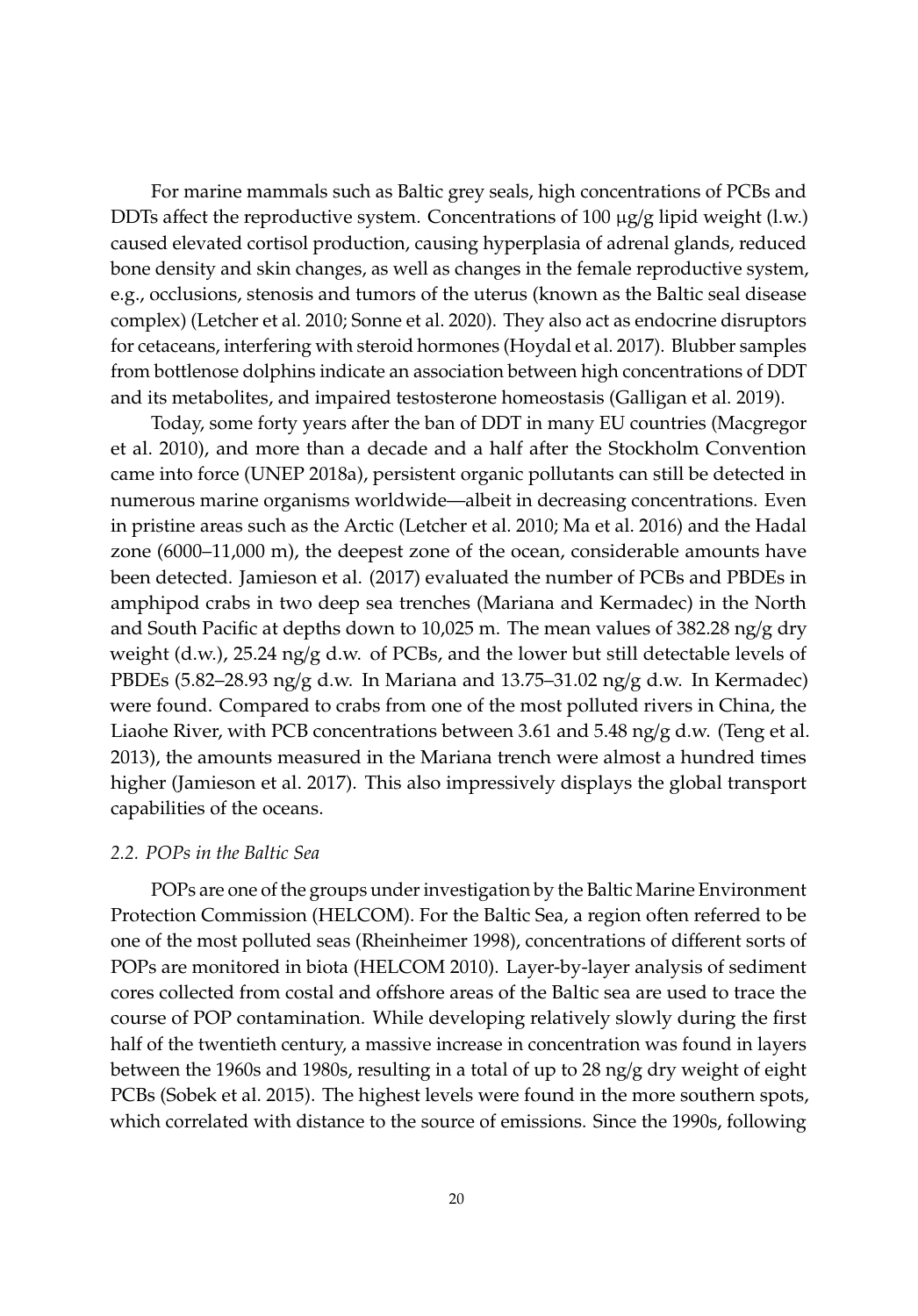For marine mammals such as Baltic grey seals, high concentrations of PCBs and DDTs affect the reproductive system. Concentrations of 100 µg/g lipid weight (l.w.) caused elevated cortisol production, causing hyperplasia of adrenal glands, reduced bone density and skin changes, as well as changes in the female reproductive system, e.g., occlusions, stenosis and tumors of the uterus (known as the Baltic seal disease complex) (Letcher et al. 2010; Sonne et al. 2020). They also act as endocrine disruptors for cetaceans, interfering with steroid hormones (Hoydal et al. 2017). Blubber samples from bottlenose dolphins indicate an association between high concentrations of DDT and its metabolites, and impaired testosterone homeostasis (Galligan et al. 2019).

Today, some forty years after the ban of DDT in many EU countries (Macgregor et al. 2010), and more than a decade and a half after the Stockholm Convention came into force (UNEP 2018a), persistent organic pollutants can still be detected in numerous marine organisms worldwide—albeit in decreasing concentrations. Even in pristine areas such as the Arctic (Letcher et al. 2010; Ma et al. 2016) and the Hadal zone (6000–11,000 m), the deepest zone of the ocean, considerable amounts have been detected. Jamieson et al. (2017) evaluated the number of PCBs and PBDEs in amphipod crabs in two deep sea trenches (Mariana and Kermadec) in the North and South Pacific at depths down to 10,025 m. The mean values of 382.28 ng/g dry weight (d.w.), 25.24 ng/g d.w. of PCBs, and the lower but still detectable levels of PBDEs (5.82–28.93 ng/g d.w. In Mariana and 13.75–31.02 ng/g d.w. In Kermadec) were found. Compared to crabs from one of the most polluted rivers in China, the Liaohe River, with PCB concentrations between 3.61 and 5.48 ng/g d.w. (Teng et al. 2013), the amounts measured in the Mariana trench were almost a hundred times higher (Jamieson et al. 2017). This also impressively displays the global transport capabilities of the oceans.

### *2.2. POPs in the Baltic Sea*

POPs are one of the groups under investigation by the Baltic Marine Environment Protection Commission (HELCOM). For the Baltic Sea, a region often referred to be one of the most polluted seas (Rheinheimer 1998), concentrations of different sorts of POPs are monitored in biota (HELCOM 2010). Layer-by-layer analysis of sediment cores collected from costal and offshore areas of the Baltic sea are used to trace the course of POP contamination. While developing relatively slowly during the first half of the twentieth century, a massive increase in concentration was found in layers between the 1960s and 1980s, resulting in a total of up to 28 ng/g dry weight of eight PCBs (Sobek et al. 2015). The highest levels were found in the more southern spots, which correlated with distance to the source of emissions. Since the 1990s, following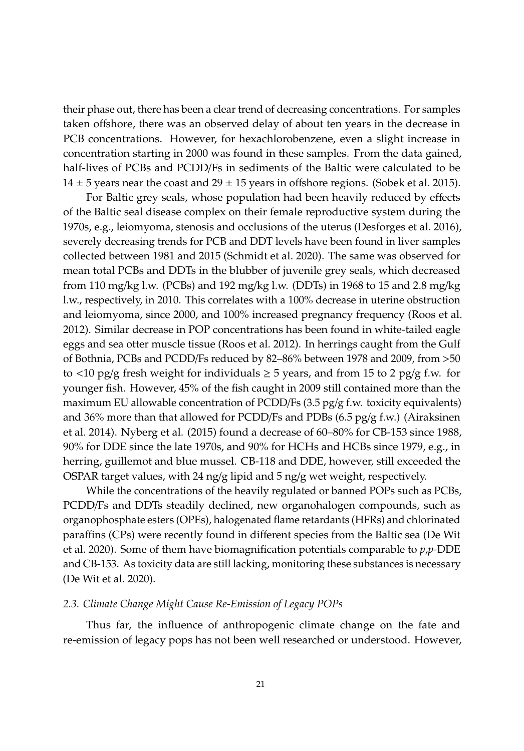their phase out, there has been a clear trend of decreasing concentrations. For samples taken offshore, there was an observed delay of about ten years in the decrease in PCB concentrations. However, for hexachlorobenzene, even a slight increase in concentration starting in 2000 was found in these samples. From the data gained, half-lives of PCBs and PCDD/Fs in sediments of the Baltic were calculated to be $14 \pm 5$ years near the coast and $29 \pm 15$ years in offshore regions. (Sobek et al. 2015).

For Baltic grey seals, whose population had been heavily reduced by effects of the Baltic seal disease complex on their female reproductive system during the 1970s, e.g., leiomyoma, stenosis and occlusions of the uterus (Desforges et al. 2016), severely decreasing trends for PCB and DDT levels have been found in liver samples collected between 1981 and 2015 (Schmidt et al. 2020). The same was observed for mean total PCBs and DDTs in the blubber of juvenile grey seals, which decreased from 110 mg/kg l.w. (PCBs) and 192 mg/kg l.w. (DDTs) in 1968 to 15 and 2.8 mg/kg l.w., respectively, in 2010. This correlates with a 100% decrease in uterine obstruction and leiomyoma, since 2000, and 100% increased pregnancy frequency (Roos et al. 2012). Similar decrease in POP concentrations has been found in white-tailed eagle eggs and sea otter muscle tissue (Roos et al. 2012). In herrings caught from the Gulf of Bothnia, PCBs and PCDD/Fs reduced by 82–86% between 1978 and 2009, from >50 to <10 pg/g fresh weight for individuals ≥ 5 years, and from 15 to 2 pg/g f.w. for younger fish. However, 45% of the fish caught in 2009 still contained more than the maximum EU allowable concentration of PCDD/Fs (3.5 pg/g f.w. toxicity equivalents) and 36% more than that allowed for PCDD/Fs and PDBs (6.5 pg/g f.w.) (Airaksinen et al. 2014). Nyberg et al. (2015) found a decrease of 60–80% for CB-153 since 1988, 90% for DDE since the late 1970s, and 90% for HCHs and HCBs since 1979, e.g., in herring, guillemot and blue mussel. CB-118 and DDE, however, still exceeded the OSPAR target values, with 24 ng/g lipid and 5 ng/g wet weight, respectively.

While the concentrations of the heavily regulated or banned POPs such as PCBs, PCDD/Fs and DDTs steadily declined, new organohalogen compounds, such as organophosphate esters (OPEs), halogenated flame retardants (HFRs) and chlorinated paraffins (CPs) were recently found in different species from the Baltic sea (De Wit et al. 2020). Some of them have biomagnification potentials comparable to *p,p*-DDE and CB-153. As toxicity data are still lacking, monitoring these substances is necessary (De Wit et al. 2020).

### *2.3. Climate Change Might Cause Re-Emission of Legacy POPs*

Thus far, the influence of anthropogenic climate change on the fate and re-emission of legacy pops has not been well researched or understood. However,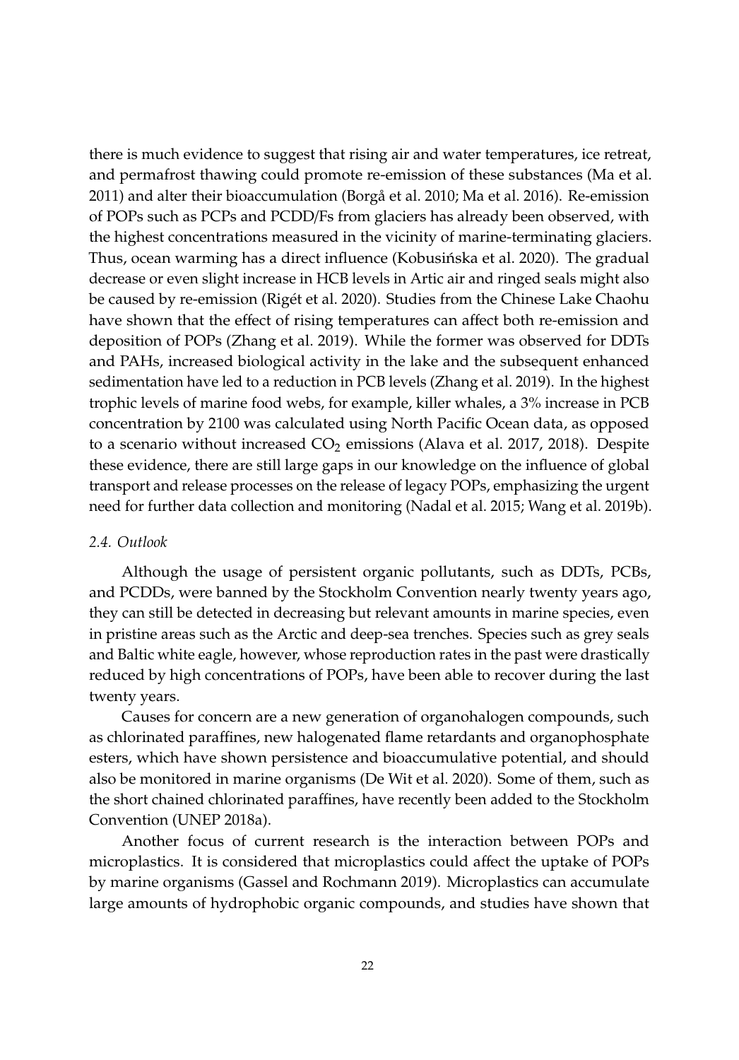there is much evidence to suggest that rising air and water temperatures, ice retreat, and permafrost thawing could promote re-emission of these substances (Ma et al. 2011) and alter their bioaccumulation (Borgå et al. 2010; Ma et al. 2016). Re-emission of POPs such as PCPs and PCDD/Fs from glaciers has already been observed, with the highest concentrations measured in the vicinity of marine-terminating glaciers. Thus, ocean warming has a direct influence (Kobusińska et al. 2020). The gradual decrease or even slight increase in HCB levels in Artic air and ringed seals might also be caused by re-emission (Rigét et al. 2020). Studies from the Chinese Lake Chaohu have shown that the effect of rising temperatures can affect both re-emission and deposition of POPs (Zhang et al. 2019). While the former was observed for DDTs and PAHs, increased biological activity in the lake and the subsequent enhanced sedimentation have led to a reduction in PCB levels (Zhang et al. 2019). In the highest trophic levels of marine food webs, for example, killer whales, a 3% increase in PCB concentration by 2100 was calculated using North Pacific Ocean data, as opposed to a scenario without increased $CO_2$ emissions (Alava et al. 2017, 2018). Despite these evidence, there are still large gaps in our knowledge on the influence of global transport and release processes on the release of legacy POPs, emphasizing the urgent need for further data collection and monitoring (Nadal et al. 2015; Wang et al. 2019b).

### *2.4. Outlook*

Although the usage of persistent organic pollutants, such as DDTs, PCBs, and PCDDs, were banned by the Stockholm Convention nearly twenty years ago, they can still be detected in decreasing but relevant amounts in marine species, even in pristine areas such as the Arctic and deep-sea trenches. Species such as grey seals and Baltic white eagle, however, whose reproduction rates in the past were drastically reduced by high concentrations of POPs, have been able to recover during the last twenty years.

Causes for concern are a new generation of organohalogen compounds, such as chlorinated paraffines, new halogenated flame retardants and organophosphate esters, which have shown persistence and bioaccumulative potential, and should also be monitored in marine organisms (De Wit et al. 2020). Some of them, such as the short chained chlorinated paraffines, have recently been added to the Stockholm Convention (UNEP 2018a).

Another focus of current research is the interaction between POPs and microplastics. It is considered that microplastics could affect the uptake of POPs by marine organisms (Gassel and Rochmann 2019). Microplastics can accumulate large amounts of hydrophobic organic compounds, and studies have shown that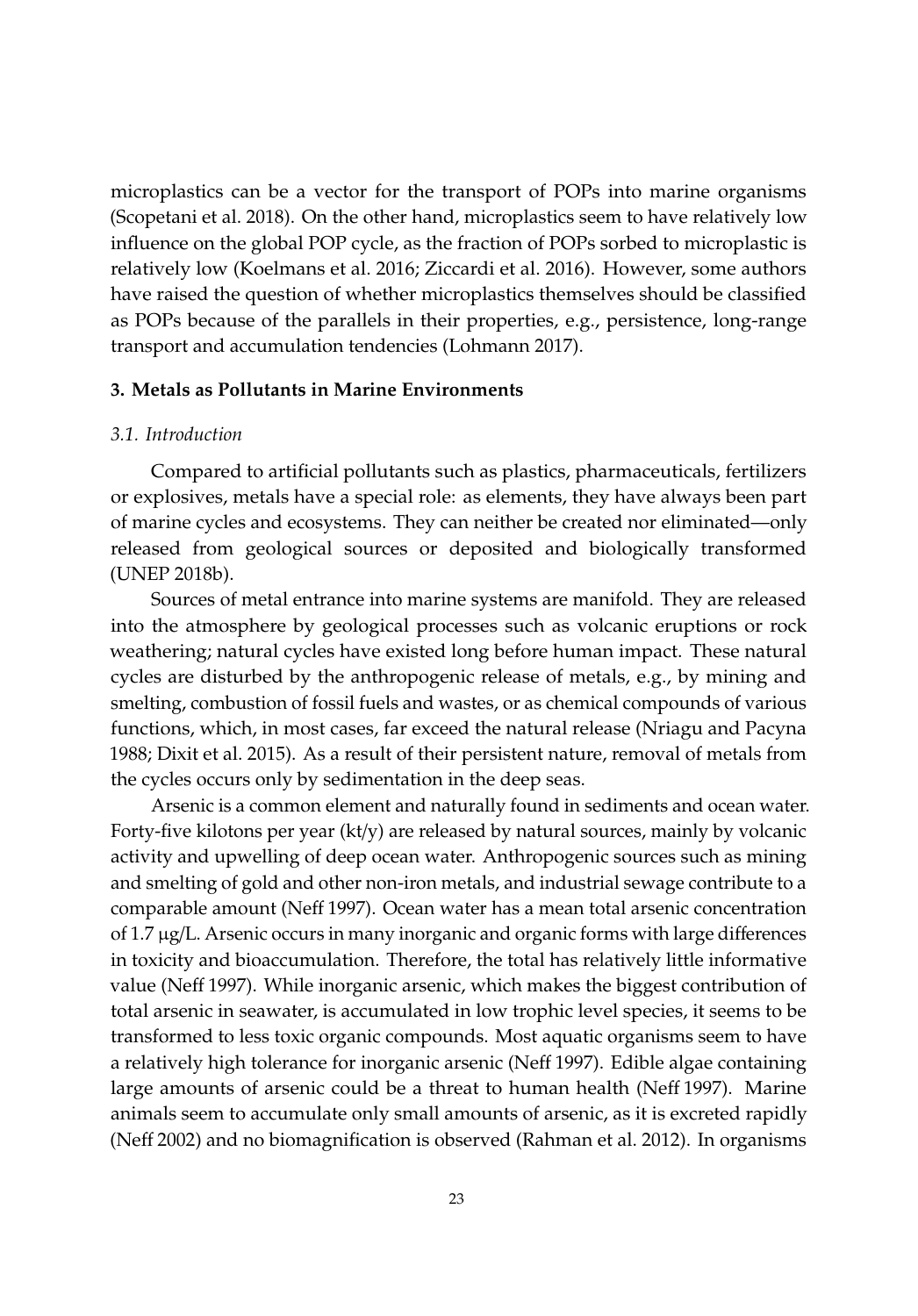microplastics can be a vector for the transport of POPs into marine organisms (Scopetani et al. 2018). On the other hand, microplastics seem to have relatively low influence on the global POP cycle, as the fraction of POPs sorbed to microplastic is relatively low (Koelmans et al. 2016; Ziccardi et al. 2016). However, some authors have raised the question of whether microplastics themselves should be classified as POPs because of the parallels in their properties, e.g., persistence, long-range transport and accumulation tendencies (Lohmann 2017).

## 3. Metals as Pollutants in Marine Environments

### *3.1. Introduction*

Compared to artificial pollutants such as plastics, pharmaceuticals, fertilizers or explosives, metals have a special role: as elements, they have always been part of marine cycles and ecosystems. They can neither be created nor eliminated—only released from geological sources or deposited and biologically transformed (UNEP 2018b).

Sources of metal entrance into marine systems are manifold. They are released into the atmosphere by geological processes such as volcanic eruptions or rock weathering; natural cycles have existed long before human impact. These natural cycles are disturbed by the anthropogenic release of metals, e.g., by mining and smelting, combustion of fossil fuels and wastes, or as chemical compounds of various functions, which, in most cases, far exceed the natural release (Nriagu and Pacyna 1988; Dixit et al. 2015). As a result of their persistent nature, removal of metals from the cycles occurs only by sedimentation in the deep seas.

Arsenic is a common element and naturally found in sediments and ocean water. Forty-five kilotons per year (kt/y) are released by natural sources, mainly by volcanic activity and upwelling of deep ocean water. Anthropogenic sources such as mining and smelting of gold and other non-iron metals, and industrial sewage contribute to a comparable amount (Neff 1997). Ocean water has a mean total arsenic concentration of 1.7 μg/L. Arsenic occurs in many inorganic and organic forms with large differences in toxicity and bioaccumulation. Therefore, the total has relatively little informative value (Neff 1997). While inorganic arsenic, which makes the biggest contribution of total arsenic in seawater, is accumulated in low trophic level species, it seems to be transformed to less toxic organic compounds. Most aquatic organisms seem to have a relatively high tolerance for inorganic arsenic (Neff 1997). Edible algae containing large amounts of arsenic could be a threat to human health (Neff 1997). Marine animals seem to accumulate only small amounts of arsenic, as it is excreted rapidly (Neff 2002) and no biomagnification is observed (Rahman et al. 2012). In organisms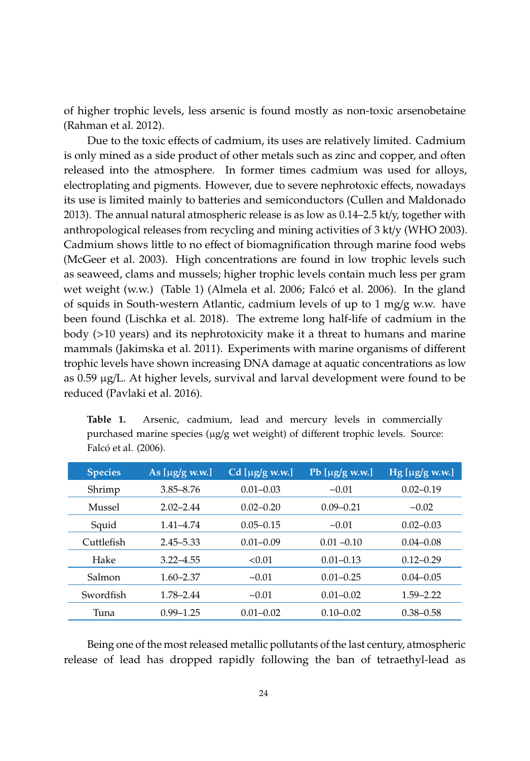of higher trophic levels, less arsenic is found mostly as non-toxic arsenobetaine (Rahman et al. 2012).

Due to the toxic effects of cadmium, its uses are relatively limited. Cadmium is only mined as a side product of other metals such as zinc and copper, and often released into the atmosphere. In former times cadmium was used for alloys, electroplating and pigments. However, due to severe nephrotoxic effects, nowadays its use is limited mainly to batteries and semiconductors (Cullen and Maldonado 2013). The annual natural atmospheric release is as low as 0.14–2.5 kt/y, together with anthropological releases from recycling and mining activities of 3 kt/y (WHO 2003). Cadmium shows little to no effect of biomagnification through marine food webs (McGeer et al. 2003). High concentrations are found in low trophic levels such as seaweed, clams and mussels; higher trophic levels contain much less per gram wet weight (w.w.) (Table 1) (Almela et al. 2006; Falcó et al. 2006). In the gland of squids in South-western Atlantic, cadmium levels of up to 1 mg/g w.w. have been found (Lischka et al. 2018). The extreme long half-life of cadmium in the body (>10 years) and its nephrotoxicity make it a threat to humans and marine mammals (Jakimska et al. 2011). Experiments with marine organisms of different trophic levels have shown increasing DNA damage at aquatic concentrations as low as 0.59 μg/L. At higher levels, survival and larval development were found to be reduced (Pavlaki et al. 2016).

**Table 1.** Arsenic, cadmium, lead and mercury levels in commercially purchased marine species (μg/g wet weight) of different trophic levels. Source: Falcó et al. (2006).

| Species | As [μg/g w.w.] | Cd [μg/g w.w.] | Pb [μg/g w.w.] | Hg [μg/g w.w.] |
|---|---|---|---|---|
| Shrimp | 3.85–8.76 | 0.01–0.03 | ~0.01 | 0.02–0.19 |
| Mussel | 2.02–2.44 | 0.02–0.20 | 0.09–0.21 | ~0.02 |
| Squid | 1.41–4.74 | 0.05–0.15 | ~0.01 | 0.02–0.03 |
| Cuttlefish | 2.45–5.33 | 0.01–0.09 | 0.01 –0.10 | 0.04–0.08 |
| Hake | 3.22–4.55 | <0.01 | 0.01–0.13 | 0.12–0.29 |
| Salmon | 1.60–2.37 | ~0.01 | 0.01–0.25 | 0.04–0.05 |
| Swordfish | 1.78–2.44 | ~0.01 | 0.01–0.02 | 1.59–2.22 |
| Tuna | 0.99–1.25 | 0.01–0.02 | 0.10–0.02 | 0.38–0.58 |

Being one of the most released metallic pollutants of the last century, atmospheric release of lead has dropped rapidly following the ban of tetraethyl-lead as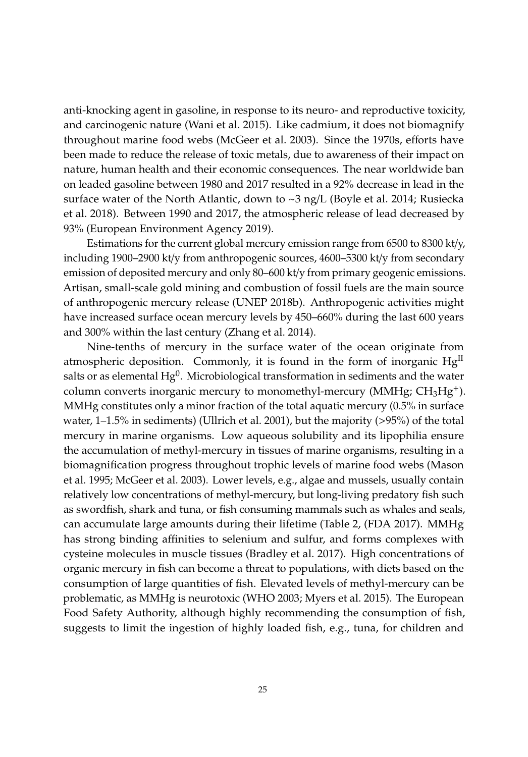anti-knocking agent in gasoline, in response to its neuro- and reproductive toxicity, and carcinogenic nature (Wani et al. 2015). Like cadmium, it does not biomagnify throughout marine food webs (McGeer et al. 2003). Since the 1970s, efforts have been made to reduce the release of toxic metals, due to awareness of their impact on nature, human health and their economic consequences. The near worldwide ban on leaded gasoline between 1980 and 2017 resulted in a 92% decrease in lead in the surface water of the North Atlantic, down to ~3 ng/L (Boyle et al. 2014; Rusiecka et al. 2018). Between 1990 and 2017, the atmospheric release of lead decreased by 93% (European Environment Agency 2019).

Estimations for the current global mercury emission range from 6500 to 8300 kt/y, including 1900–2900 kt/y from anthropogenic sources, 4600–5300 kt/y from secondary emission of deposited mercury and only 80–600 kt/y from primary geogenic emissions. Artisan, small-scale gold mining and combustion of fossil fuels are the main source of anthropogenic mercury release (UNEP 2018b). Anthropogenic activities might have increased surface ocean mercury levels by 450–660% during the last 600 years and 300% within the last century (Zhang et al. 2014).

Nine-tenths of mercury in the surface water of the ocean originate from atmospheric deposition. Commonly, it is found in the form of inorganic $Hg^{II}$ salts or as elemental $Hg^0$. Microbiological transformation in sediments and the water column converts inorganic mercury to monomethyl-mercury (MMHg; $CH_3Hg^+$). MMHg constitutes only a minor fraction of the total aquatic mercury (0.5% in surface water, 1–1.5% in sediments) (Ullrich et al. 2001), but the majority (>95%) of the total mercury in marine organisms. Low aqueous solubility and its lipophilia ensure the accumulation of methyl-mercury in tissues of marine organisms, resulting in a biomagnification progress throughout trophic levels of marine food webs (Mason et al. 1995; McGeer et al. 2003). Lower levels, e.g., algae and mussels, usually contain relatively low concentrations of methyl-mercury, but long-living predatory fish such as swordfish, shark and tuna, or fish consuming mammals such as whales and seals, can accumulate large amounts during their lifetime (Table 2, (FDA 2017). MMHg has strong binding affinities to selenium and sulfur, and forms complexes with cysteine molecules in muscle tissues (Bradley et al. 2017). High concentrations of organic mercury in fish can become a threat to populations, with diets based on the consumption of large quantities of fish. Elevated levels of methyl-mercury can be problematic, as MMHg is neurotoxic (WHO 2003; Myers et al. 2015). The European Food Safety Authority, although highly recommending the consumption of fish, suggests to limit the ingestion of highly loaded fish, e.g., tuna, for children and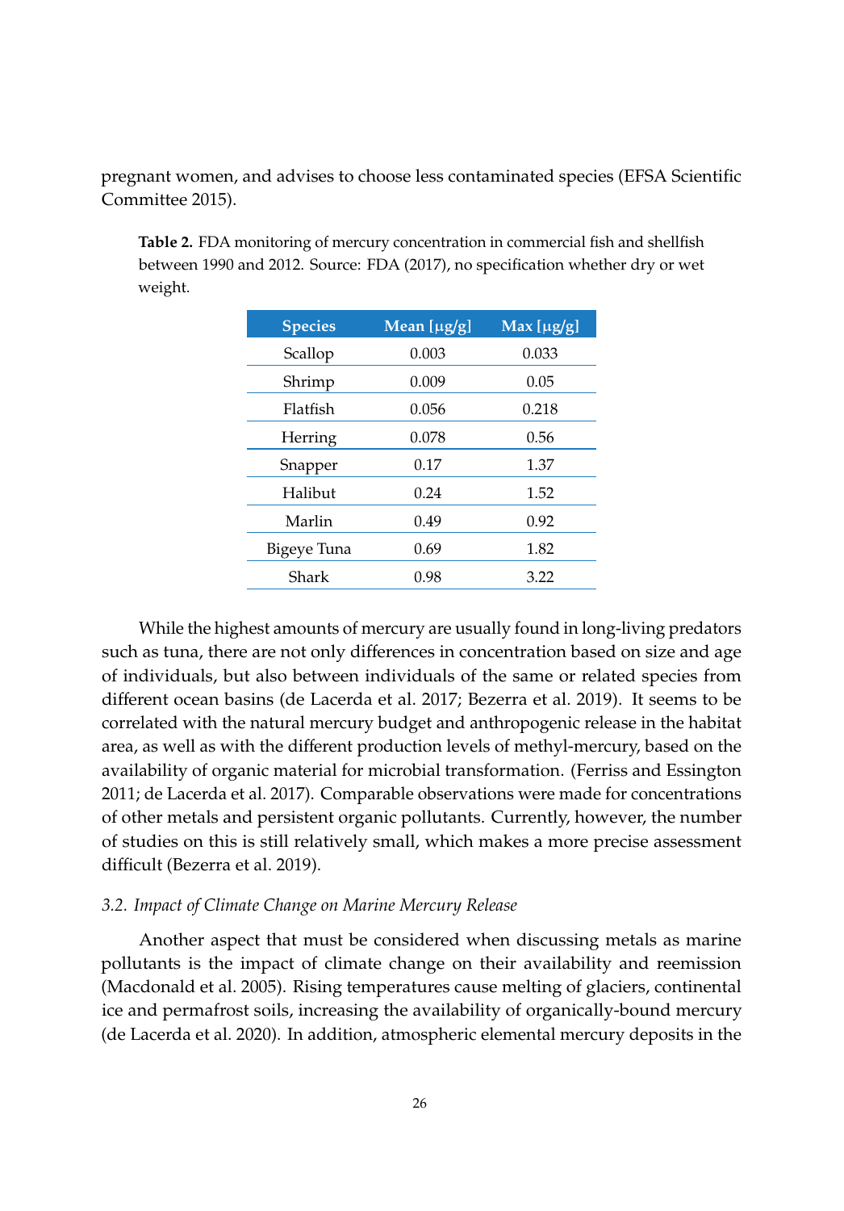pregnant women, and advises to choose less contaminated species (EFSA Scientific Committee 2015).

**Table 2.** FDA monitoring of mercury concentration in commercial fish and shellfish between 1990 and 2012. Source: FDA (2017), no specification whether dry or wet weight.

| Species | Mean [μg/g] | Max [μg/g] |
|---|---|---|
| Scallop | 0.003 | 0.033 |
| Shrimp | 0.009 | 0.05 |
| Flatfish | 0.056 | 0.218 |
| Herring | 0.078 | 0.56 |
| Snapper | 0.17 | 1.37 |
| Halibut | 0.24 | 1.52 |
| Marlin | 0.49 | 0.92 |
| Bigeye Tuna | 0.69 | 1.82 |
| Shark | 0.98 | 3.22 |

While the highest amounts of mercury are usually found in long-living predators such as tuna, there are not only differences in concentration based on size and age of individuals, but also between individuals of the same or related species from different ocean basins (de Lacerda et al. 2017; Bezerra et al. 2019). It seems to be correlated with the natural mercury budget and anthropogenic release in the habitat area, as well as with the different production levels of methyl-mercury, based on the availability of organic material for microbial transformation. (Ferriss and Essington 2011; de Lacerda et al. 2017). Comparable observations were made for concentrations of other metals and persistent organic pollutants. Currently, however, the number of studies on this is still relatively small, which makes a more precise assessment difficult (Bezerra et al. 2019).

### *3.2. Impact of Climate Change on Marine Mercury Release*

Another aspect that must be considered when discussing metals as marine pollutants is the impact of climate change on their availability and reemission (Macdonald et al. 2005). Rising temperatures cause melting of glaciers, continental ice and permafrost soils, increasing the availability of organically-bound mercury (de Lacerda et al. 2020). In addition, atmospheric elemental mercury deposits in the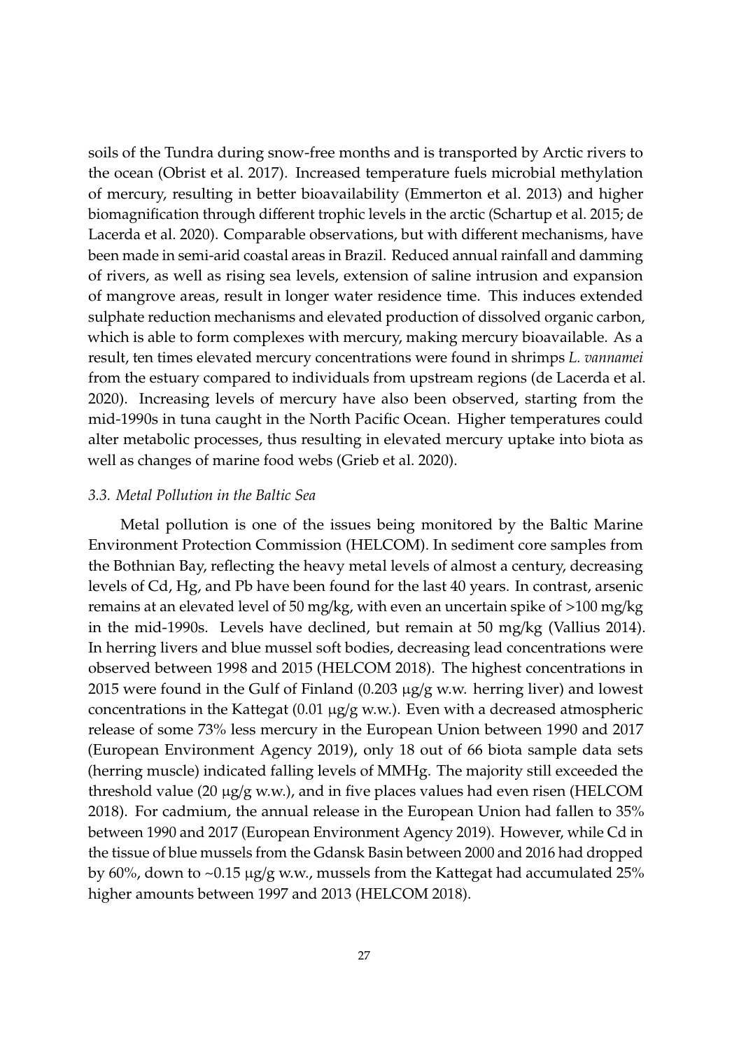soils of the Tundra during snow-free months and is transported by Arctic rivers to the ocean (Obrist et al. 2017). Increased temperature fuels microbial methylation of mercury, resulting in better bioavailability (Emmerton et al. 2013) and higher biomagnification through different trophic levels in the arctic (Schartup et al. 2015; de Lacerda et al. 2020). Comparable observations, but with different mechanisms, have been made in semi-arid coastal areas in Brazil. Reduced annual rainfall and damming of rivers, as well as rising sea levels, extension of saline intrusion and expansion of mangrove areas, result in longer water residence time. This induces extended sulphate reduction mechanisms and elevated production of dissolved organic carbon, which is able to form complexes with mercury, making mercury bioavailable. As a result, ten times elevated mercury concentrations were found in shrimps *L. vannamei* from the estuary compared to individuals from upstream regions (de Lacerda et al. 2020). Increasing levels of mercury have also been observed, starting from the mid-1990s in tuna caught in the North Pacific Ocean. Higher temperatures could alter metabolic processes, thus resulting in elevated mercury uptake into biota as well as changes of marine food webs (Grieb et al. 2020).

### *3.3. Metal Pollution in the Baltic Sea*

Metal pollution is one of the issues being monitored by the Baltic Marine Environment Protection Commission (HELCOM). In sediment core samples from the Bothnian Bay, reflecting the heavy metal levels of almost a century, decreasing levels of Cd, Hg, and Pb have been found for the last 40 years. In contrast, arsenic remains at an elevated level of 50 mg/kg, with even an uncertain spike of >100 mg/kg in the mid-1990s. Levels have declined, but remain at 50 mg/kg (Vallius 2014). In herring livers and blue mussel soft bodies, decreasing lead concentrations were observed between 1998 and 2015 (HELCOM 2018). The highest concentrations in 2015 were found in the Gulf of Finland (0.203 μg/g w.w. herring liver) and lowest concentrations in the Kattegat (0.01 μg/g w.w.). Even with a decreased atmospheric release of some 73% less mercury in the European Union between 1990 and 2017 (European Environment Agency 2019), only 18 out of 66 biota sample data sets (herring muscle) indicated falling levels of MMHg. The majority still exceeded the threshold value (20 μg/g w.w.), and in five places values had even risen (HELCOM 2018). For cadmium, the annual release in the European Union had fallen to 35% between 1990 and 2017 (European Environment Agency 2019). However, while Cd in the tissue of blue mussels from the Gdansk Basin between 2000 and 2016 had dropped by 60%, down to ~0.15 μg/g w.w., mussels from the Kattegat had accumulated 25% higher amounts between 1997 and 2013 (HELCOM 2018).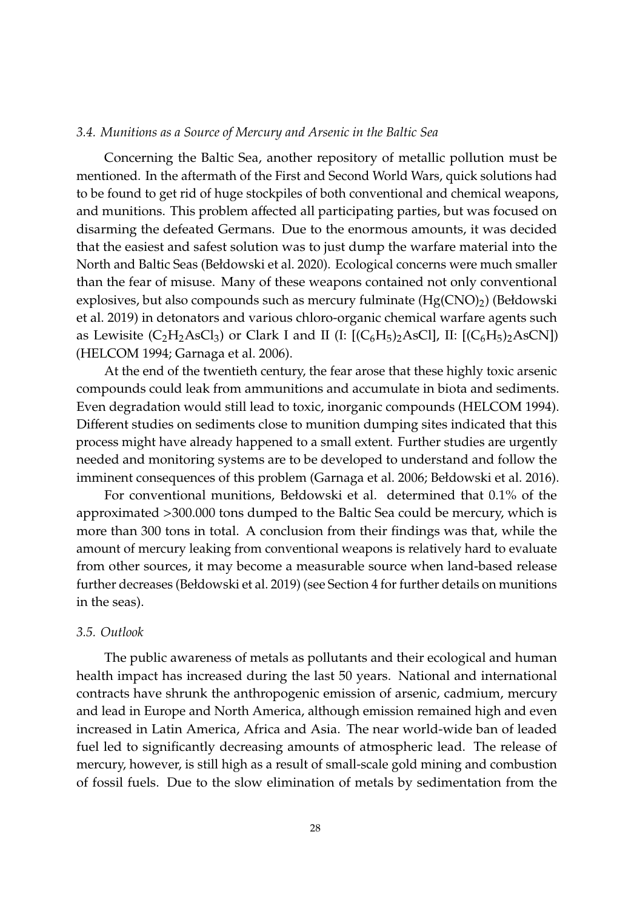### *3.4. Munitions as a Source of Mercury and Arsenic in the Baltic Sea*

Concerning the Baltic Sea, another repository of metallic pollution must be mentioned. In the aftermath of the First and Second World Wars, quick solutions had to be found to get rid of huge stockpiles of both conventional and chemical weapons, and munitions. This problem affected all participating parties, but was focused on disarming the defeated Germans. Due to the enormous amounts, it was decided that the easiest and safest solution was to just dump the warfare material into the North and Baltic Seas (Bełdowski et al. 2020). Ecological concerns were much smaller than the fear of misuse. Many of these weapons contained not only conventional explosives, but also compounds such as mercury fulminate ($Hg(CNO)_2$) (Bełdowski et al. 2019) in detonators and various chloro-organic chemical warfare agents such as Lewisite ($C_2H_2AsCl_3$) or Clark I and II (I: [$(C_6H_5)_2AsCl$], II: [$(C_6H_5)_2AsCN$]) (HELCOM 1994; Garnaga et al. 2006).

At the end of the twentieth century, the fear arose that these highly toxic arsenic compounds could leak from ammunitions and accumulate in biota and sediments. Even degradation would still lead to toxic, inorganic compounds (HELCOM 1994). Different studies on sediments close to munition dumping sites indicated that this process might have already happened to a small extent. Further studies are urgently needed and monitoring systems are to be developed to understand and follow the imminent consequences of this problem (Garnaga et al. 2006; Bełdowski et al. 2016).

For conventional munitions, Bełdowski et al. determined that 0.1% of the approximated >300.000 tons dumped to the Baltic Sea could be mercury, which is more than 300 tons in total. A conclusion from their findings was that, while the amount of mercury leaking from conventional weapons is relatively hard to evaluate from other sources, it may become a measurable source when land-based release further decreases (Bełdowski et al. 2019) (see Section 4 for further details on munitions in the seas).

### *3.5. Outlook*

The public awareness of metals as pollutants and their ecological and human health impact has increased during the last 50 years. National and international contracts have shrunk the anthropogenic emission of arsenic, cadmium, mercury and lead in Europe and North America, although emission remained high and even increased in Latin America, Africa and Asia. The near world-wide ban of leaded fuel led to significantly decreasing amounts of atmospheric lead. The release of mercury, however, is still high as a result of small-scale gold mining and combustion of fossil fuels. Due to the slow elimination of metals by sedimentation from the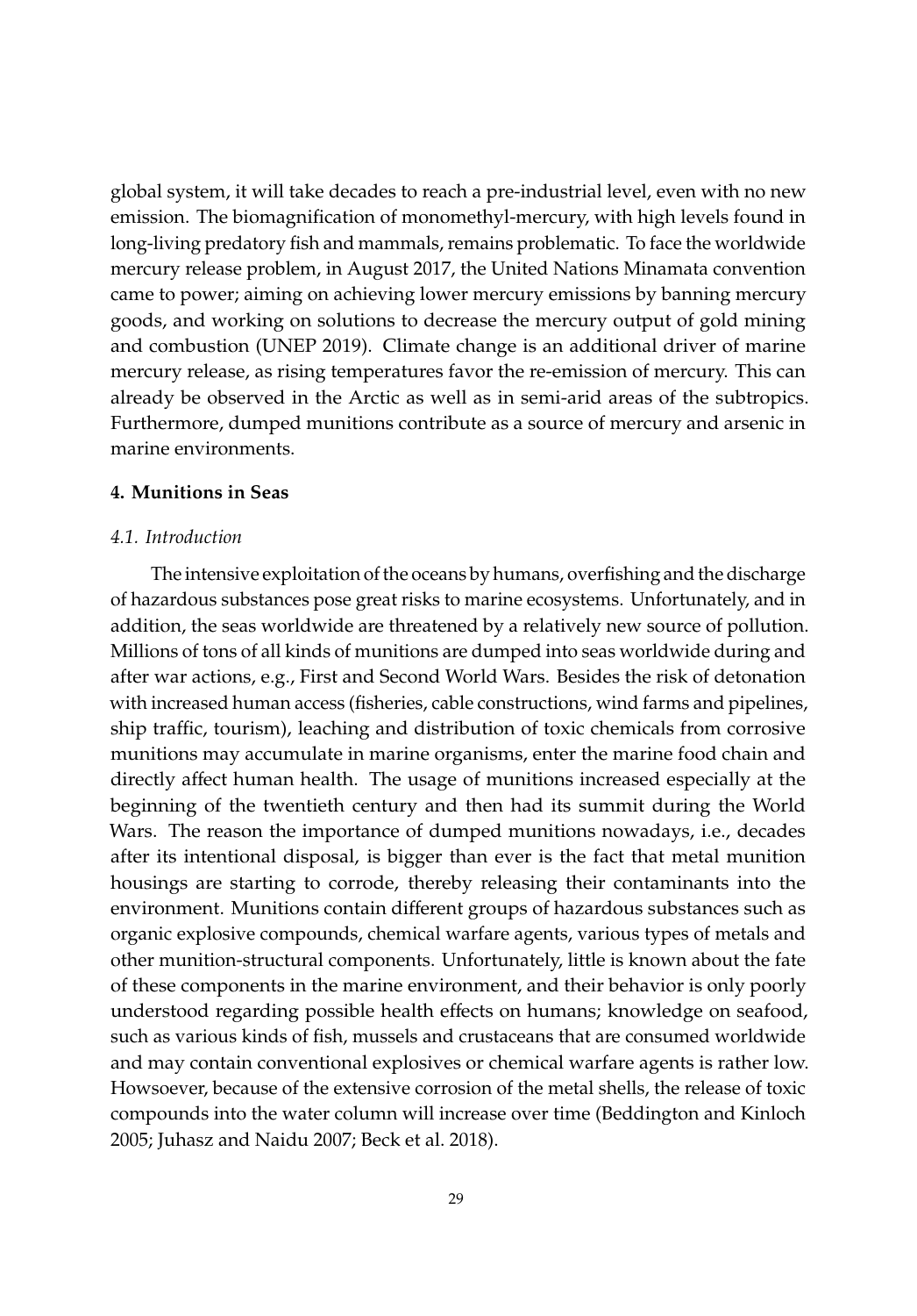global system, it will take decades to reach a pre-industrial level, even with no new emission. The biomagnification of monomethyl-mercury, with high levels found in long-living predatory fish and mammals, remains problematic. To face the worldwide mercury release problem, in August 2017, the United Nations Minamata convention came to power; aiming on achieving lower mercury emissions by banning mercury goods, and working on solutions to decrease the mercury output of gold mining and combustion (UNEP 2019). Climate change is an additional driver of marine mercury release, as rising temperatures favor the re-emission of mercury. This can already be observed in the Arctic as well as in semi-arid areas of the subtropics. Furthermore, dumped munitions contribute as a source of mercury and arsenic in marine environments.

## 4. Munitions in Seas

### *4.1. Introduction*

The intensive exploitation of the oceans by humans, overfishing and the discharge of hazardous substances pose great risks to marine ecosystems. Unfortunately, and in addition, the seas worldwide are threatened by a relatively new source of pollution. Millions of tons of all kinds of munitions are dumped into seas worldwide during and after war actions, e.g., First and Second World Wars. Besides the risk of detonation with increased human access (fisheries, cable constructions, wind farms and pipelines, ship traffic, tourism), leaching and distribution of toxic chemicals from corrosive munitions may accumulate in marine organisms, enter the marine food chain and directly affect human health. The usage of munitions increased especially at the beginning of the twentieth century and then had its summit during the World Wars. The reason the importance of dumped munitions nowadays, i.e., decades after its intentional disposal, is bigger than ever is the fact that metal munition housings are starting to corrode, thereby releasing their contaminants into the environment. Munitions contain different groups of hazardous substances such as organic explosive compounds, chemical warfare agents, various types of metals and other munition-structural components. Unfortunately, little is known about the fate of these components in the marine environment, and their behavior is only poorly understood regarding possible health effects on humans; knowledge on seafood, such as various kinds of fish, mussels and crustaceans that are consumed worldwide and may contain conventional explosives or chemical warfare agents is rather low. Howsoever, because of the extensive corrosion of the metal shells, the release of toxic compounds into the water column will increase over time (Beddington and Kinloch 2005; Juhasz and Naidu 2007; Beck et al. 2018).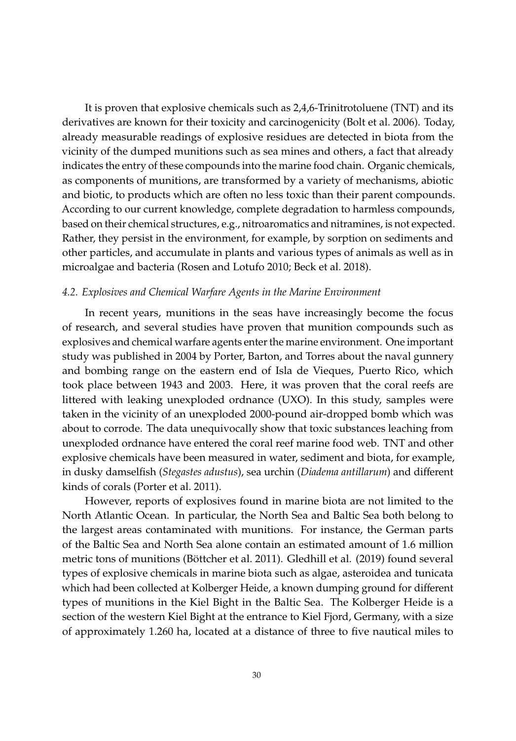It is proven that explosive chemicals such as 2,4,6-Trinitrotoluene (TNT) and its derivatives are known for their toxicity and carcinogenicity (Bolt et al. 2006). Today, already measurable readings of explosive residues are detected in biota from the vicinity of the dumped munitions such as sea mines and others, a fact that already indicates the entry of these compounds into the marine food chain. Organic chemicals, as components of munitions, are transformed by a variety of mechanisms, abiotic and biotic, to products which are often no less toxic than their parent compounds. According to our current knowledge, complete degradation to harmless compounds, based on their chemical structures, e.g., nitroaromatics and nitramines, is not expected. Rather, they persist in the environment, for example, by sorption on sediments and other particles, and accumulate in plants and various types of animals as well as in microalgae and bacteria (Rosen and Lotufo 2010; Beck et al. 2018).

### *4.2. Explosives and Chemical Warfare Agents in the Marine Environment*

In recent years, munitions in the seas have increasingly become the focus of research, and several studies have proven that munition compounds such as explosives and chemical warfare agents enter the marine environment. One important study was published in 2004 by Porter, Barton, and Torres about the naval gunnery and bombing range on the eastern end of Isla de Vieques, Puerto Rico, which took place between 1943 and 2003. Here, it was proven that the coral reefs are littered with leaking unexploded ordnance (UXO). In this study, samples were taken in the vicinity of an unexploded 2000-pound air-dropped bomb which was about to corrode. The data unequivocally show that toxic substances leaching from unexploded ordnance have entered the coral reef marine food web. TNT and other explosive chemicals have been measured in water, sediment and biota, for example, in dusky damselfish (*Stegastes adustus*), sea urchin (*Diadema antillarum*) and different kinds of corals (Porter et al. 2011).

However, reports of explosives found in marine biota are not limited to the North Atlantic Ocean. In particular, the North Sea and Baltic Sea both belong to the largest areas contaminated with munitions. For instance, the German parts of the Baltic Sea and North Sea alone contain an estimated amount of 1.6 million metric tons of munitions (Böttcher et al. 2011). Gledhill et al. (2019) found several types of explosive chemicals in marine biota such as algae, asteroidea and tunicata which had been collected at Kolberger Heide, a known dumping ground for different types of munitions in the Kiel Bight in the Baltic Sea. The Kolberger Heide is a section of the western Kiel Bight at the entrance to Kiel Fjord, Germany, with a size of approximately 1.260 ha, located at a distance of three to five nautical miles to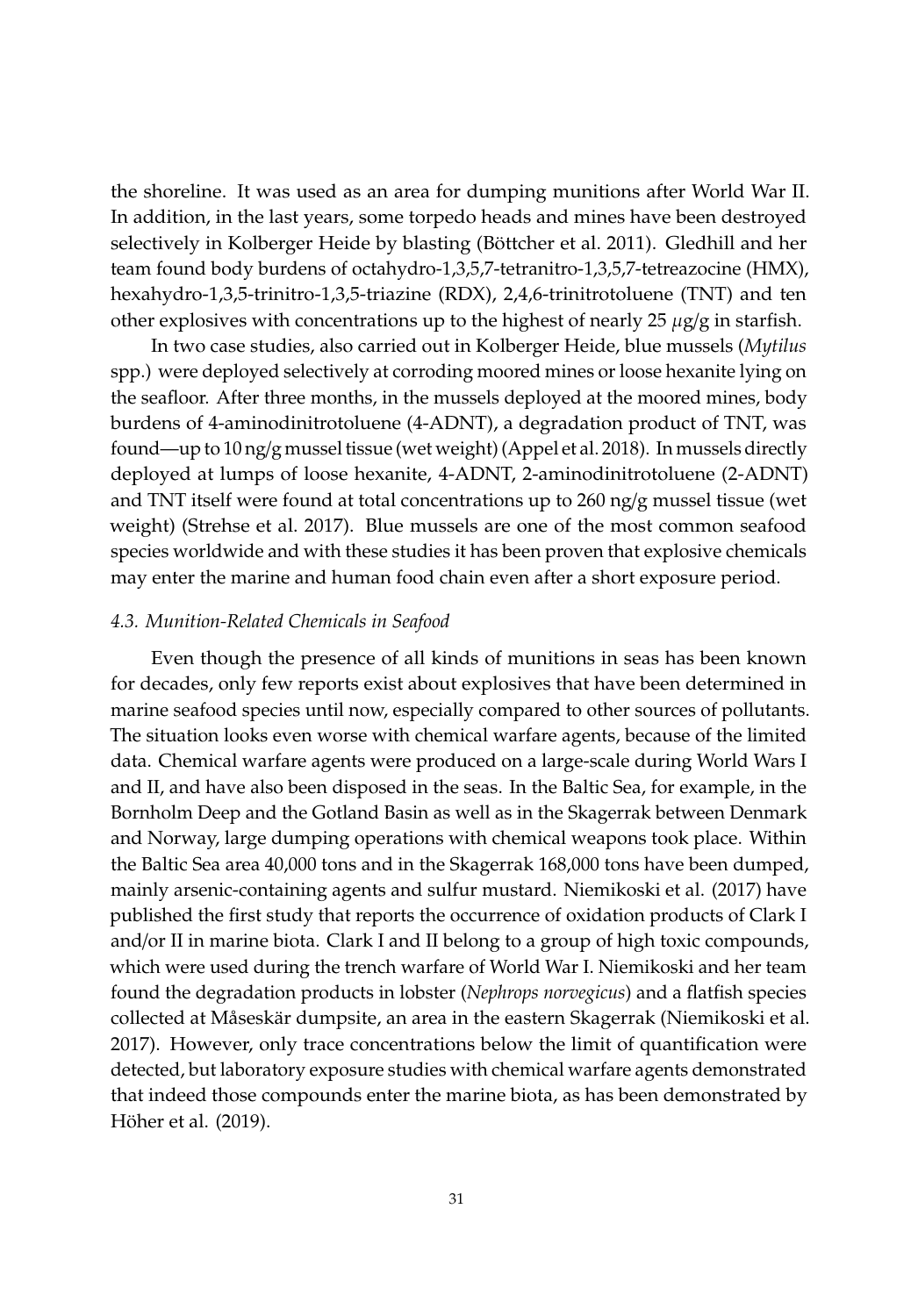the shoreline. It was used as an area for dumping munitions after World War II. In addition, in the last years, some torpedo heads and mines have been destroyed selectively in Kolberger Heide by blasting (Böttcher et al. 2011). Gledhill and her team found body burdens of octahydro-1,3,5,7-tetranitro-1,3,5,7-tetreazocine (HMX), hexahydro-1,3,5-trinitro-1,3,5-triazine (RDX), 2,4,6-trinitrotoluene (TNT) and ten other explosives with concentrations up to the highest of nearly 25 $\mu$g/g in starfish.

In two case studies, also carried out in Kolberger Heide, blue mussels (*Mytilus* spp.) were deployed selectively at corroding moored mines or loose hexanite lying on the seafloor. After three months, in the mussels deployed at the moored mines, body burdens of 4-aminodinitrotoluene (4-ADNT), a degradation product of TNT, was found—up to 10 ng/g mussel tissue (wet weight) (Appel et al. 2018). In mussels directly deployed at lumps of loose hexanite, 4-ADNT, 2-aminodinitrotoluene (2-ADNT) and TNT itself were found at total concentrations up to 260 ng/g mussel tissue (wet weight) (Strehse et al. 2017). Blue mussels are one of the most common seafood species worldwide and with these studies it has been proven that explosive chemicals may enter the marine and human food chain even after a short exposure period.

### *4.3. Munition-Related Chemicals in Seafood*

Even though the presence of all kinds of munitions in seas has been known for decades, only few reports exist about explosives that have been determined in marine seafood species until now, especially compared to other sources of pollutants. The situation looks even worse with chemical warfare agents, because of the limited data. Chemical warfare agents were produced on a large-scale during World Wars I and II, and have also been disposed in the seas. In the Baltic Sea, for example, in the Bornholm Deep and the Gotland Basin as well as in the Skagerrak between Denmark and Norway, large dumping operations with chemical weapons took place. Within the Baltic Sea area 40,000 tons and in the Skagerrak 168,000 tons have been dumped, mainly arsenic-containing agents and sulfur mustard. Niemikoski et al. (2017) have published the first study that reports the occurrence of oxidation products of Clark I and/or II in marine biota. Clark I and II belong to a group of high toxic compounds, which were used during the trench warfare of World War I. Niemikoski and her team found the degradation products in lobster (*Nephrops norvegicus*) and a flatfish species collected at Måseskär dumpsite, an area in the eastern Skagerrak (Niemikoski et al. 2017). However, only trace concentrations below the limit of quantification were detected, but laboratory exposure studies with chemical warfare agents demonstrated that indeed those compounds enter the marine biota, as has been demonstrated by Höher et al. (2019).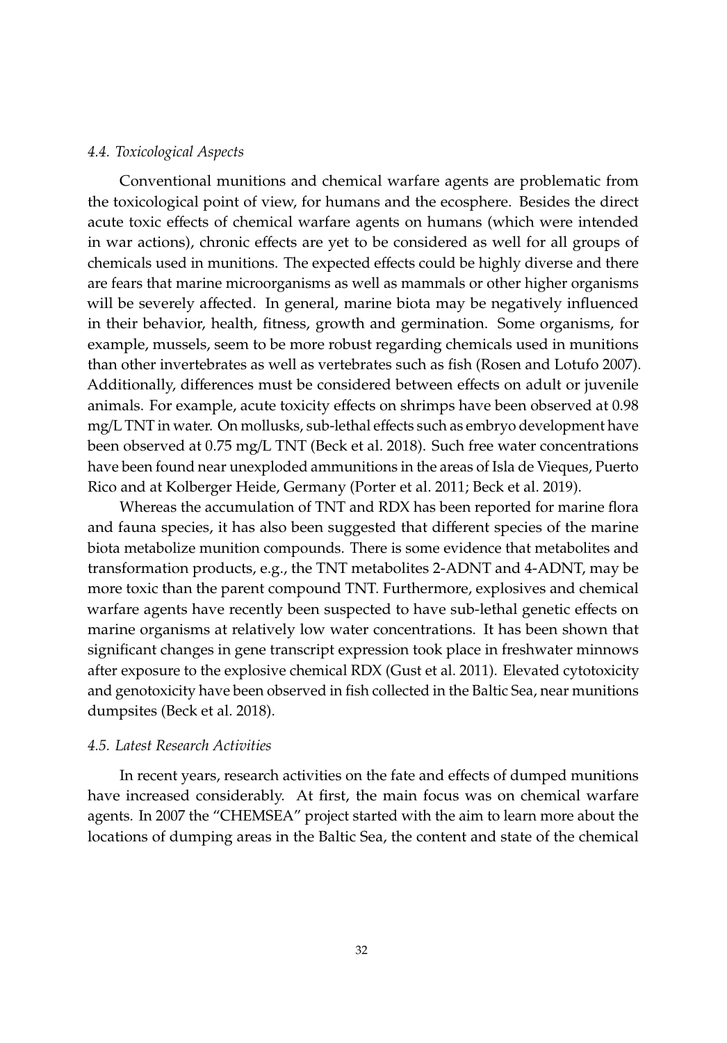### *4.4. Toxicological Aspects*

Conventional munitions and chemical warfare agents are problematic from the toxicological point of view, for humans and the ecosphere. Besides the direct acute toxic effects of chemical warfare agents on humans (which were intended in war actions), chronic effects are yet to be considered as well for all groups of chemicals used in munitions. The expected effects could be highly diverse and there are fears that marine microorganisms as well as mammals or other higher organisms will be severely affected. In general, marine biota may be negatively influenced in their behavior, health, fitness, growth and germination. Some organisms, for example, mussels, seem to be more robust regarding chemicals used in munitions than other invertebrates as well as vertebrates such as fish (Rosen and Lotufo 2007). Additionally, differences must be considered between effects on adult or juvenile animals. For example, acute toxicity effects on shrimps have been observed at 0.98 mg/L TNT in water. On mollusks, sub-lethal effects such as embryo development have been observed at 0.75 mg/L TNT (Beck et al. 2018). Such free water concentrations have been found near unexploded ammunitions in the areas of Isla de Vieques, Puerto Rico and at Kolberger Heide, Germany (Porter et al. 2011; Beck et al. 2019).

Whereas the accumulation of TNT and RDX has been reported for marine flora and fauna species, it has also been suggested that different species of the marine biota metabolize munition compounds. There is some evidence that metabolites and transformation products, e.g., the TNT metabolites 2-ADNT and 4-ADNT, may be more toxic than the parent compound TNT. Furthermore, explosives and chemical warfare agents have recently been suspected to have sub-lethal genetic effects on marine organisms at relatively low water concentrations. It has been shown that significant changes in gene transcript expression took place in freshwater minnows after exposure to the explosive chemical RDX (Gust et al. 2011). Elevated cytotoxicity and genotoxicity have been observed in fish collected in the Baltic Sea, near munitions dumpsites (Beck et al. 2018).

### *4.5. Latest Research Activities*

In recent years, research activities on the fate and effects of dumped munitions have increased considerably. At first, the main focus was on chemical warfare agents. In 2007 the "CHEMSEA" project started with the aim to learn more about the locations of dumping areas in the Baltic Sea, the content and state of the chemical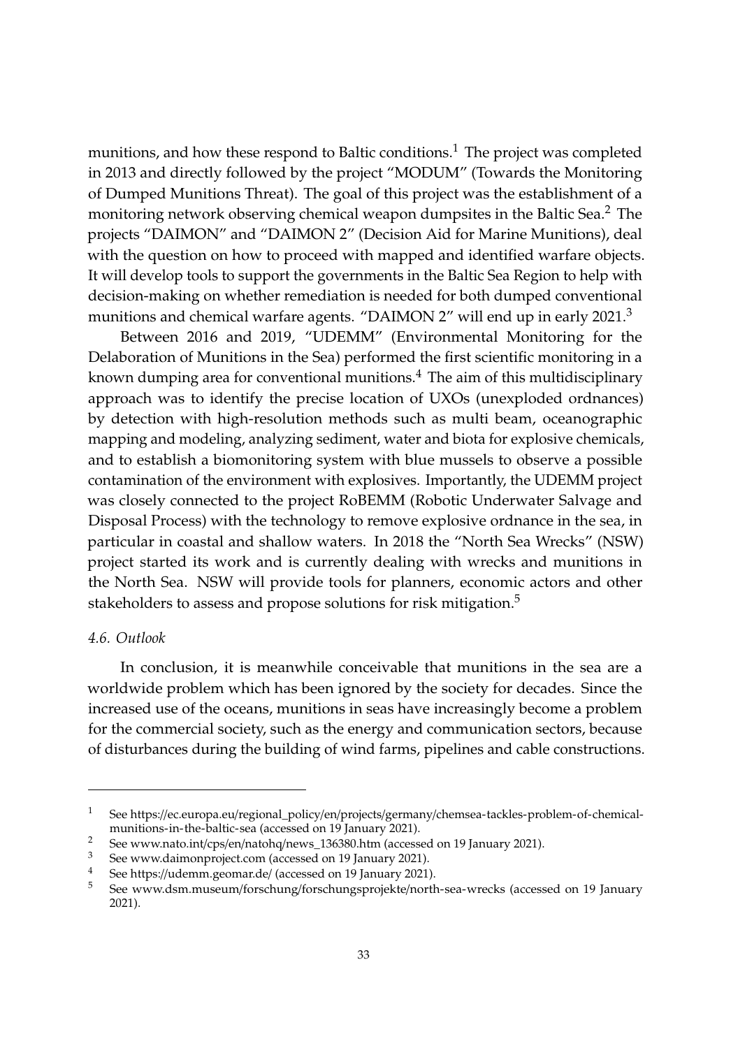munitions, and how these respond to Baltic conditions.[1] The project was completed in 2013 and directly followed by the project "MODUM" (Towards the Monitoring of Dumped Munitions Threat). The goal of this project was the establishment of a monitoring network observing chemical weapon dumpsites in the Baltic Sea.[2] The projects "DAIMON" and "DAIMON 2" (Decision Aid for Marine Munitions), deal with the question on how to proceed with mapped and identified warfare objects. It will develop tools to support the governments in the Baltic Sea Region to help with decision-making on whether remediation is needed for both dumped conventional munitions and chemical warfare agents. "DAIMON 2" will end up in early 2021.[3]

Between 2016 and 2019, "UDEMM" (Environmental Monitoring for the Delaboration of Munitions in the Sea) performed the first scientific monitoring in a known dumping area for conventional munitions.[4] The aim of this multidisciplinary approach was to identify the precise location of UXOs (unexploded ordnances) by detection with high-resolution methods such as multi beam, oceanographic mapping and modeling, analyzing sediment, water and biota for explosive chemicals, and to establish a biomonitoring system with blue mussels to observe a possible contamination of the environment with explosives. Importantly, the UDEMM project was closely connected to the project RoBEMM (Robotic Underwater Salvage and Disposal Process) with the technology to remove explosive ordnance in the sea, in particular in coastal and shallow waters. In 2018 the "North Sea Wrecks" (NSW) project started its work and is currently dealing with wrecks and munitions in the North Sea. NSW will provide tools for planners, economic actors and other stakeholders to assess and propose solutions for risk mitigation.[5]

### *4.6. Outlook*

In conclusion, it is meanwhile conceivable that munitions in the sea are a worldwide problem which has been ignored by the society for decades. Since the increased use of the oceans, munitions in seas have increasingly become a problem for the commercial society, such as the energy and communication sectors, because of disturbances during the building of wind farms, pipelines and cable constructions.

---

[1] See https://ec.europa.eu/regional_policy/en/projects/germany/chemsea-tackles-problem-of-chemical-munitions-in-the-baltic-sea (accessed on 19 January 2021).

[2] See www.nato.int/cps/en/natohq/news_136380.htm (accessed on 19 January 2021).

[3] See www.daimonproject.com (accessed on 19 January 2021).

[4] See https://udemm.geomar.de/ (accessed on 19 January 2021).

[5] See www.dsm.museum/forschung/forschungsprojekte/north-sea-wrecks (accessed on 19 January 2021).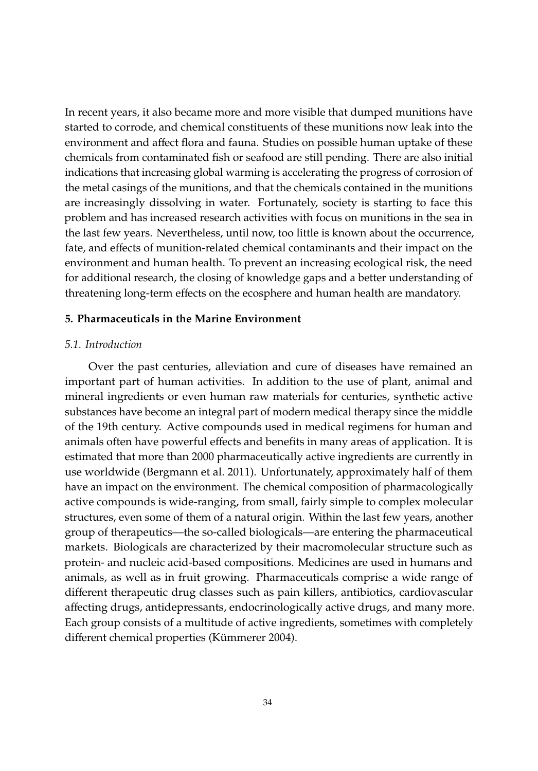In recent years, it also became more and more visible that dumped munitions have started to corrode, and chemical constituents of these munitions now leak into the environment and affect flora and fauna. Studies on possible human uptake of these chemicals from contaminated fish or seafood are still pending. There are also initial indications that increasing global warming is accelerating the progress of corrosion of the metal casings of the munitions, and that the chemicals contained in the munitions are increasingly dissolving in water. Fortunately, society is starting to face this problem and has increased research activities with focus on munitions in the sea in the last few years. Nevertheless, until now, too little is known about the occurrence, fate, and effects of munition-related chemical contaminants and their impact on the environment and human health. To prevent an increasing ecological risk, the need for additional research, the closing of knowledge gaps and a better understanding of threatening long-term effects on the ecosphere and human health are mandatory.

## 5. Pharmaceuticals in the Marine Environment

### *5.1. Introduction*

Over the past centuries, alleviation and cure of diseases have remained an important part of human activities. In addition to the use of plant, animal and mineral ingredients or even human raw materials for centuries, synthetic active substances have become an integral part of modern medical therapy since the middle of the 19th century. Active compounds used in medical regimens for human and animals often have powerful effects and benefits in many areas of application. It is estimated that more than 2000 pharmaceutically active ingredients are currently in use worldwide (Bergmann et al. 2011). Unfortunately, approximately half of them have an impact on the environment. The chemical composition of pharmacologically active compounds is wide-ranging, from small, fairly simple to complex molecular structures, even some of them of a natural origin. Within the last few years, another group of therapeutics—the so-called biologicals—are entering the pharmaceutical markets. Biologicals are characterized by their macromolecular structure such as protein- and nucleic acid-based compositions. Medicines are used in humans and animals, as well as in fruit growing. Pharmaceuticals comprise a wide range of different therapeutic drug classes such as pain killers, antibiotics, cardiovascular affecting drugs, antidepressants, endocrinologically active drugs, and many more. Each group consists of a multitude of active ingredients, sometimes with completely different chemical properties (Kümmerer 2004).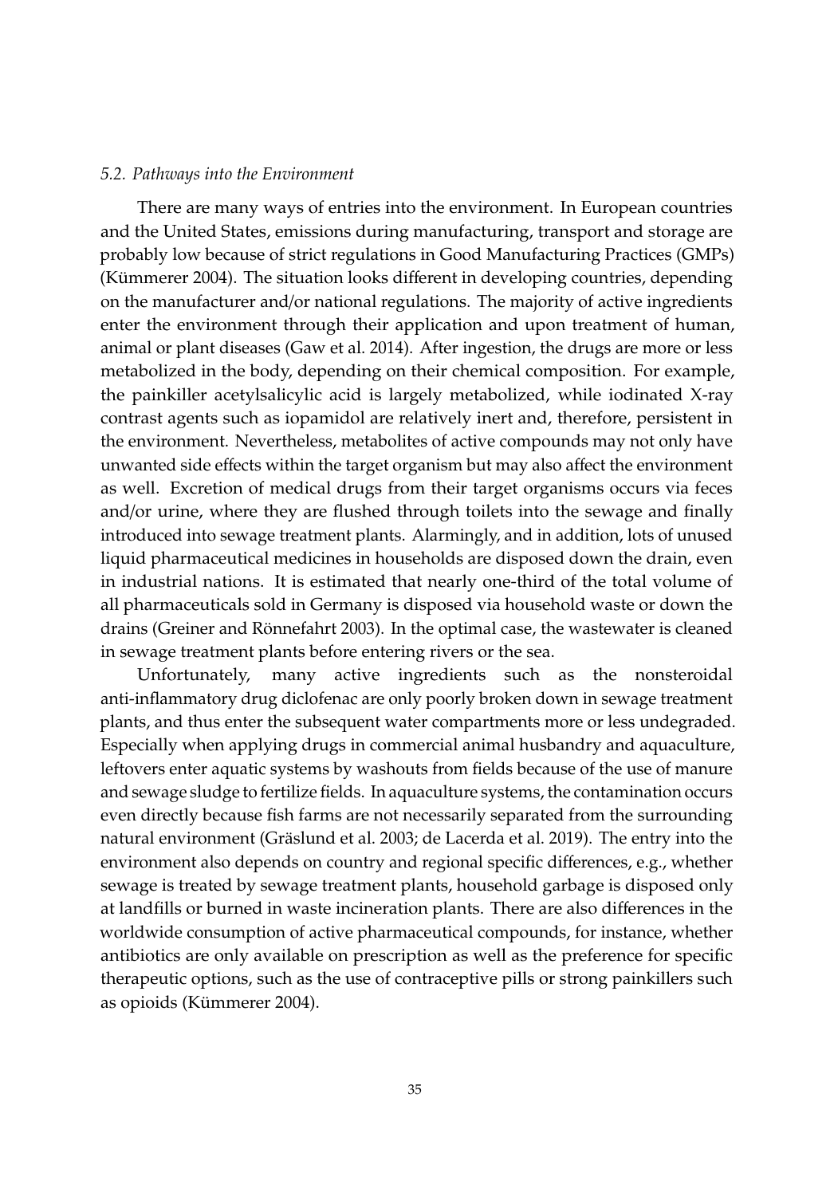*5.2. Pathways into the Environment*

There are many ways of entries into the environment. In European countries and the United States, emissions during manufacturing, transport and storage are probably low because of strict regulations in Good Manufacturing Practices (GMPs) (Kümmerer 2004). The situation looks different in developing countries, depending on the manufacturer and/or national regulations. The majority of active ingredients enter the environment through their application and upon treatment of human, animal or plant diseases (Gaw et al. 2014). After ingestion, the drugs are more or less metabolized in the body, depending on their chemical composition. For example, the painkiller acetylsalicylic acid is largely metabolized, while iodinated X-ray contrast agents such as iopamidol are relatively inert and, therefore, persistent in the environment. Nevertheless, metabolites of active compounds may not only have unwanted side effects within the target organism but may also affect the environment as well. Excretion of medical drugs from their target organisms occurs via feces and/or urine, where they are flushed through toilets into the sewage and finally introduced into sewage treatment plants. Alarmingly, and in addition, lots of unused liquid pharmaceutical medicines in households are disposed down the drain, even in industrial nations. It is estimated that nearly one-third of the total volume of all pharmaceuticals sold in Germany is disposed via household waste or down the drains (Greiner and Rönnefahrt 2003). In the optimal case, the wastewater is cleaned in sewage treatment plants before entering rivers or the sea.

Unfortunately, many active ingredients such as the nonsteroidal anti-inflammatory drug diclofenac are only poorly broken down in sewage treatment plants, and thus enter the subsequent water compartments more or less undegraded. Especially when applying drugs in commercial animal husbandry and aquaculture, leftovers enter aquatic systems by washouts from fields because of the use of manure and sewage sludge to fertilize fields. In aquaculture systems, the contamination occurs even directly because fish farms are not necessarily separated from the surrounding natural environment (Gräslund et al. 2003; de Lacerda et al. 2019). The entry into the environment also depends on country and regional specific differences, e.g., whether sewage is treated by sewage treatment plants, household garbage is disposed only at landfills or burned in waste incineration plants. There are also differences in the worldwide consumption of active pharmaceutical compounds, for instance, whether antibiotics are only available on prescription as well as the preference for specific therapeutic options, such as the use of contraceptive pills or strong painkillers such as opioids (Kümmerer 2004).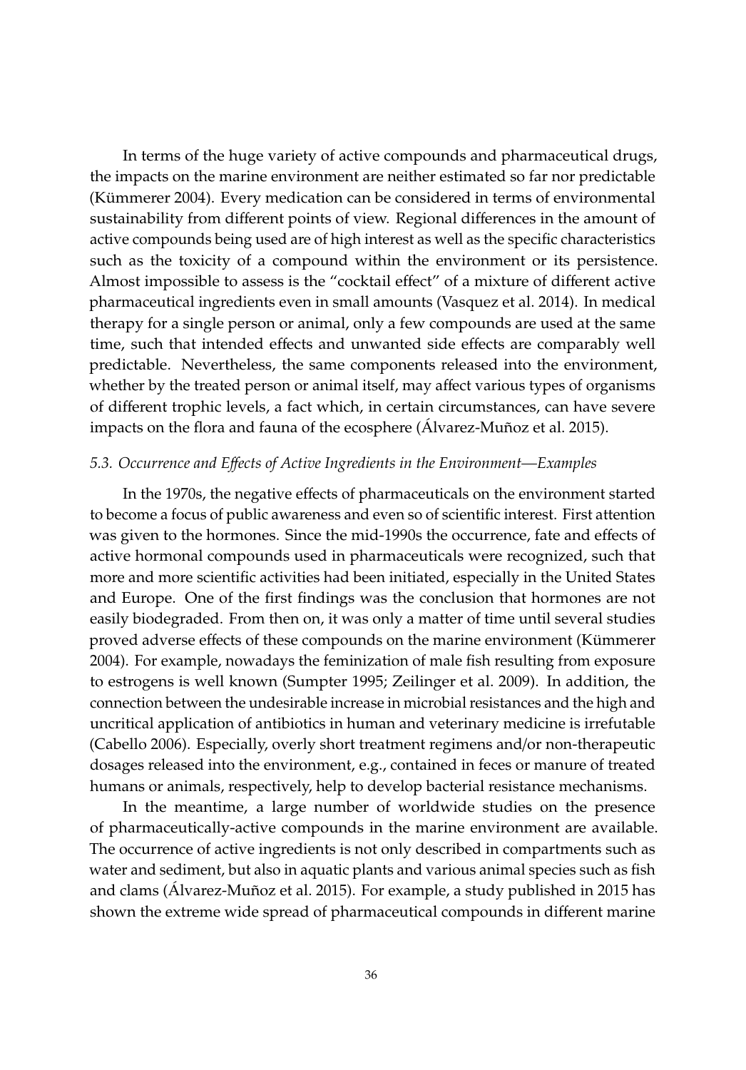In terms of the huge variety of active compounds and pharmaceutical drugs, the impacts on the marine environment are neither estimated so far nor predictable (Kümmerer 2004). Every medication can be considered in terms of environmental sustainability from different points of view. Regional differences in the amount of active compounds being used are of high interest as well as the specific characteristics such as the toxicity of a compound within the environment or its persistence. Almost impossible to assess is the "cocktail effect" of a mixture of different active pharmaceutical ingredients even in small amounts (Vasquez et al. 2014). In medical therapy for a single person or animal, only a few compounds are used at the same time, such that intended effects and unwanted side effects are comparably well predictable. Nevertheless, the same components released into the environment, whether by the treated person or animal itself, may affect various types of organisms of different trophic levels, a fact which, in certain circumstances, can have severe impacts on the flora and fauna of the ecosphere (Álvarez-Muñoz et al. 2015).

### *5.3. Occurrence and Effects of Active Ingredients in the Environment—Examples*

In the 1970s, the negative effects of pharmaceuticals on the environment started to become a focus of public awareness and even so of scientific interest. First attention was given to the hormones. Since the mid-1990s the occurrence, fate and effects of active hormonal compounds used in pharmaceuticals were recognized, such that more and more scientific activities had been initiated, especially in the United States and Europe. One of the first findings was the conclusion that hormones are not easily biodegraded. From then on, it was only a matter of time until several studies proved adverse effects of these compounds on the marine environment (Kümmerer 2004). For example, nowadays the feminization of male fish resulting from exposure to estrogens is well known (Sumpter 1995; Zeilinger et al. 2009). In addition, the connection between the undesirable increase in microbial resistances and the high and uncritical application of antibiotics in human and veterinary medicine is irrefutable (Cabello 2006). Especially, overly short treatment regimens and/or non-therapeutic dosages released into the environment, e.g., contained in feces or manure of treated humans or animals, respectively, help to develop bacterial resistance mechanisms.

In the meantime, a large number of worldwide studies on the presence of pharmaceutically-active compounds in the marine environment are available. The occurrence of active ingredients is not only described in compartments such as water and sediment, but also in aquatic plants and various animal species such as fish and clams (Álvarez-Muñoz et al. 2015). For example, a study published in 2015 has shown the extreme wide spread of pharmaceutical compounds in different marine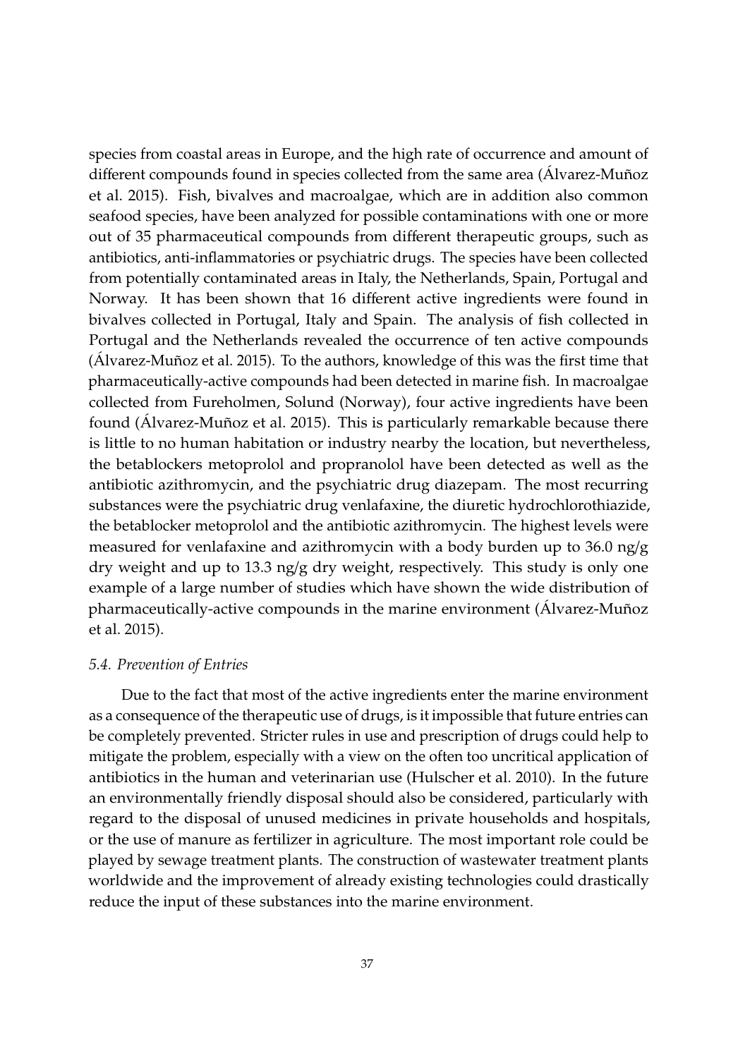species from coastal areas in Europe, and the high rate of occurrence and amount of different compounds found in species collected from the same area (Álvarez-Muñoz et al. 2015). Fish, bivalves and macroalgae, which are in addition also common seafood species, have been analyzed for possible contaminations with one or more out of 35 pharmaceutical compounds from different therapeutic groups, such as antibiotics, anti-inflammatories or psychiatric drugs. The species have been collected from potentially contaminated areas in Italy, the Netherlands, Spain, Portugal and Norway. It has been shown that 16 different active ingredients were found in bivalves collected in Portugal, Italy and Spain. The analysis of fish collected in Portugal and the Netherlands revealed the occurrence of ten active compounds (Álvarez-Muñoz et al. 2015). To the authors, knowledge of this was the first time that pharmaceutically-active compounds had been detected in marine fish. In macroalgae collected from Fureholmen, Solund (Norway), four active ingredients have been found (Álvarez-Muñoz et al. 2015). This is particularly remarkable because there is little to no human habitation or industry nearby the location, but nevertheless, the betablockers metoprolol and propranolol have been detected as well as the antibiotic azithromycin, and the psychiatric drug diazepam. The most recurring substances were the psychiatric drug venlafaxine, the diuretic hydrochlorothiazide, the betablocker metoprolol and the antibiotic azithromycin. The highest levels were measured for venlafaxine and azithromycin with a body burden up to 36.0 ng/g dry weight and up to 13.3 ng/g dry weight, respectively. This study is only one example of a large number of studies which have shown the wide distribution of pharmaceutically-active compounds in the marine environment (Álvarez-Muñoz et al. 2015).

### *5.4. Prevention of Entries*

Due to the fact that most of the active ingredients enter the marine environment as a consequence of the therapeutic use of drugs, is it impossible that future entries can be completely prevented. Stricter rules in use and prescription of drugs could help to mitigate the problem, especially with a view on the often too uncritical application of antibiotics in the human and veterinarian use (Hulscher et al. 2010). In the future an environmentally friendly disposal should also be considered, particularly with regard to the disposal of unused medicines in private households and hospitals, or the use of manure as fertilizer in agriculture. The most important role could be played by sewage treatment plants. The construction of wastewater treatment plants worldwide and the improvement of already existing technologies could drastically reduce the input of these substances into the marine environment.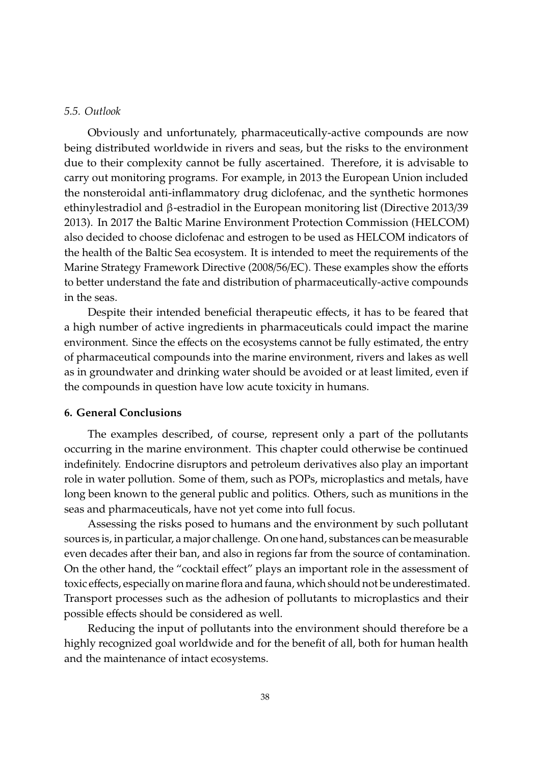### *5.5. Outlook*

Obviously and unfortunately, pharmaceutically-active compounds are now being distributed worldwide in rivers and seas, but the risks to the environment due to their complexity cannot be fully ascertained. Therefore, it is advisable to carry out monitoring programs. For example, in 2013 the European Union included the nonsteroidal anti-inflammatory drug diclofenac, and the synthetic hormones ethinylestradiol and β-estradiol in the European monitoring list (Directive 2013/39 2013). In 2017 the Baltic Marine Environment Protection Commission (HELCOM) also decided to choose diclofenac and estrogen to be used as HELCOM indicators of the health of the Baltic Sea ecosystem. It is intended to meet the requirements of the Marine Strategy Framework Directive (2008/56/EC). These examples show the efforts to better understand the fate and distribution of pharmaceutically-active compounds in the seas.

Despite their intended beneficial therapeutic effects, it has to be feared that a high number of active ingredients in pharmaceuticals could impact the marine environment. Since the effects on the ecosystems cannot be fully estimated, the entry of pharmaceutical compounds into the marine environment, rivers and lakes as well as in groundwater and drinking water should be avoided or at least limited, even if the compounds in question have low acute toxicity in humans.

## 6. General Conclusions

The examples described, of course, represent only a part of the pollutants occurring in the marine environment. This chapter could otherwise be continued indefinitely. Endocrine disruptors and petroleum derivatives also play an important role in water pollution. Some of them, such as POPs, microplastics and metals, have long been known to the general public and politics. Others, such as munitions in the seas and pharmaceuticals, have not yet come into full focus.

Assessing the risks posed to humans and the environment by such pollutant sources is, in particular, a major challenge. On one hand, substances can be measurable even decades after their ban, and also in regions far from the source of contamination. On the other hand, the "cocktail effect" plays an important role in the assessment of toxic effects, especially on marine flora and fauna, which should not be underestimated. Transport processes such as the adhesion of pollutants to microplastics and their possible effects should be considered as well.

Reducing the input of pollutants into the environment should therefore be a highly recognized goal worldwide and for the benefit of all, both for human health and the maintenance of intact ecosystems.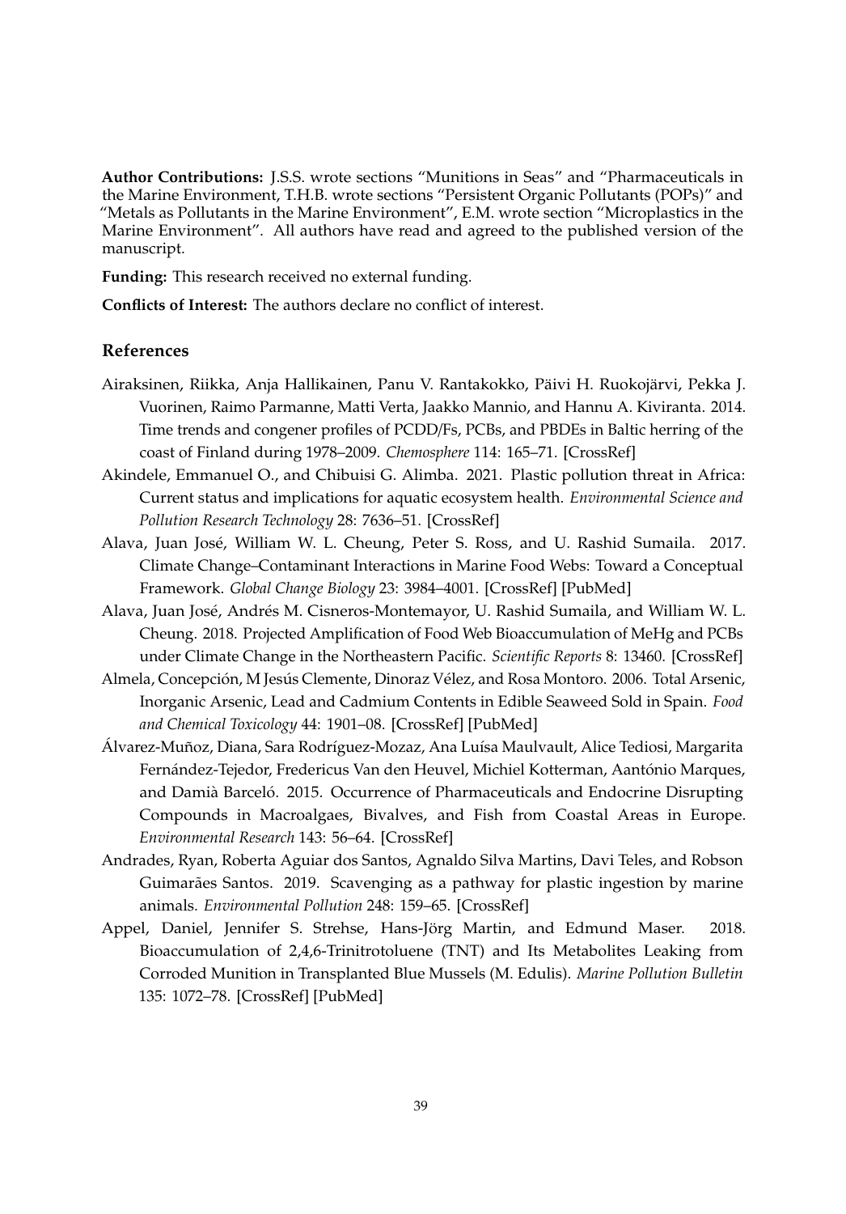**Author Contributions:** J.S.S. wrote sections "Munitions in Seas" and "Pharmaceuticals in the Marine Environment, T.H.B. wrote sections "Persistent Organic Pollutants (POPs)" and "Metals as Pollutants in the Marine Environment", E.M. wrote section "Microplastics in the Marine Environment". All authors have read and agreed to the published version of the manuscript.

**Funding:** This research received no external funding.

**Conflicts of Interest:** The authors declare no conflict of interest.

## References

Airaksinen, Riikka, Anja Hallikainen, Panu V. Rantakokko, Päivi H. Ruokojärvi, Pekka J. Vuorinen, Raimo Parmanne, Matti Verta, Jaakko Mannio, and Hannu A. Kiviranta. 2014. Time trends and congener profiles of PCDD/Fs, PCBs, and PBDEs in Baltic herring of the coast of Finland during 1978–2009. *Chemosphere* 114: 165–71. [CrossRef]

Akindele, Emmanuel O., and Chibuisi G. Alimba. 2021. Plastic pollution threat in Africa: Current status and implications for aquatic ecosystem health. *Environmental Science and Pollution Research Technology* 28: 7636–51. [CrossRef]

Alava, Juan José, William W. L. Cheung, Peter S. Ross, and U. Rashid Sumaila. 2017. Climate Change–Contaminant Interactions in Marine Food Webs: Toward a Conceptual Framework. *Global Change Biology* 23: 3984–4001. [CrossRef] [PubMed]

Alava, Juan José, Andrés M. Cisneros-Montemayor, U. Rashid Sumaila, and William W. L. Cheung. 2018. Projected Amplification of Food Web Bioaccumulation of MeHg and PCBs under Climate Change in the Northeastern Pacific. *Scientific Reports* 8: 13460. [CrossRef]

Almela, Concepción, M Jesús Clemente, Dinoraz Vélez, and Rosa Montoro. 2006. Total Arsenic, Inorganic Arsenic, Lead and Cadmium Contents in Edible Seaweed Sold in Spain. *Food and Chemical Toxicology* 44: 1901–08. [CrossRef] [PubMed]

Álvarez-Muñoz, Diana, Sara Rodríguez-Mozaz, Ana Luísa Maulvault, Alice Tediosi, Margarita Fernández-Tejedor, Fredericus Van den Heuvel, Michiel Kotterman, Aantónio Marques, and Damià Barceló. 2015. Occurrence of Pharmaceuticals and Endocrine Disrupting Compounds in Macroalgaes, Bivalves, and Fish from Coastal Areas in Europe. *Environmental Research* 143: 56–64. [CrossRef]

Andrades, Ryan, Roberta Aguiar dos Santos, Agnaldo Silva Martins, Davi Teles, and Robson Guimarães Santos. 2019. Scavenging as a pathway for plastic ingestion by marine animals. *Environmental Pollution* 248: 159–65. [CrossRef]

Appel, Daniel, Jennifer S. Strehse, Hans-Jörg Martin, and Edmund Maser. 2018. Bioaccumulation of 2,4,6-Trinitrotoluene (TNT) and Its Metabolites Leaking from Corroded Munition in Transplanted Blue Mussels (M. Edulis). *Marine Pollution Bulletin* 135: 1072–78. [CrossRef] [PubMed]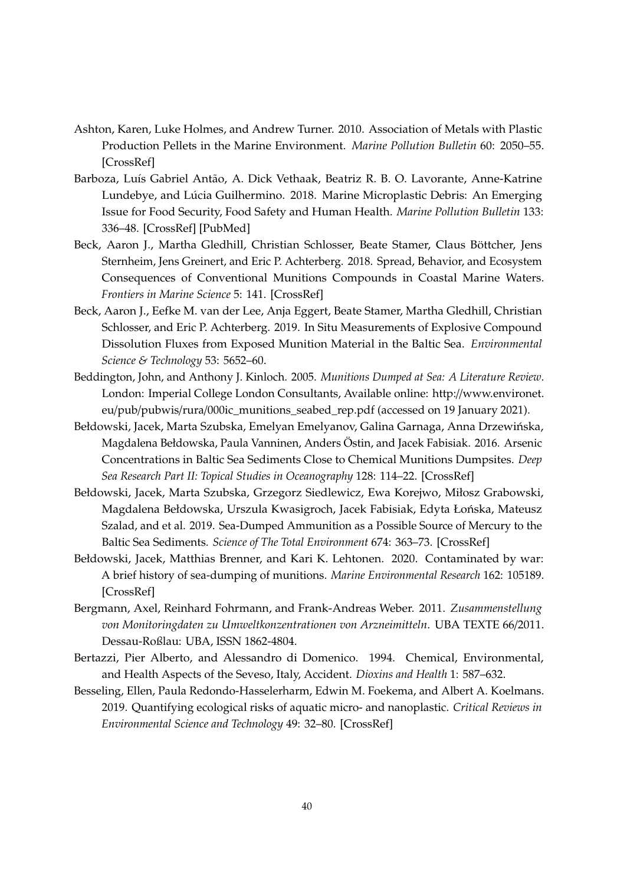Ashton, Karen, Luke Holmes, and Andrew Turner. 2010. Association of Metals with Plastic Production Pellets in the Marine Environment. *Marine Pollution Bulletin* 60: 2050–55. [CrossRef]

Barboza, Luís Gabriel Antão, A. Dick Vethaak, Beatriz R. B. O. Lavorante, Anne-Katrine Lundebye, and Lúcia Guilhermino. 2018. Marine Microplastic Debris: An Emerging Issue for Food Security, Food Safety and Human Health. *Marine Pollution Bulletin* 133: 336–48. [CrossRef] [PubMed]

Beck, Aaron J., Martha Gledhill, Christian Schlosser, Beate Stamer, Claus Böttcher, Jens Sternheim, Jens Greinert, and Eric P. Achterberg. 2018. Spread, Behavior, and Ecosystem Consequences of Conventional Munitions Compounds in Coastal Marine Waters. *Frontiers in Marine Science* 5: 141. [CrossRef]

Beck, Aaron J., Eefke M. van der Lee, Anja Eggert, Beate Stamer, Martha Gledhill, Christian Schlosser, and Eric P. Achterberg. 2019. In Situ Measurements of Explosive Compound Dissolution Fluxes from Exposed Munition Material in the Baltic Sea. *Environmental Science & Technology* 53: 5652–60.

Beddington, John, and Anthony J. Kinloch. 2005. *Munitions Dumped at Sea: A Literature Review*. London: Imperial College London Consultants, Available online: http://www.environet.eu/pub/pubwis/rura/000ic_munitions_seabed_rep.pdf (accessed on 19 January 2021).

Bełdowski, Jacek, Marta Szubska, Emelyan Emelyanov, Galina Garnaga, Anna Drzewińska, Magdalena Bełdowska, Paula Vanninen, Anders Östin, and Jacek Fabisiak. 2016. Arsenic Concentrations in Baltic Sea Sediments Close to Chemical Munitions Dumpsites. *Deep Sea Research Part II: Topical Studies in Oceanography* 128: 114–22. [CrossRef]

Bełdowski, Jacek, Marta Szubska, Grzegorz Siedlewicz, Ewa Korejwo, Miłosz Grabowski, Magdalena Bełdowska, Urszula Kwasigroch, Jacek Fabisiak, Edyta Łońska, Mateusz Szalad, and et al. 2019. Sea-Dumped Ammunition as a Possible Source of Mercury to the Baltic Sea Sediments. *Science of The Total Environment* 674: 363–73. [CrossRef]

Bełdowski, Jacek, Matthias Brenner, and Kari K. Lehtonen. 2020. Contaminated by war: A brief history of sea-dumping of munitions. *Marine Environmental Research* 162: 105189. [CrossRef]

Bergmann, Axel, Reinhard Fohrmann, and Frank-Andreas Weber. 2011. *Zusammenstellung von Monitoringdaten zu Umweltkonzentrationen von Arzneimitteln*. UBA TEXTE 66/2011. Dessau-Roßlau: UBA, ISSN 1862-4804.

Bertazzi, Pier Alberto, and Alessandro di Domenico. 1994. Chemical, Environmental, and Health Aspects of the Seveso, Italy, Accident. *Dioxins and Health* 1: 587–632.

Besseling, Ellen, Paula Redondo-Hasselerharm, Edwin M. Foekema, and Albert A. Koelmans. 2019. Quantifying ecological risks of aquatic micro- and nanoplastic. *Critical Reviews in Environmental Science and Technology* 49: 32–80. [CrossRef]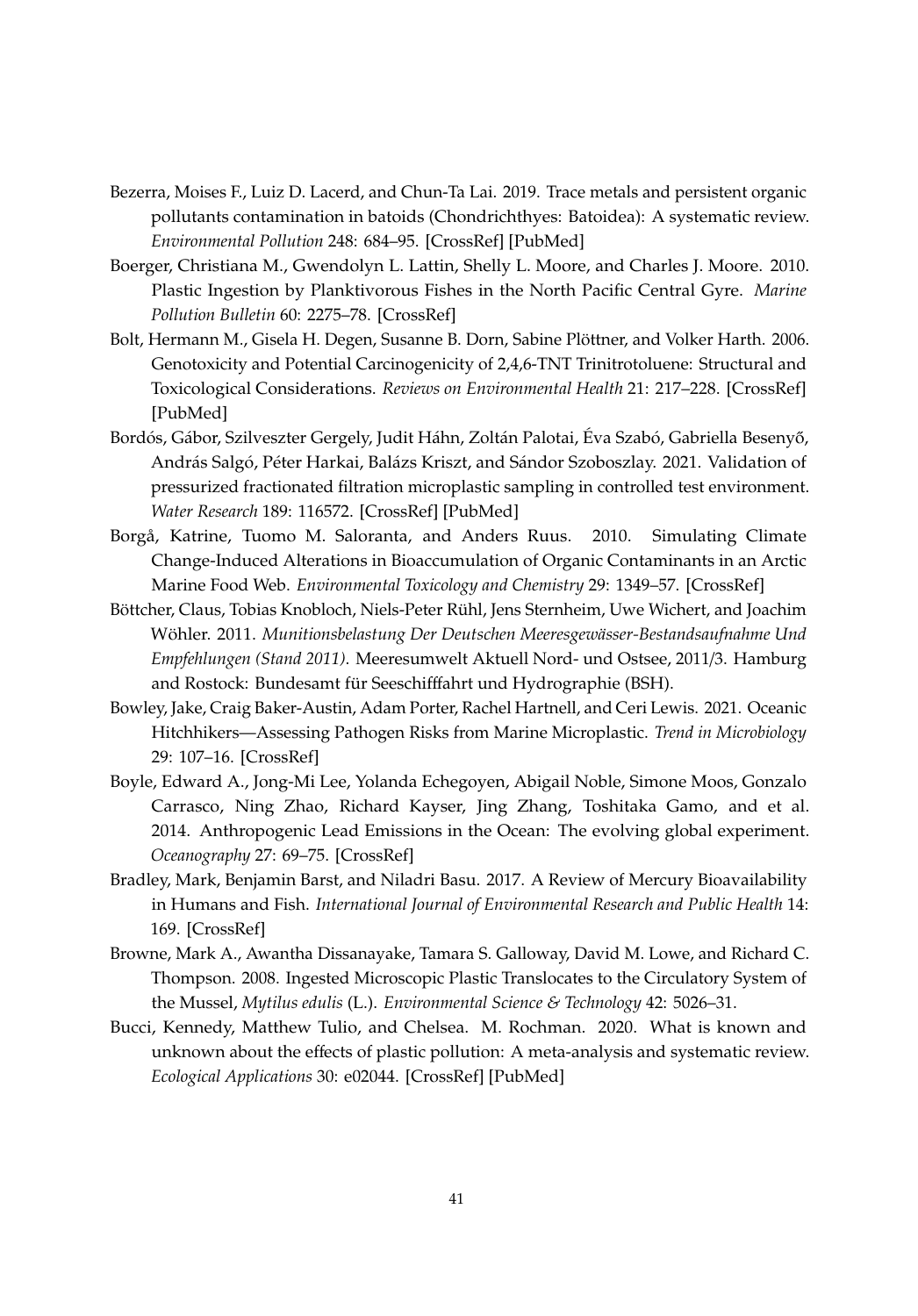Bezerra, Moises F., Luiz D. Lacerd, and Chun-Ta Lai. 2019. Trace metals and persistent organic pollutants contamination in batoids (Chondrichthyes: Batoidea): A systematic review. *Environmental Pollution* 248: 684–95. [CrossRef] [PubMed]

Boerger, Christiana M., Gwendolyn L. Lattin, Shelly L. Moore, and Charles J. Moore. 2010. Plastic Ingestion by Planktivorous Fishes in the North Pacific Central Gyre. *Marine Pollution Bulletin* 60: 2275–78. [CrossRef]

Bolt, Hermann M., Gisela H. Degen, Susanne B. Dorn, Sabine Plöttner, and Volker Harth. 2006. Genotoxicity and Potential Carcinogenicity of 2,4,6-TNT Trinitrotoluene: Structural and Toxicological Considerations. *Reviews on Environmental Health* 21: 217–228. [CrossRef] [PubMed]

Bordós, Gábor, Szilveszter Gergely, Judit Háhn, Zoltán Palotai, Éva Szabó, Gabriella Besenyő, András Salgó, Péter Harkai, Balázs Kriszt, and Sándor Szoboszlay. 2021. Validation of pressurized fractionated filtration microplastic sampling in controlled test environment. *Water Research* 189: 116572. [CrossRef] [PubMed]

Borgå, Katrine, Tuomo M. Saloranta, and Anders Ruus. 2010. Simulating Climate Change-Induced Alterations in Bioaccumulation of Organic Contaminants in an Arctic Marine Food Web. *Environmental Toxicology and Chemistry* 29: 1349–57. [CrossRef]

Böttcher, Claus, Tobias Knobloch, Niels-Peter Rühl, Jens Sternheim, Uwe Wichert, and Joachim Wöhler. 2011. *Munitionsbelastung Der Deutschen Meeresgewässer-Bestandsaufnahme Und Empfehlungen (Stand 2011)*. Meeresumwelt Aktuell Nord- und Ostsee, 2011/3. Hamburg and Rostock: Bundesamt für Seeschifffahrt und Hydrographie (BSH).

Bowley, Jake, Craig Baker-Austin, Adam Porter, Rachel Hartnell, and Ceri Lewis. 2021. Oceanic Hitchhikers—Assessing Pathogen Risks from Marine Microplastic. *Trend in Microbiology* 29: 107–16. [CrossRef]

Boyle, Edward A., Jong-Mi Lee, Yolanda Echegoyen, Abigail Noble, Simone Moos, Gonzalo Carrasco, Ning Zhao, Richard Kayser, Jing Zhang, Toshitaka Gamo, and et al. 2014. Anthropogenic Lead Emissions in the Ocean: The evolving global experiment. *Oceanography* 27: 69–75. [CrossRef]

Bradley, Mark, Benjamin Barst, and Niladri Basu. 2017. A Review of Mercury Bioavailability in Humans and Fish. *International Journal of Environmental Research and Public Health* 14: 169. [CrossRef]

Browne, Mark A., Awantha Dissanayake, Tamara S. Galloway, David M. Lowe, and Richard C. Thompson. 2008. Ingested Microscopic Plastic Translocates to the Circulatory System of the Mussel, *Mytilus edulis* (L.). *Environmental Science & Technology* 42: 5026–31.

Bucci, Kennedy, Matthew Tulio, and Chelsea. M. Rochman. 2020. What is known and unknown about the effects of plastic pollution: A meta-analysis and systematic review. *Ecological Applications* 30: e02044. [CrossRef] [PubMed]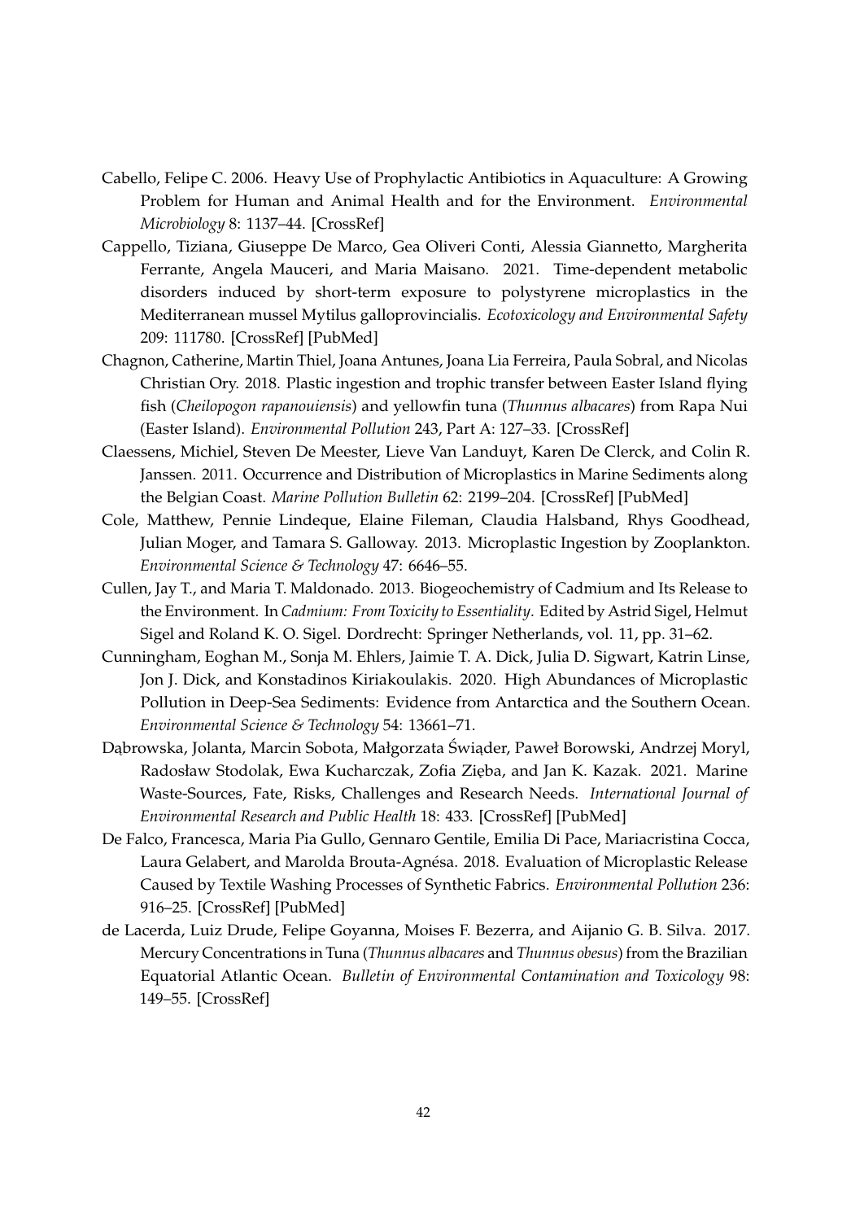Cabello, Felipe C. 2006. Heavy Use of Prophylactic Antibiotics in Aquaculture: A Growing Problem for Human and Animal Health and for the Environment. *Environmental Microbiology* 8: 1137–44. [CrossRef]

Cappello, Tiziana, Giuseppe De Marco, Gea Oliveri Conti, Alessia Giannetto, Margherita Ferrante, Angela Mauceri, and Maria Maisano. 2021. Time-dependent metabolic disorders induced by short-term exposure to polystyrene microplastics in the Mediterranean mussel Mytilus galloprovincialis. *Ecotoxicology and Environmental Safety* 209: 111780. [CrossRef] [PubMed]

Chagnon, Catherine, Martin Thiel, Joana Antunes, Joana Lia Ferreira, Paula Sobral, and Nicolas Christian Ory. 2018. Plastic ingestion and trophic transfer between Easter Island flying fish (*Cheilopogon rapanouiensis*) and yellowfin tuna (*Thunnus albacares*) from Rapa Nui (Easter Island). *Environmental Pollution* 243, Part A: 127–33. [CrossRef]

Claessens, Michiel, Steven De Meester, Lieve Van Landuyt, Karen De Clerck, and Colin R. Janssen. 2011. Occurrence and Distribution of Microplastics in Marine Sediments along the Belgian Coast. *Marine Pollution Bulletin* 62: 2199–204. [CrossRef] [PubMed]

Cole, Matthew, Pennie Lindeque, Elaine Fileman, Claudia Halsband, Rhys Goodhead, Julian Moger, and Tamara S. Galloway. 2013. Microplastic Ingestion by Zooplankton. *Environmental Science & Technology* 47: 6646–55.

Cullen, Jay T., and Maria T. Maldonado. 2013. Biogeochemistry of Cadmium and Its Release to the Environment. In *Cadmium: From Toxicity to Essentiality*. Edited by Astrid Sigel, Helmut Sigel and Roland K. O. Sigel. Dordrecht: Springer Netherlands, vol. 11, pp. 31–62.

Cunningham, Eoghan M., Sonja M. Ehlers, Jaimie T. A. Dick, Julia D. Sigwart, Katrin Linse, Jon J. Dick, and Konstadinos Kiriakoulakis. 2020. High Abundances of Microplastic Pollution in Deep-Sea Sediments: Evidence from Antarctica and the Southern Ocean. *Environmental Science & Technology* 54: 13661–71.

Dąbrowska, Jolanta, Marcin Sobota, Małgorzata Świąder, Paweł Borowski, Andrzej Moryl, Radosław Stodolak, Ewa Kucharczak, Zofia Zięba, and Jan K. Kazak. 2021. Marine Waste-Sources, Fate, Risks, Challenges and Research Needs. *International Journal of Environmental Research and Public Health* 18: 433. [CrossRef] [PubMed]

De Falco, Francesca, Maria Pia Gullo, Gennaro Gentile, Emilia Di Pace, Mariacristina Cocca, Laura Gelabert, and Marolda Brouta-Agnésa. 2018. Evaluation of Microplastic Release Caused by Textile Washing Processes of Synthetic Fabrics. *Environmental Pollution* 236: 916–25. [CrossRef] [PubMed]

de Lacerda, Luiz Drude, Felipe Goyanna, Moises F. Bezerra, and Aijanio G. B. Silva. 2017. Mercury Concentrations in Tuna (*Thunnus albacares* and *Thunnus obesus*) from the Brazilian Equatorial Atlantic Ocean. *Bulletin of Environmental Contamination and Toxicology* 98: 149–55. [CrossRef]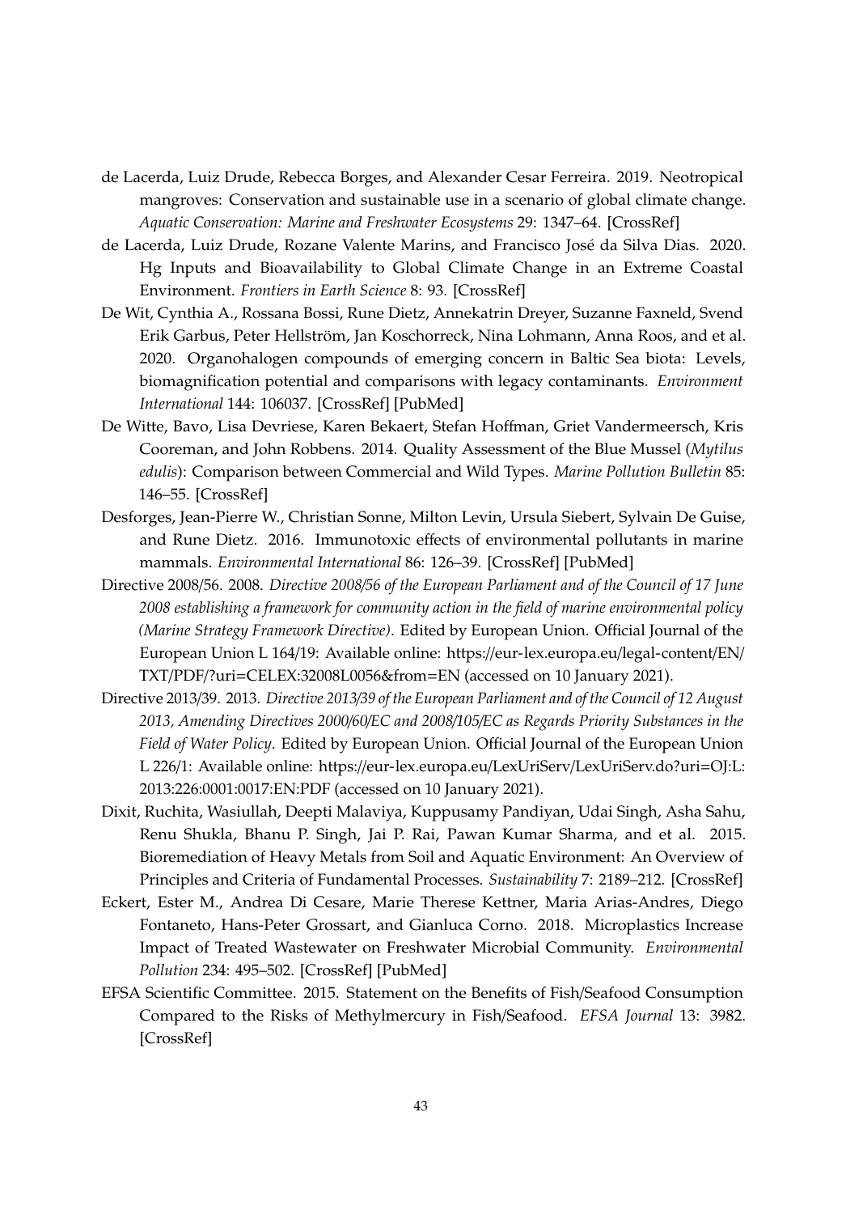de Lacerda, Luiz Drude, Rebecca Borges, and Alexander Cesar Ferreira. 2019. Neotropical mangroves: Conservation and sustainable use in a scenario of global climate change. *Aquatic Conservation: Marine and Freshwater Ecosystems* 29: 1347–64. [CrossRef]

de Lacerda, Luiz Drude, Rozane Valente Marins, and Francisco José da Silva Dias. 2020. Hg Inputs and Bioavailability to Global Climate Change in an Extreme Coastal Environment. *Frontiers in Earth Science* 8: 93. [CrossRef]

De Wit, Cynthia A., Rossana Bossi, Rune Dietz, Annekatrin Dreyer, Suzanne Faxneld, Svend Erik Garbus, Peter Hellström, Jan Koschorreck, Nina Lohmann, Anna Roos, and et al. 2020. Organohalogen compounds of emerging concern in Baltic Sea biota: Levels, biomagnification potential and comparisons with legacy contaminants. *Environment International* 144: 106037. [CrossRef] [PubMed]

De Witte, Bavo, Lisa Devriese, Karen Bekaert, Stefan Hoffman, Griet Vandermeersch, Kris Cooreman, and John Robbens. 2014. Quality Assessment of the Blue Mussel (*Mytilus edulis*): Comparison between Commercial and Wild Types. *Marine Pollution Bulletin* 85: 146–55. [CrossRef]

Desforges, Jean-Pierre W., Christian Sonne, Milton Levin, Ursula Siebert, Sylvain De Guise, and Rune Dietz. 2016. Immunotoxic effects of environmental pollutants in marine mammals. *Environmental International* 86: 126–39. [CrossRef] [PubMed]

Directive 2008/56. 2008. *Directive 2008/56 of the European Parliament and of the Council of 17 June 2008 establishing a framework for community action in the field of marine environmental policy (Marine Strategy Framework Directive)*. Edited by European Union. Official Journal of the European Union L 164/19: Available online: https://eur-lex.europa.eu/legal-content/EN/TXT/PDF/?uri=CELEX:32008L0056&from=EN (accessed on 10 January 2021).

Directive 2013/39. 2013. *Directive 2013/39 of the European Parliament and of the Council of 12 August 2013, Amending Directives 2000/60/EC and 2008/105/EC as Regards Priority Substances in the Field of Water Policy*. Edited by European Union. Official Journal of the European Union L 226/1: Available online: https://eur-lex.europa.eu/LexUriServ/LexUriServ.do?uri=OJ:L:2013:226:0001:0017:EN:PDF (accessed on 10 January 2021).

Dixit, Ruchita, Wasiullah, Deepti Malaviya, Kuppusamy Pandiyan, Udai Singh, Asha Sahu, Renu Shukla, Bhanu P. Singh, Jai P. Rai, Pawan Kumar Sharma, and et al. 2015. Bioremediation of Heavy Metals from Soil and Aquatic Environment: An Overview of Principles and Criteria of Fundamental Processes. *Sustainability* 7: 2189–212. [CrossRef]

Eckert, Ester M., Andrea Di Cesare, Marie Therese Kettner, Maria Arias-Andres, Diego Fontaneto, Hans-Peter Grossart, and Gianluca Corno. 2018. Microplastics Increase Impact of Treated Wastewater on Freshwater Microbial Community. *Environmental Pollution* 234: 495–502. [CrossRef] [PubMed]

EFSA Scientific Committee. 2015. Statement on the Benefits of Fish/Seafood Consumption Compared to the Risks of Methylmercury in Fish/Seafood. *EFSA Journal* 13: 3982. [CrossRef]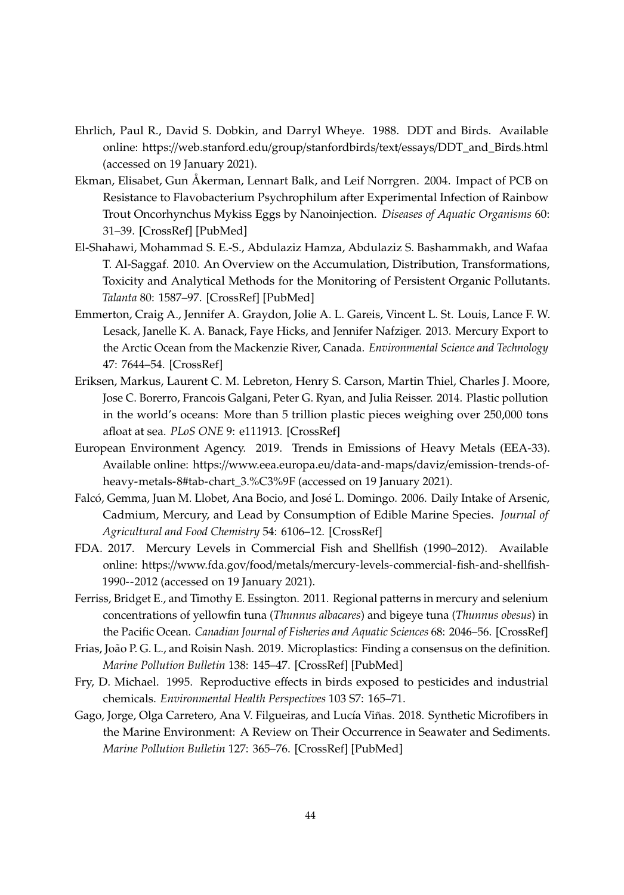Ehrlich, Paul R., David S. Dobkin, and Darryl Wheye. 1988. DDT and Birds. Available online: https://web.stanford.edu/group/stanfordbirds/text/essays/DDT_and_Birds.html (accessed on 19 January 2021).

Ekman, Elisabet, Gun Åkerman, Lennart Balk, and Leif Norrgren. 2004. Impact of PCB on Resistance to Flavobacterium Psychrophilum after Experimental Infection of Rainbow Trout Oncorhynchus Mykiss Eggs by Nanoinjection. *Diseases of Aquatic Organisms* 60: 31–39. [CrossRef] [PubMed]

El-Shahawi, Mohammad S. E.-S., Abdulaziz Hamza, Abdulaziz S. Bashammakh, and Wafaa T. Al-Saggaf. 2010. An Overview on the Accumulation, Distribution, Transformations, Toxicity and Analytical Methods for the Monitoring of Persistent Organic Pollutants. *Talanta* 80: 1587–97. [CrossRef] [PubMed]

Emmerton, Craig A., Jennifer A. Graydon, Jolie A. L. Gareis, Vincent L. St. Louis, Lance F. W. Lesack, Janelle K. A. Banack, Faye Hicks, and Jennifer Nafziger. 2013. Mercury Export to the Arctic Ocean from the Mackenzie River, Canada. *Environmental Science and Technology* 47: 7644–54. [CrossRef]

Eriksen, Markus, Laurent C. M. Lebreton, Henry S. Carson, Martin Thiel, Charles J. Moore, Jose C. Borerro, Francois Galgani, Peter G. Ryan, and Julia Reisser. 2014. Plastic pollution in the world's oceans: More than 5 trillion plastic pieces weighing over 250,000 tons afloat at sea. *PLoS ONE* 9: e111913. [CrossRef]

European Environment Agency. 2019. Trends in Emissions of Heavy Metals (EEA-33). Available online: https://www.eea.europa.eu/data-and-maps/daviz/emission-trends-of-heavy-metals-8#tab-chart_3.%C3%9F (accessed on 19 January 2021).

Falcó, Gemma, Juan M. Llobet, Ana Bocio, and José L. Domingo. 2006. Daily Intake of Arsenic, Cadmium, Mercury, and Lead by Consumption of Edible Marine Species. *Journal of Agricultural and Food Chemistry* 54: 6106–12. [CrossRef]

FDA. 2017. Mercury Levels in Commercial Fish and Shellfish (1990–2012). Available online: https://www.fda.gov/food/metals/mercury-levels-commercial-fish-and-shellfish-1990--2012 (accessed on 19 January 2021).

Ferriss, Bridget E., and Timothy E. Essington. 2011. Regional patterns in mercury and selenium concentrations of yellowfin tuna (*Thunnus albacares*) and bigeye tuna (*Thunnus obesus*) in the Pacific Ocean. *Canadian Journal of Fisheries and Aquatic Sciences* 68: 2046–56. [CrossRef]

Frias, João P. G. L., and Roisin Nash. 2019. Microplastics: Finding a consensus on the definition. *Marine Pollution Bulletin* 138: 145–47. [CrossRef] [PubMed]

Fry, D. Michael. 1995. Reproductive effects in birds exposed to pesticides and industrial chemicals. *Environmental Health Perspectives* 103 S7: 165–71.

Gago, Jorge, Olga Carretero, Ana V. Filgueiras, and Lucía Viñas. 2018. Synthetic Microfibers in the Marine Environment: A Review on Their Occurrence in Seawater and Sediments. *Marine Pollution Bulletin* 127: 365–76. [CrossRef] [PubMed]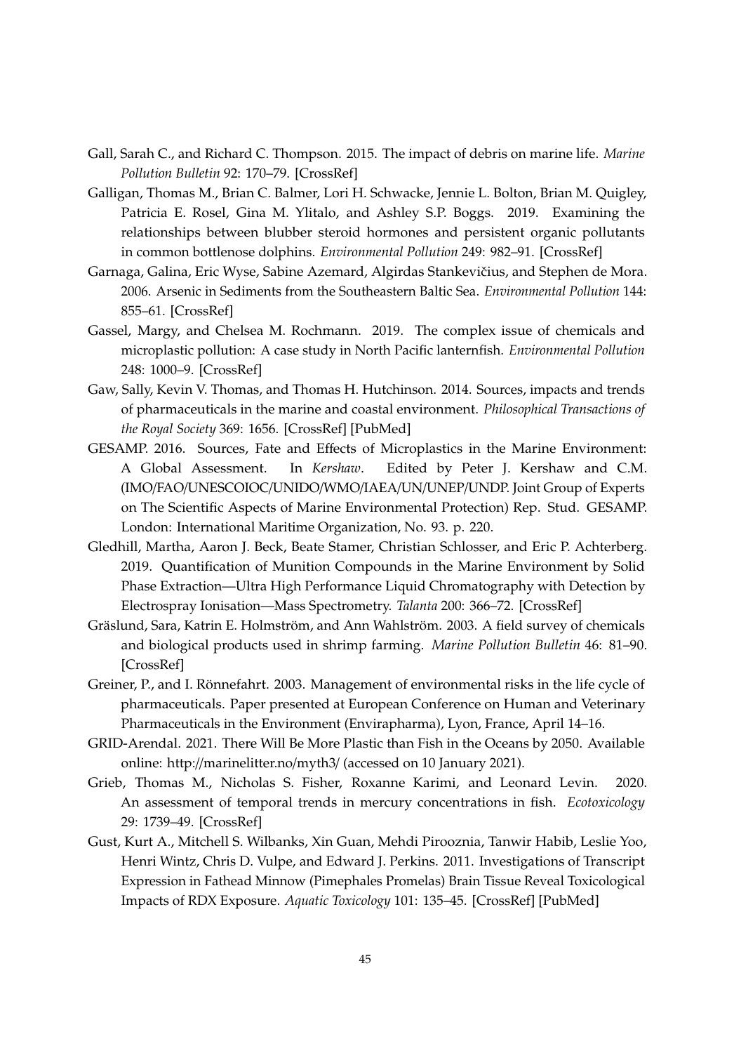Gall, Sarah C., and Richard C. Thompson. 2015. The impact of debris on marine life. *Marine Pollution Bulletin* 92: 170–79. [CrossRef]

Galligan, Thomas M., Brian C. Balmer, Lori H. Schwacke, Jennie L. Bolton, Brian M. Quigley, Patricia E. Rosel, Gina M. Ylitalo, and Ashley S.P. Boggs. 2019. Examining the relationships between blubber steroid hormones and persistent organic pollutants in common bottlenose dolphins. *Environmental Pollution* 249: 982–91. [CrossRef]

Garnaga, Galina, Eric Wyse, Sabine Azemard, Algirdas Stankevičius, and Stephen de Mora. 2006. Arsenic in Sediments from the Southeastern Baltic Sea. *Environmental Pollution* 144: 855–61. [CrossRef]

Gassel, Margy, and Chelsea M. Rochmann. 2019. The complex issue of chemicals and microplastic pollution: A case study in North Pacific lanternfish. *Environmental Pollution* 248: 1000–9. [CrossRef]

Gaw, Sally, Kevin V. Thomas, and Thomas H. Hutchinson. 2014. Sources, impacts and trends of pharmaceuticals in the marine and coastal environment. *Philosophical Transactions of the Royal Society* 369: 1656. [CrossRef] [PubMed]

GESAMP. 2016. Sources, Fate and Effects of Microplastics in the Marine Environment: A Global Assessment. In *Kershaw*. Edited by Peter J. Kershaw and C.M. (IMO/FAO/UNESCOIOC/UNIDO/WMO/IAEA/UN/UNEP/UNDP. Joint Group of Experts on The Scientific Aspects of Marine Environmental Protection) Rep. Stud. GESAMP. London: International Maritime Organization, No. 93. p. 220.

Gledhill, Martha, Aaron J. Beck, Beate Stamer, Christian Schlosser, and Eric P. Achterberg. 2019. Quantification of Munition Compounds in the Marine Environment by Solid Phase Extraction—Ultra High Performance Liquid Chromatography with Detection by Electrospray Ionisation—Mass Spectrometry. *Talanta* 200: 366–72. [CrossRef]

Gräslund, Sara, Katrin E. Holmström, and Ann Wahlström. 2003. A field survey of chemicals and biological products used in shrimp farming. *Marine Pollution Bulletin* 46: 81–90. [CrossRef]

Greiner, P., and I. Rönnefahrt. 2003. Management of environmental risks in the life cycle of pharmaceuticals. Paper presented at European Conference on Human and Veterinary Pharmaceuticals in the Environment (Envirapharma), Lyon, France, April 14–16.

GRID-Arendal. 2021. There Will Be More Plastic than Fish in the Oceans by 2050. Available online: http://marinelitter.no/myth3/ (accessed on 10 January 2021).

Grieb, Thomas M., Nicholas S. Fisher, Roxanne Karimi, and Leonard Levin. 2020. An assessment of temporal trends in mercury concentrations in fish. *Ecotoxicology* 29: 1739–49. [CrossRef]

Gust, Kurt A., Mitchell S. Wilbanks, Xin Guan, Mehdi Pirooznia, Tanwir Habib, Leslie Yoo, Henri Wintz, Chris D. Vulpe, and Edward J. Perkins. 2011. Investigations of Transcript Expression in Fathead Minnow (Pimephales Promelas) Brain Tissue Reveal Toxicological Impacts of RDX Exposure. *Aquatic Toxicology* 101: 135–45. [CrossRef] [PubMed]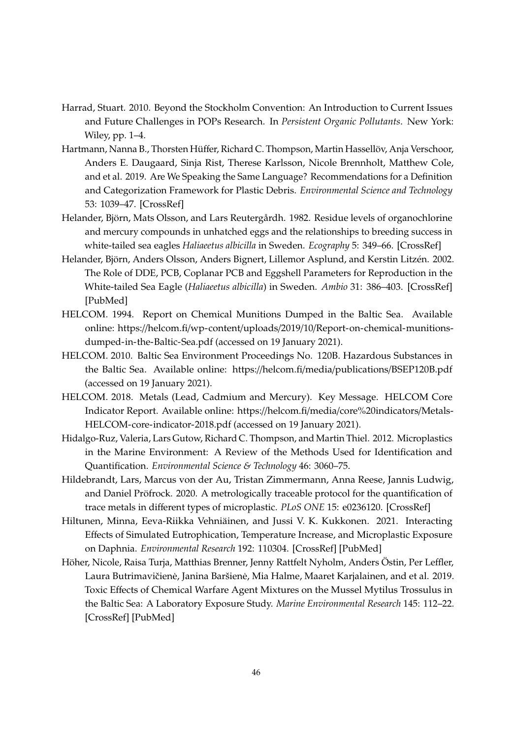Harrad, Stuart. 2010. Beyond the Stockholm Convention: An Introduction to Current Issues and Future Challenges in POPs Research. In *Persistent Organic Pollutants*. New York: Wiley, pp. 1–4.

Hartmann, Nanna B., Thorsten Hüffer, Richard C. Thompson, Martin Hassellöv, Anja Verschoor, Anders E. Daugaard, Sinja Rist, Therese Karlsson, Nicole Brennholt, Matthew Cole, and et al. 2019. Are We Speaking the Same Language? Recommendations for a Definition and Categorization Framework for Plastic Debris. *Environmental Science and Technology* 53: 1039–47. [CrossRef]

Helander, Björn, Mats Olsson, and Lars Reutergårdh. 1982. Residue levels of organochlorine and mercury compounds in unhatched eggs and the relationships to breeding success in white-tailed sea eagles *Haliaeetus albicilla* in Sweden. *Ecography* 5: 349–66. [CrossRef]

Helander, Björn, Anders Olsson, Anders Bignert, Lillemor Asplund, and Kerstin Litzén. 2002. The Role of DDE, PCB, Coplanar PCB and Eggshell Parameters for Reproduction in the White-tailed Sea Eagle (*Haliaeetus albicilla*) in Sweden. *Ambio* 31: 386–403. [CrossRef] [PubMed]

HELCOM. 1994. Report on Chemical Munitions Dumped in the Baltic Sea. Available online: https://helcom.fi/wp-content/uploads/2019/10/Report-on-chemical-munitions-dumped-in-the-Baltic-Sea.pdf (accessed on 19 January 2021).

HELCOM. 2010. Baltic Sea Environment Proceedings No. 120B. Hazardous Substances in the Baltic Sea. Available online: https://helcom.fi/media/publications/BSEP120B.pdf (accessed on 19 January 2021).

HELCOM. 2018. Metals (Lead, Cadmium and Mercury). Key Message. HELCOM Core Indicator Report. Available online: https://helcom.fi/media/core%20indicators/Metals-HELCOM-core-indicator-2018.pdf (accessed on 19 January 2021).

Hidalgo-Ruz, Valeria, Lars Gutow, Richard C. Thompson, and Martin Thiel. 2012. Microplastics in the Marine Environment: A Review of the Methods Used for Identification and Quantification. *Environmental Science & Technology* 46: 3060–75.

Hildebrandt, Lars, Marcus von der Au, Tristan Zimmermann, Anna Reese, Jannis Ludwig, and Daniel Pröfrock. 2020. A metrologically traceable protocol for the quantification of trace metals in different types of microplastic. *PLoS ONE* 15: e0236120. [CrossRef]

Hiltunen, Minna, Eeva-Riikka Vehniäinen, and Jussi V. K. Kukkonen. 2021. Interacting Effects of Simulated Eutrophication, Temperature Increase, and Microplastic Exposure on Daphnia. *Environmental Research* 192: 110304. [CrossRef] [PubMed]

Höher, Nicole, Raisa Turja, Matthias Brenner, Jenny Rattfelt Nyholm, Anders Östin, Per Leffler, Laura Butrimavičienė, Janina Baršienė, Mia Halme, Maaret Karjalainen, and et al. 2019. Toxic Effects of Chemical Warfare Agent Mixtures on the Mussel Mytilus Trossulus in the Baltic Sea: A Laboratory Exposure Study. *Marine Environmental Research* 145: 112–22. [CrossRef] [PubMed]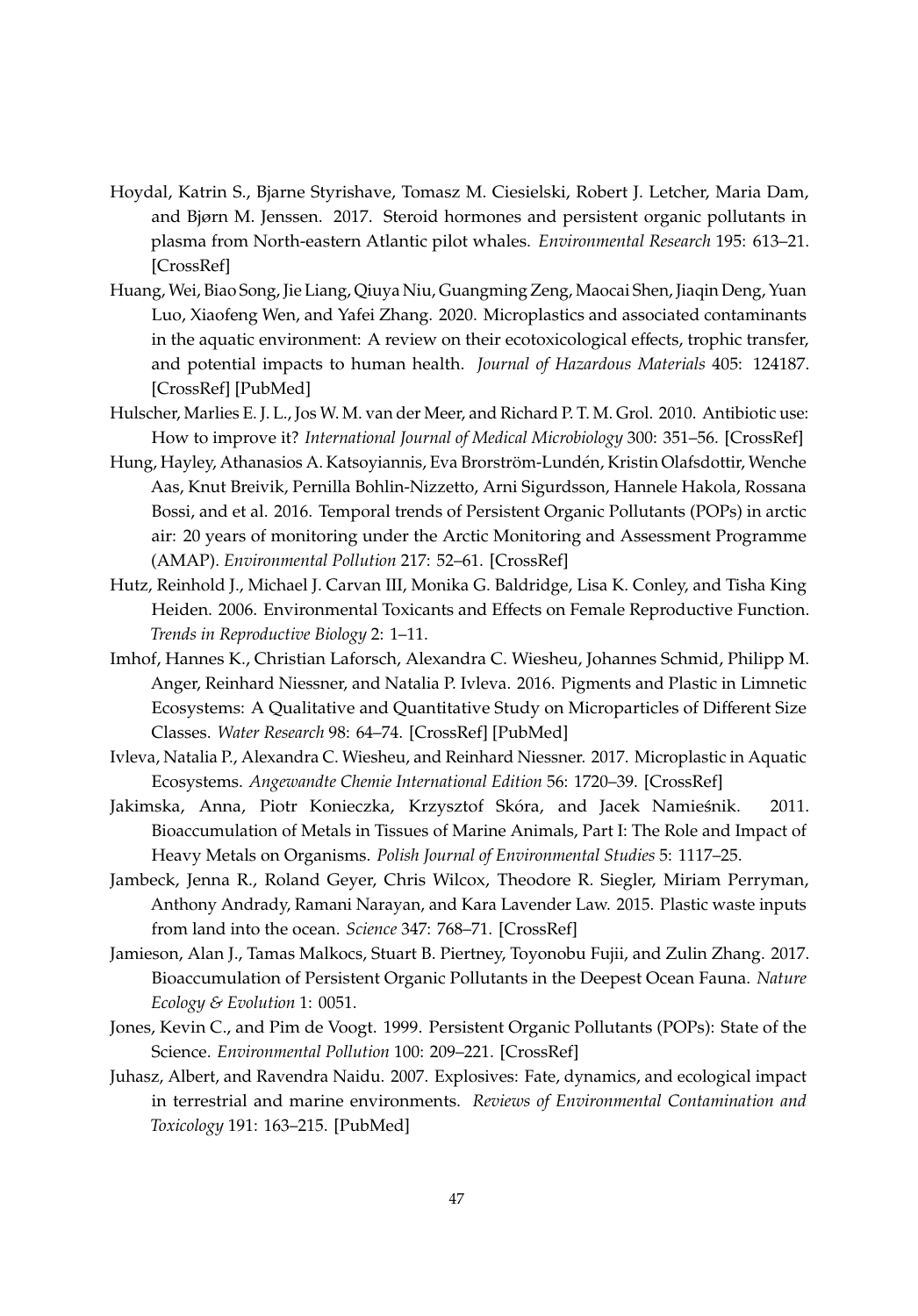Hoydal, Katrin S., Bjarne Styrishave, Tomasz M. Ciesielski, Robert J. Letcher, Maria Dam, and Bjørn M. Jenssen. 2017. Steroid hormones and persistent organic pollutants in plasma from North-eastern Atlantic pilot whales. *Environmental Research* 195: 613–21. [CrossRef]

Huang, Wei, Biao Song, Jie Liang, Qiuya Niu, Guangming Zeng, Maocai Shen, Jiaqin Deng, Yuan Luo, Xiaofeng Wen, and Yafei Zhang. 2020. Microplastics and associated contaminants in the aquatic environment: A review on their ecotoxicological effects, trophic transfer, and potential impacts to human health. *Journal of Hazardous Materials* 405: 124187. [CrossRef] [PubMed]

Hulscher, Marlies E. J. L., Jos W. M. van der Meer, and Richard P. T. M. Grol. 2010. Antibiotic use: How to improve it? *International Journal of Medical Microbiology* 300: 351–56. [CrossRef]

Hung, Hayley, Athanasios A. Katsoyiannis, Eva Brorström-Lundén, Kristin Olafsdottir, Wenche Aas, Knut Breivik, Pernilla Bohlin-Nizzetto, Arni Sigurdsson, Hannele Hakola, Rossana Bossi, and et al. 2016. Temporal trends of Persistent Organic Pollutants (POPs) in arctic air: 20 years of monitoring under the Arctic Monitoring and Assessment Programme (AMAP). *Environmental Pollution* 217: 52–61. [CrossRef]

Hutz, Reinhold J., Michael J. Carvan III, Monika G. Baldridge, Lisa K. Conley, and Tisha King Heiden. 2006. Environmental Toxicants and Effects on Female Reproductive Function. *Trends in Reproductive Biology* 2: 1–11.

Imhof, Hannes K., Christian Laforsch, Alexandra C. Wiesheu, Johannes Schmid, Philipp M. Anger, Reinhard Niessner, and Natalia P. Ivleva. 2016. Pigments and Plastic in Limnetic Ecosystems: A Qualitative and Quantitative Study on Microparticles of Different Size Classes. *Water Research* 98: 64–74. [CrossRef] [PubMed]

Ivleva, Natalia P., Alexandra C. Wiesheu, and Reinhard Niessner. 2017. Microplastic in Aquatic Ecosystems. *Angewandte Chemie International Edition* 56: 1720–39. [CrossRef]

Jakimska, Anna, Piotr Konieczka, Krzysztof Skóra, and Jacek Namieśnik. 2011. Bioaccumulation of Metals in Tissues of Marine Animals, Part I: The Role and Impact of Heavy Metals on Organisms. *Polish Journal of Environmental Studies* 5: 1117–25.

Jambeck, Jenna R., Roland Geyer, Chris Wilcox, Theodore R. Siegler, Miriam Perryman, Anthony Andrady, Ramani Narayan, and Kara Lavender Law. 2015. Plastic waste inputs from land into the ocean. *Science* 347: 768–71. [CrossRef]

Jamieson, Alan J., Tamas Malkocs, Stuart B. Piertney, Toyonobu Fujii, and Zulin Zhang. 2017. Bioaccumulation of Persistent Organic Pollutants in the Deepest Ocean Fauna. *Nature Ecology & Evolution* 1: 0051.

Jones, Kevin C., and Pim de Voogt. 1999. Persistent Organic Pollutants (POPs): State of the Science. *Environmental Pollution* 100: 209–221. [CrossRef]

Juhasz, Albert, and Ravendra Naidu. 2007. Explosives: Fate, dynamics, and ecological impact in terrestrial and marine environments. *Reviews of Environmental Contamination and Toxicology* 191: 163–215. [PubMed]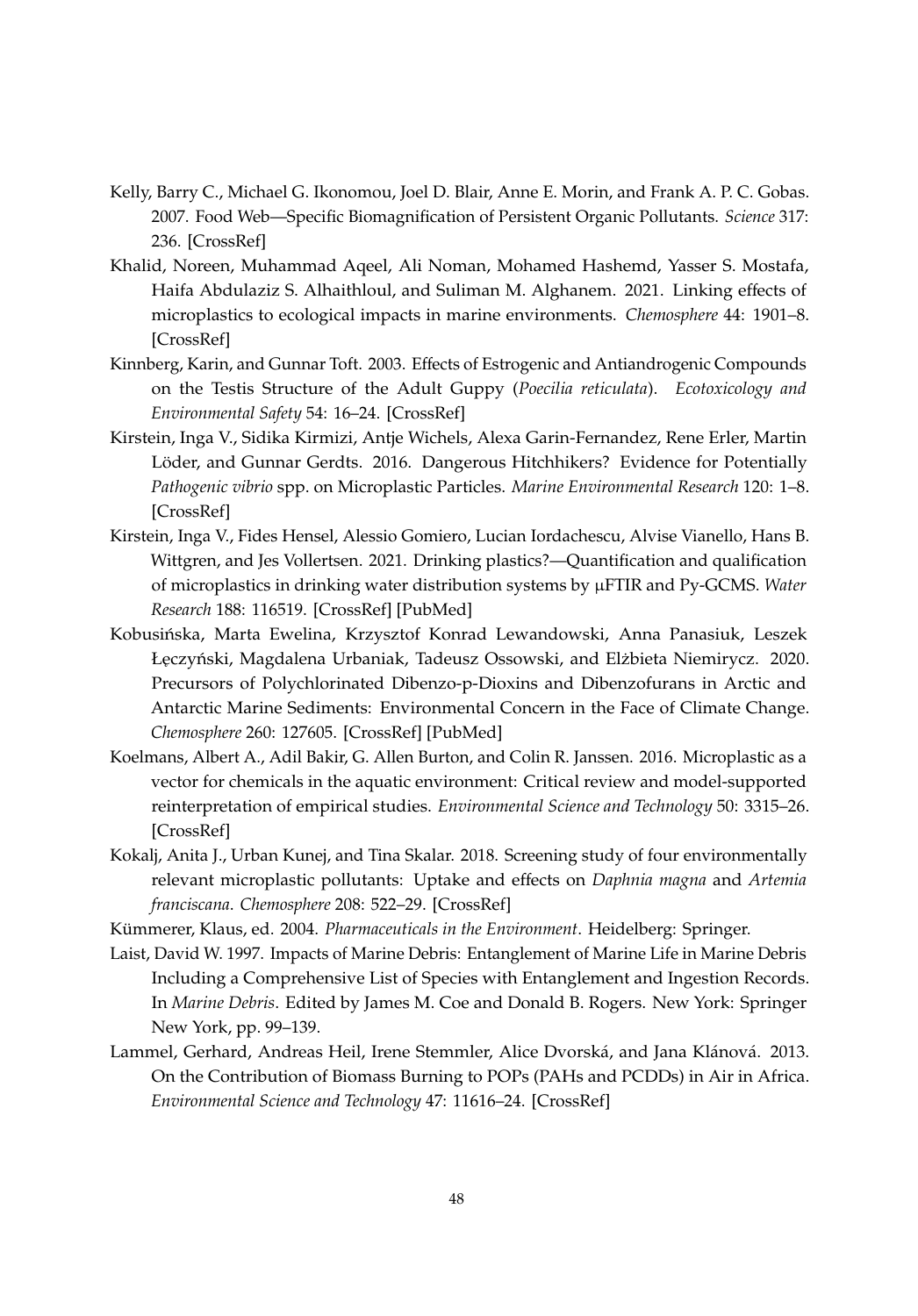Kelly, Barry C., Michael G. Ikonomou, Joel D. Blair, Anne E. Morin, and Frank A. P. C. Gobas. 2007. Food Web—Specific Biomagnification of Persistent Organic Pollutants. *Science* 317: 236. [CrossRef]

Khalid, Noreen, Muhammad Aqeel, Ali Noman, Mohamed Hashemd, Yasser S. Mostafa, Haifa Abdulaziz S. Alhaithloul, and Suliman M. Alghanem. 2021. Linking effects of microplastics to ecological impacts in marine environments. *Chemosphere* 44: 1901–8. [CrossRef]

Kinnberg, Karin, and Gunnar Toft. 2003. Effects of Estrogenic and Antiandrogenic Compounds on the Testis Structure of the Adult Guppy (*Poecilia reticulata*). *Ecotoxicology and Environmental Safety* 54: 16–24. [CrossRef]

Kirstein, Inga V., Sidika Kirmizi, Antje Wichels, Alexa Garin-Fernandez, Rene Erler, Martin Löder, and Gunnar Gerdts. 2016. Dangerous Hitchhikers? Evidence for Potentially *Pathogenic vibrio* spp. on Microplastic Particles. *Marine Environmental Research* 120: 1–8. [CrossRef]

Kirstein, Inga V., Fides Hensel, Alessio Gomiero, Lucian Iordachescu, Alvise Vianello, Hans B. Wittgren, and Jes Vollertsen. 2021. Drinking plastics?—Quantification and qualification of microplastics in drinking water distribution systems by µFTIR and Py-GCMS. *Water Research* 188: 116519. [CrossRef] [PubMed]

Kobusińska, Marta Ewelina, Krzysztof Konrad Lewandowski, Anna Panasiuk, Leszek Łęczyński, Magdalena Urbaniak, Tadeusz Ossowski, and Elżbieta Niemirycz. 2020. Precursors of Polychlorinated Dibenzo-p-Dioxins and Dibenzofurans in Arctic and Antarctic Marine Sediments: Environmental Concern in the Face of Climate Change. *Chemosphere* 260: 127605. [CrossRef] [PubMed]

Koelmans, Albert A., Adil Bakir, G. Allen Burton, and Colin R. Janssen. 2016. Microplastic as a vector for chemicals in the aquatic environment: Critical review and model-supported reinterpretation of empirical studies. *Environmental Science and Technology* 50: 3315–26. [CrossRef]

Kokalj, Anita J., Urban Kunej, and Tina Skalar. 2018. Screening study of four environmentally relevant microplastic pollutants: Uptake and effects on *Daphnia magna* and *Artemia franciscana*. *Chemosphere* 208: 522–29. [CrossRef]

Kümmerer, Klaus, ed. 2004. *Pharmaceuticals in the Environment*. Heidelberg: Springer.

Laist, David W. 1997. Impacts of Marine Debris: Entanglement of Marine Life in Marine Debris Including a Comprehensive List of Species with Entanglement and Ingestion Records. In *Marine Debris*. Edited by James M. Coe and Donald B. Rogers. New York: Springer New York, pp. 99–139.

Lammel, Gerhard, Andreas Heil, Irene Stemmler, Alice Dvorská, and Jana Klánová. 2013. On the Contribution of Biomass Burning to POPs (PAHs and PCDDs) in Air in Africa. *Environmental Science and Technology* 47: 11616–24. [CrossRef]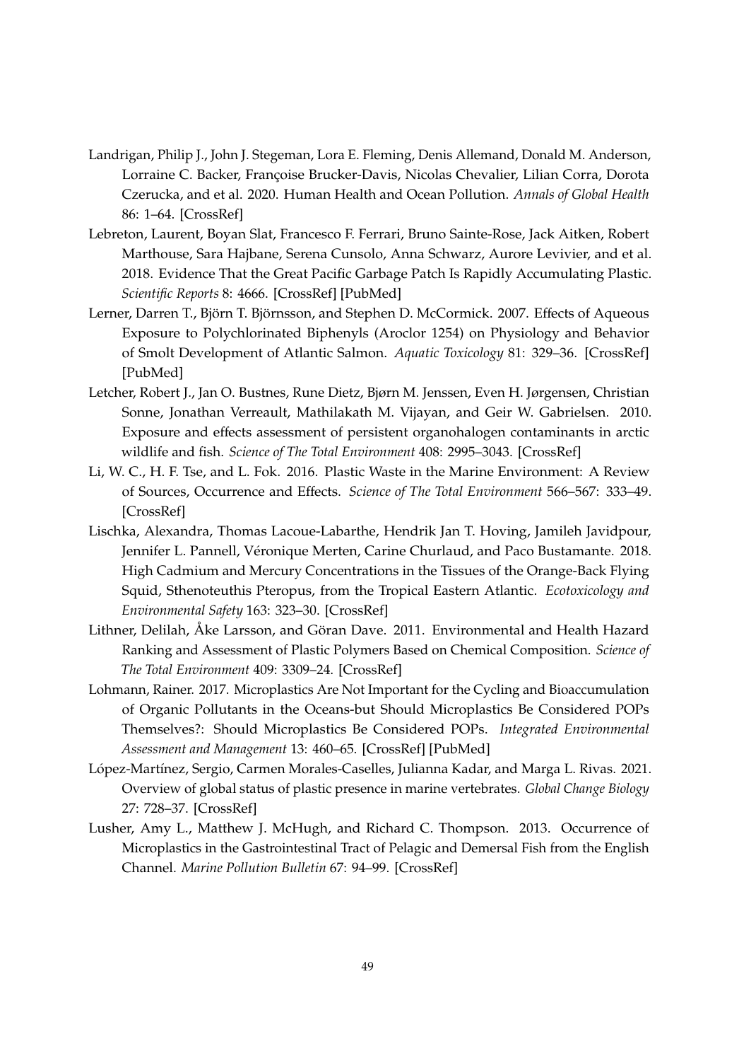Landrigan, Philip J., John J. Stegeman, Lora E. Fleming, Denis Allemand, Donald M. Anderson, Lorraine C. Backer, Françoise Brucker-Davis, Nicolas Chevalier, Lilian Corra, Dorota Czerucka, and et al. 2020. Human Health and Ocean Pollution. *Annals of Global Health* 86: 1–64. [CrossRef]

Lebreton, Laurent, Boyan Slat, Francesco F. Ferrari, Bruno Sainte-Rose, Jack Aitken, Robert Marthouse, Sara Hajbane, Serena Cunsolo, Anna Schwarz, Aurore Levivier, and et al. 2018. Evidence That the Great Pacific Garbage Patch Is Rapidly Accumulating Plastic. *Scientific Reports* 8: 4666. [CrossRef] [PubMed]

Lerner, Darren T., Björn T. Björnsson, and Stephen D. McCormick. 2007. Effects of Aqueous Exposure to Polychlorinated Biphenyls (Aroclor 1254) on Physiology and Behavior of Smolt Development of Atlantic Salmon. *Aquatic Toxicology* 81: 329–36. [CrossRef] [PubMed]

Letcher, Robert J., Jan O. Bustnes, Rune Dietz, Bjørn M. Jenssen, Even H. Jørgensen, Christian Sonne, Jonathan Verreault, Mathilakath M. Vijayan, and Geir W. Gabrielsen. 2010. Exposure and effects assessment of persistent organohalogen contaminants in arctic wildlife and fish. *Science of The Total Environment* 408: 2995–3043. [CrossRef]

Li, W. C., H. F. Tse, and L. Fok. 2016. Plastic Waste in the Marine Environment: A Review of Sources, Occurrence and Effects. *Science of The Total Environment* 566–567: 333–49. [CrossRef]

Lischka, Alexandra, Thomas Lacoue-Labarthe, Hendrik Jan T. Hoving, Jamileh Javidpour, Jennifer L. Pannell, Véronique Merten, Carine Churlaud, and Paco Bustamante. 2018. High Cadmium and Mercury Concentrations in the Tissues of the Orange-Back Flying Squid, Sthenoteuthis Pteropus, from the Tropical Eastern Atlantic. *Ecotoxicology and Environmental Safety* 163: 323–30. [CrossRef]

Lithner, Delilah, Åke Larsson, and Göran Dave. 2011. Environmental and Health Hazard Ranking and Assessment of Plastic Polymers Based on Chemical Composition. *Science of The Total Environment* 409: 3309–24. [CrossRef]

Lohmann, Rainer. 2017. Microplastics Are Not Important for the Cycling and Bioaccumulation of Organic Pollutants in the Oceans-but Should Microplastics Be Considered POPs Themselves?: Should Microplastics Be Considered POPs. *Integrated Environmental Assessment and Management* 13: 460–65. [CrossRef] [PubMed]

López-Martínez, Sergio, Carmen Morales-Caselles, Julianna Kadar, and Marga L. Rivas. 2021. Overview of global status of plastic presence in marine vertebrates. *Global Change Biology* 27: 728–37. [CrossRef]

Lusher, Amy L., Matthew J. McHugh, and Richard C. Thompson. 2013. Occurrence of Microplastics in the Gastrointestinal Tract of Pelagic and Demersal Fish from the English Channel. *Marine Pollution Bulletin* 67: 94–99. [CrossRef]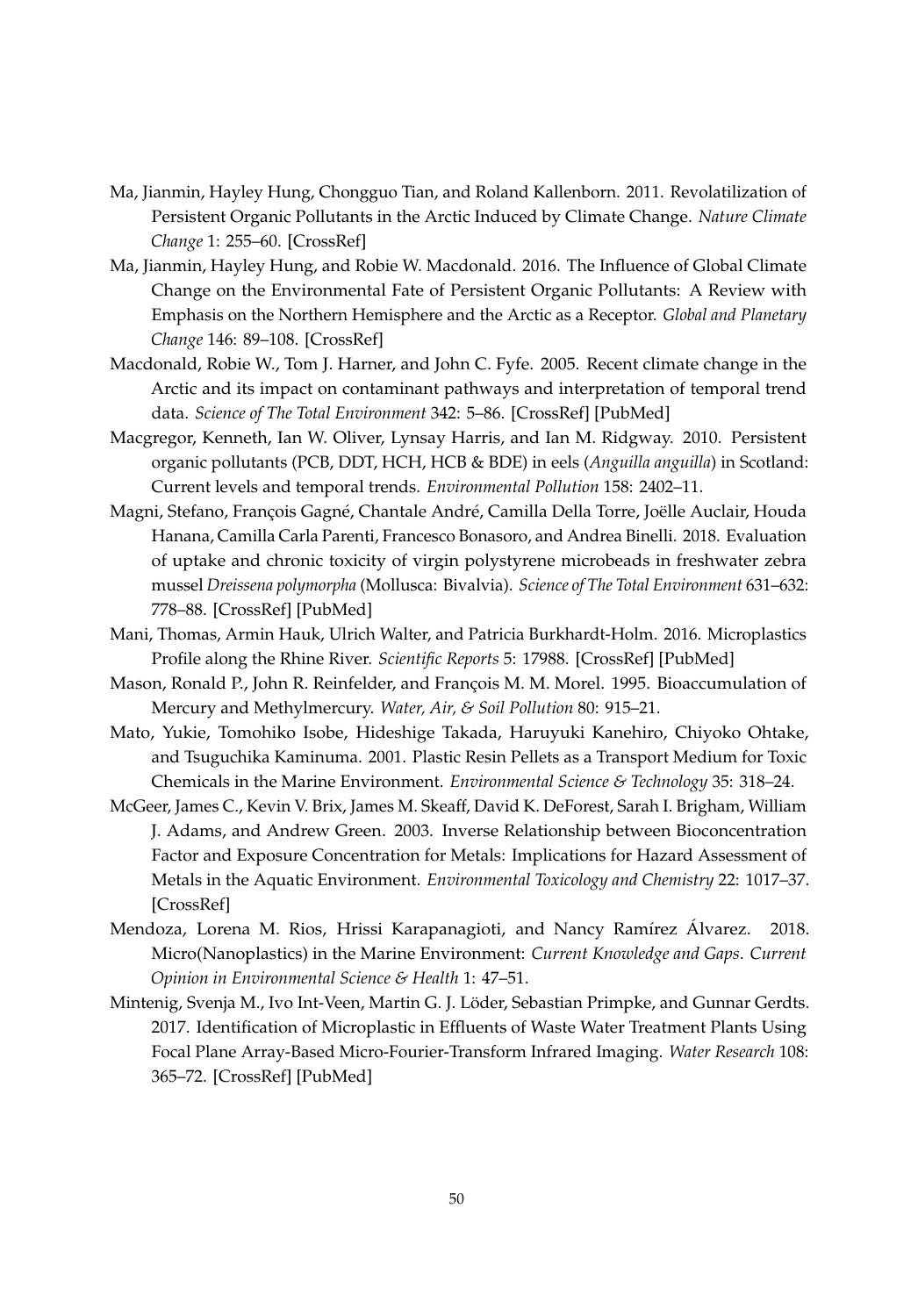Ma, Jianmin, Hayley Hung, Chongguo Tian, and Roland Kallenborn. 2011. Revolatilization of Persistent Organic Pollutants in the Arctic Induced by Climate Change. *Nature Climate Change* 1: 255–60. [CrossRef]

Ma, Jianmin, Hayley Hung, and Robie W. Macdonald. 2016. The Influence of Global Climate Change on the Environmental Fate of Persistent Organic Pollutants: A Review with Emphasis on the Northern Hemisphere and the Arctic as a Receptor. *Global and Planetary Change* 146: 89–108. [CrossRef]

Macdonald, Robie W., Tom J. Harner, and John C. Fyfe. 2005. Recent climate change in the Arctic and its impact on contaminant pathways and interpretation of temporal trend data. *Science of The Total Environment* 342: 5–86. [CrossRef] [PubMed]

Macgregor, Kenneth, Ian W. Oliver, Lynsay Harris, and Ian M. Ridgway. 2010. Persistent organic pollutants (PCB, DDT, HCH, HCB & BDE) in eels (*Anguilla anguilla*) in Scotland: Current levels and temporal trends. *Environmental Pollution* 158: 2402–11.

Magni, Stefano, François Gagné, Chantale André, Camilla Della Torre, Joëlle Auclair, Houda Hanana, Camilla Carla Parenti, Francesco Bonasoro, and Andrea Binelli. 2018. Evaluation of uptake and chronic toxicity of virgin polystyrene microbeads in freshwater zebra mussel *Dreissena polymorpha* (Mollusca: Bivalvia). *Science of The Total Environment* 631–632: 778–88. [CrossRef] [PubMed]

Mani, Thomas, Armin Hauk, Ulrich Walter, and Patricia Burkhardt-Holm. 2016. Microplastics Profile along the Rhine River. *Scientific Reports* 5: 17988. [CrossRef] [PubMed]

Mason, Ronald P., John R. Reinfelder, and François M. M. Morel. 1995. Bioaccumulation of Mercury and Methylmercury. *Water, Air, & Soil Pollution* 80: 915–21.

Mato, Yukie, Tomohiko Isobe, Hideshige Takada, Haruyuki Kanehiro, Chiyoko Ohtake, and Tsuguchika Kaminuma. 2001. Plastic Resin Pellets as a Transport Medium for Toxic Chemicals in the Marine Environment. *Environmental Science & Technology* 35: 318–24.

McGeer, James C., Kevin V. Brix, James M. Skeaff, David K. DeForest, Sarah I. Brigham, William J. Adams, and Andrew Green. 2003. Inverse Relationship between Bioconcentration Factor and Exposure Concentration for Metals: Implications for Hazard Assessment of Metals in the Aquatic Environment. *Environmental Toxicology and Chemistry* 22: 1017–37. [CrossRef]

Mendoza, Lorena M. Rios, Hrissi Karapanagioti, and Nancy Ramírez Álvarez. 2018. Micro(Nanoplastics) in the Marine Environment: *Current Knowledge and Gaps*. *Current Opinion in Environmental Science & Health* 1: 47–51.

Mintenig, Svenja M., Ivo Int-Veen, Martin G. J. Löder, Sebastian Primpke, and Gunnar Gerdts. 2017. Identification of Microplastic in Effluents of Waste Water Treatment Plants Using Focal Plane Array-Based Micro-Fourier-Transform Infrared Imaging. *Water Research* 108: 365–72. [CrossRef] [PubMed]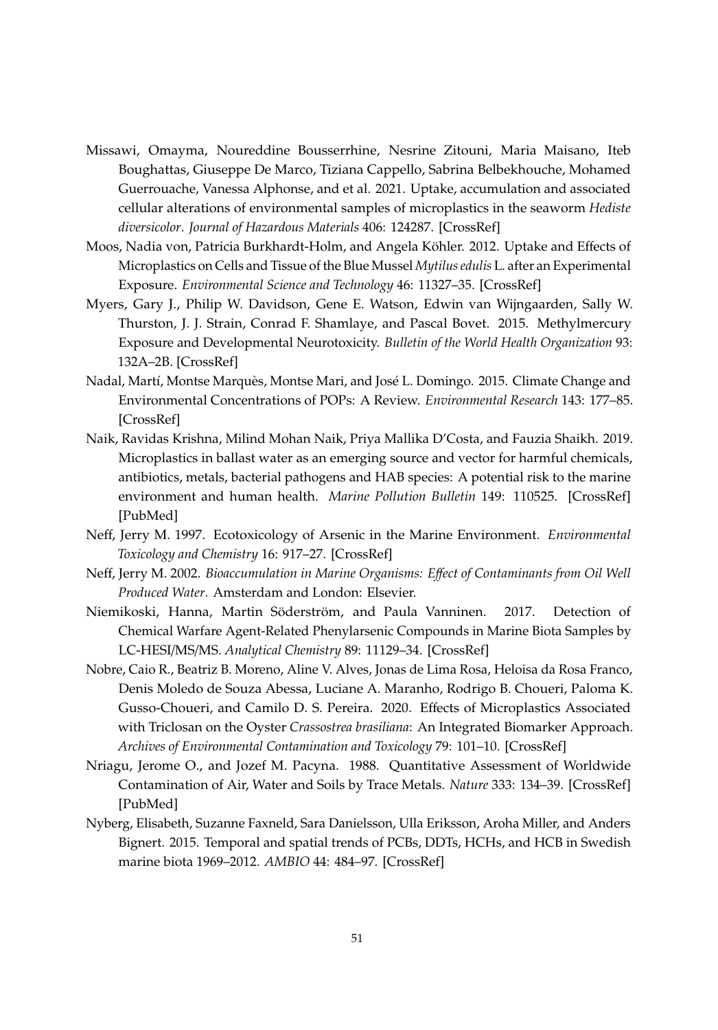Missawi, Omayma, Noureddine Bousserrhine, Nesrine Zitouni, Maria Maisano, Iteb Boughattas, Giuseppe De Marco, Tiziana Cappello, Sabrina Belbekhouche, Mohamed Guerrouache, Vanessa Alphonse, and et al. 2021. Uptake, accumulation and associated cellular alterations of environmental samples of microplastics in the seaworm *Hediste diversicolor*. *Journal of Hazardous Materials* 406: 124287. [CrossRef]

Moos, Nadia von, Patricia Burkhardt-Holm, and Angela Köhler. 2012. Uptake and Effects of Microplastics on Cells and Tissue of the Blue Mussel *Mytilus edulis* L. after an Experimental Exposure. *Environmental Science and Technology* 46: 11327–35. [CrossRef]

Myers, Gary J., Philip W. Davidson, Gene E. Watson, Edwin van Wijngaarden, Sally W. Thurston, J. J. Strain, Conrad F. Shamlaye, and Pascal Bovet. 2015. Methylmercury Exposure and Developmental Neurotoxicity. *Bulletin of the World Health Organization* 93: 132A–2B. [CrossRef]

Nadal, Martí, Montse Marquès, Montse Mari, and José L. Domingo. 2015. Climate Change and Environmental Concentrations of POPs: A Review. *Environmental Research* 143: 177–85. [CrossRef]

Naik, Ravidas Krishna, Milind Mohan Naik, Priya Mallika D'Costa, and Fauzia Shaikh. 2019. Microplastics in ballast water as an emerging source and vector for harmful chemicals, antibiotics, metals, bacterial pathogens and HAB species: A potential risk to the marine environment and human health. *Marine Pollution Bulletin* 149: 110525. [CrossRef] [PubMed]

Neff, Jerry M. 1997. Ecotoxicology of Arsenic in the Marine Environment. *Environmental Toxicology and Chemistry* 16: 917–27. [CrossRef]

Neff, Jerry M. 2002. *Bioaccumulation in Marine Organisms: Effect of Contaminants from Oil Well Produced Water*. Amsterdam and London: Elsevier.

Niemikoski, Hanna, Martin Söderström, and Paula Vanninen. 2017. Detection of Chemical Warfare Agent-Related Phenylarsenic Compounds in Marine Biota Samples by LC-HESI/MS/MS. *Analytical Chemistry* 89: 11129–34. [CrossRef]

Nobre, Caio R., Beatriz B. Moreno, Aline V. Alves, Jonas de Lima Rosa, Heloisa da Rosa Franco, Denis Moledo de Souza Abessa, Luciane A. Maranho, Rodrigo B. Choueri, Paloma K. Gusso-Choueri, and Camilo D. S. Pereira. 2020. Effects of Microplastics Associated with Triclosan on the Oyster *Crassostrea brasiliana*: An Integrated Biomarker Approach. *Archives of Environmental Contamination and Toxicology* 79: 101–10. [CrossRef]

Nriagu, Jerome O., and Jozef M. Pacyna. 1988. Quantitative Assessment of Worldwide Contamination of Air, Water and Soils by Trace Metals. *Nature* 333: 134–39. [CrossRef] [PubMed]

Nyberg, Elisabeth, Suzanne Faxneld, Sara Danielsson, Ulla Eriksson, Aroha Miller, and Anders Bignert. 2015. Temporal and spatial trends of PCBs, DDTs, HCHs, and HCB in Swedish marine biota 1969–2012. *AMBIO* 44: 484–97. [CrossRef]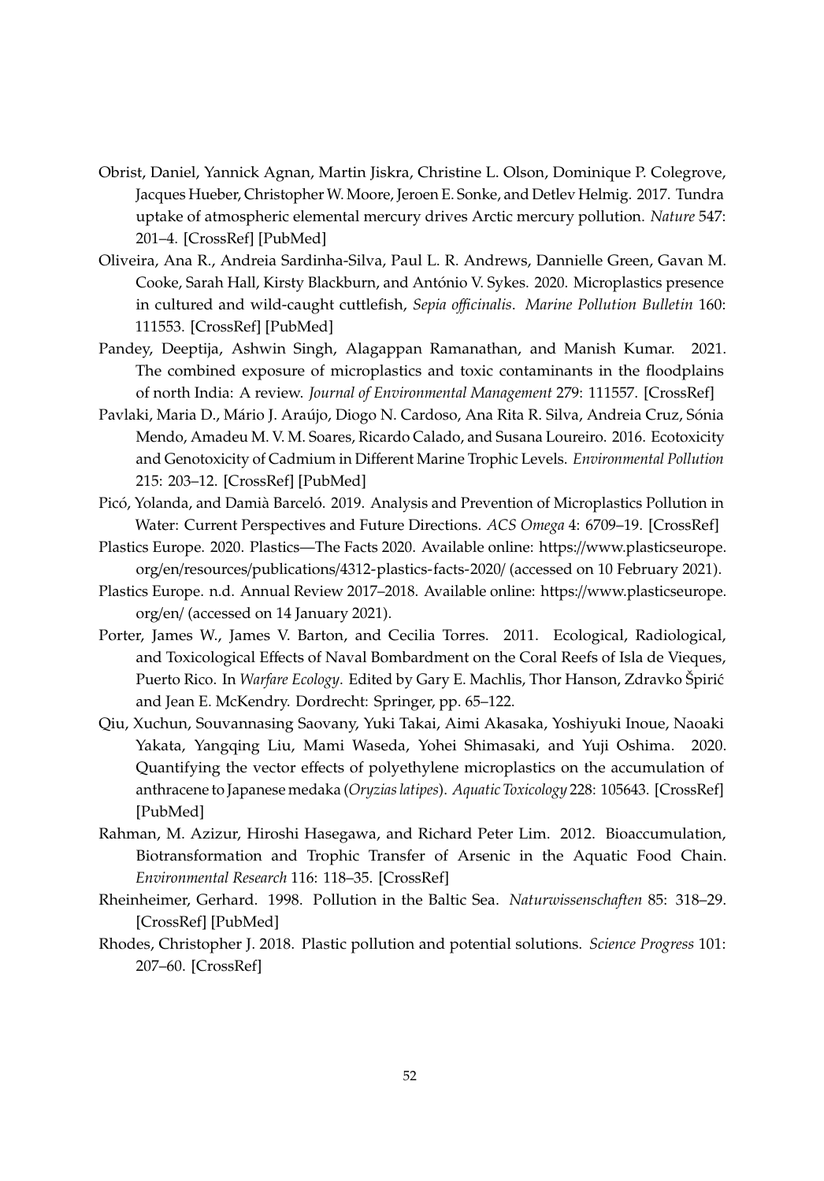Obrist, Daniel, Yannick Agnan, Martin Jiskra, Christine L. Olson, Dominique P. Colegrove, Jacques Hueber, Christopher W. Moore, Jeroen E. Sonke, and Detlev Helmig. 2017. Tundra uptake of atmospheric elemental mercury drives Arctic mercury pollution. *Nature* 547: 201–4. [CrossRef] [PubMed]

Oliveira, Ana R., Andreia Sardinha-Silva, Paul L. R. Andrews, Dannielle Green, Gavan M. Cooke, Sarah Hall, Kirsty Blackburn, and António V. Sykes. 2020. Microplastics presence in cultured and wild-caught cuttlefish, *Sepia officinalis*. *Marine Pollution Bulletin* 160: 111553. [CrossRef] [PubMed]

Pandey, Deeptija, Ashwin Singh, Alagappan Ramanathan, and Manish Kumar. 2021. The combined exposure of microplastics and toxic contaminants in the floodplains of north India: A review. *Journal of Environmental Management* 279: 111557. [CrossRef]

Pavlaki, Maria D., Mário J. Araújo, Diogo N. Cardoso, Ana Rita R. Silva, Andreia Cruz, Sónia Mendo, Amadeu M. V. M. Soares, Ricardo Calado, and Susana Loureiro. 2016. Ecotoxicity and Genotoxicity of Cadmium in Different Marine Trophic Levels. *Environmental Pollution* 215: 203–12. [CrossRef] [PubMed]

Picó, Yolanda, and Damià Barceló. 2019. Analysis and Prevention of Microplastics Pollution in Water: Current Perspectives and Future Directions. *ACS Omega* 4: 6709–19. [CrossRef]

Plastics Europe. 2020. Plastics—The Facts 2020. Available online: https://www.plasticseurope.org/en/resources/publications/4312-plastics-facts-2020/ (accessed on 10 February 2021).

Plastics Europe. n.d. Annual Review 2017–2018. Available online: https://www.plasticseurope.org/en/ (accessed on 14 January 2021).

Porter, James W., James V. Barton, and Cecilia Torres. 2011. Ecological, Radiological, and Toxicological Effects of Naval Bombardment on the Coral Reefs of Isla de Vieques, Puerto Rico. In *Warfare Ecology*. Edited by Gary E. Machlis, Thor Hanson, Zdravko Špirić and Jean E. McKendry. Dordrecht: Springer, pp. 65–122.

Qiu, Xuchun, Souvannasing Saovany, Yuki Takai, Aimi Akasaka, Yoshiyuki Inoue, Naoaki Yakata, Yangqing Liu, Mami Waseda, Yohei Shimasaki, and Yuji Oshima. 2020. Quantifying the vector effects of polyethylene microplastics on the accumulation of anthracene to Japanese medaka (*Oryzias latipes*). *Aquatic Toxicology* 228: 105643. [CrossRef] [PubMed]

Rahman, M. Azizur, Hiroshi Hasegawa, and Richard Peter Lim. 2012. Bioaccumulation, Biotransformation and Trophic Transfer of Arsenic in the Aquatic Food Chain. *Environmental Research* 116: 118–35. [CrossRef]

Rheinheimer, Gerhard. 1998. Pollution in the Baltic Sea. *Naturwissenschaften* 85: 318–29. [CrossRef] [PubMed]

Rhodes, Christopher J. 2018. Plastic pollution and potential solutions. *Science Progress* 101: 207–60. [CrossRef]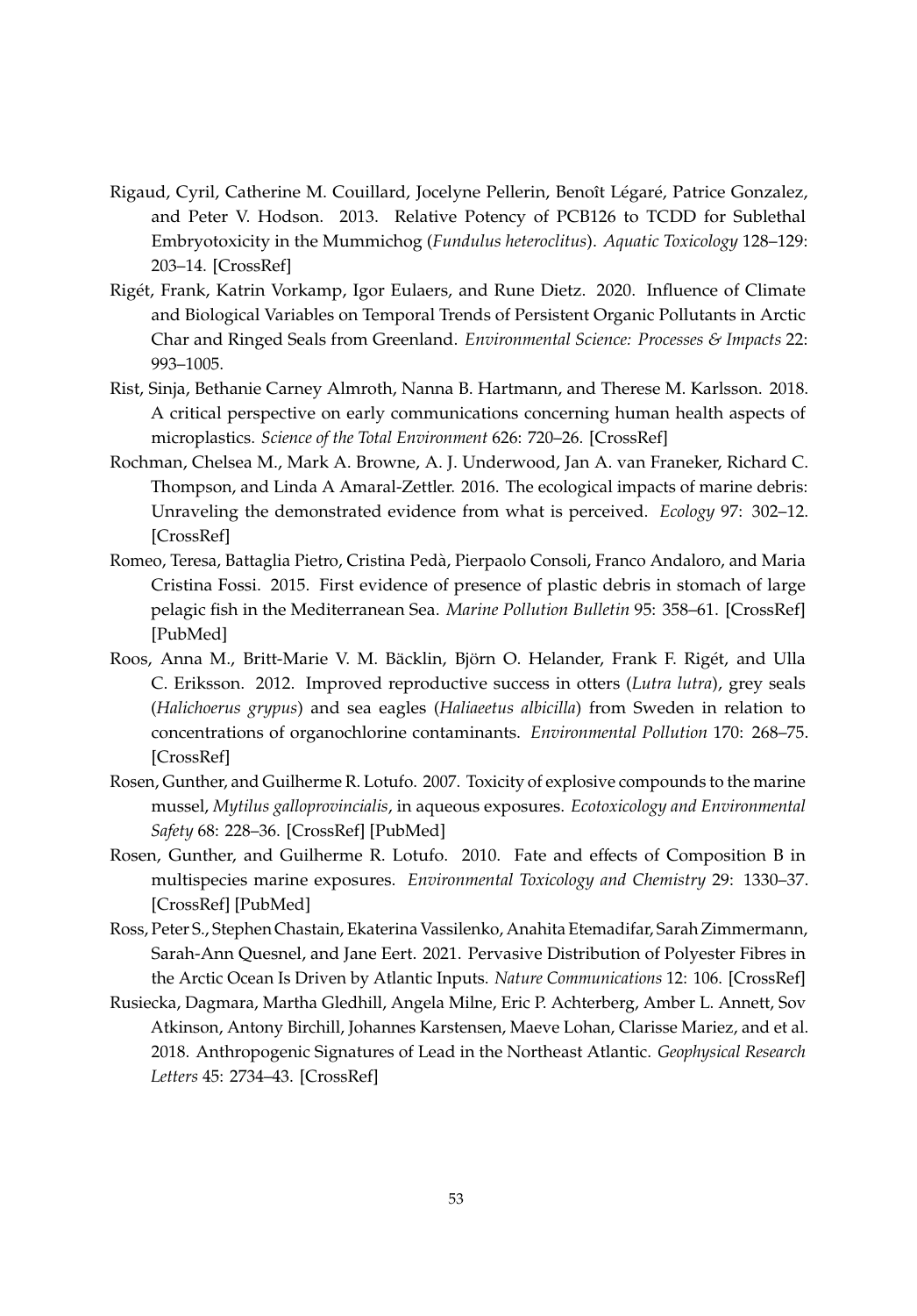Rigaud, Cyril, Catherine M. Couillard, Jocelyne Pellerin, Benoît Légaré, Patrice Gonzalez, and Peter V. Hodson. 2013. Relative Potency of PCB126 to TCDD for Sublethal Embryotoxicity in the Mummichog (*Fundulus heteroclitus*). *Aquatic Toxicology* 128–129: 203–14. [CrossRef]

Rigét, Frank, Katrin Vorkamp, Igor Eulaers, and Rune Dietz. 2020. Influence of Climate and Biological Variables on Temporal Trends of Persistent Organic Pollutants in Arctic Char and Ringed Seals from Greenland. *Environmental Science: Processes & Impacts* 22: 993–1005.

Rist, Sinja, Bethanie Carney Almroth, Nanna B. Hartmann, and Therese M. Karlsson. 2018. A critical perspective on early communications concerning human health aspects of microplastics. *Science of the Total Environment* 626: 720–26. [CrossRef]

Rochman, Chelsea M., Mark A. Browne, A. J. Underwood, Jan A. van Franeker, Richard C. Thompson, and Linda A Amaral-Zettler. 2016. The ecological impacts of marine debris: Unraveling the demonstrated evidence from what is perceived. *Ecology* 97: 302–12. [CrossRef]

Romeo, Teresa, Battaglia Pietro, Cristina Pedà, Pierpaolo Consoli, Franco Andaloro, and Maria Cristina Fossi. 2015. First evidence of presence of plastic debris in stomach of large pelagic fish in the Mediterranean Sea. *Marine Pollution Bulletin* 95: 358–61. [CrossRef] [PubMed]

Roos, Anna M., Britt-Marie V. M. Bäcklin, Björn O. Helander, Frank F. Rigét, and Ulla C. Eriksson. 2012. Improved reproductive success in otters (*Lutra lutra*), grey seals (*Halichoerus grypus*) and sea eagles (*Haliaeetus albicilla*) from Sweden in relation to concentrations of organochlorine contaminants. *Environmental Pollution* 170: 268–75. [CrossRef]

Rosen, Gunther, and Guilherme R. Lotufo. 2007. Toxicity of explosive compounds to the marine mussel, *Mytilus galloprovincialis*, in aqueous exposures. *Ecotoxicology and Environmental Safety* 68: 228–36. [CrossRef] [PubMed]

Rosen, Gunther, and Guilherme R. Lotufo. 2010. Fate and effects of Composition B in multispecies marine exposures. *Environmental Toxicology and Chemistry* 29: 1330–37. [CrossRef] [PubMed]

Ross, Peter S., Stephen Chastain, Ekaterina Vassilenko, Anahita Etemadifar, Sarah Zimmermann, Sarah-Ann Quesnel, and Jane Eert. 2021. Pervasive Distribution of Polyester Fibres in the Arctic Ocean Is Driven by Atlantic Inputs. *Nature Communications* 12: 106. [CrossRef]

Rusiecka, Dagmara, Martha Gledhill, Angela Milne, Eric P. Achterberg, Amber L. Annett, Sov Atkinson, Antony Birchill, Johannes Karstensen, Maeve Lohan, Clarisse Mariez, and et al. 2018. Anthropogenic Signatures of Lead in the Northeast Atlantic. *Geophysical Research Letters* 45: 2734–43. [CrossRef]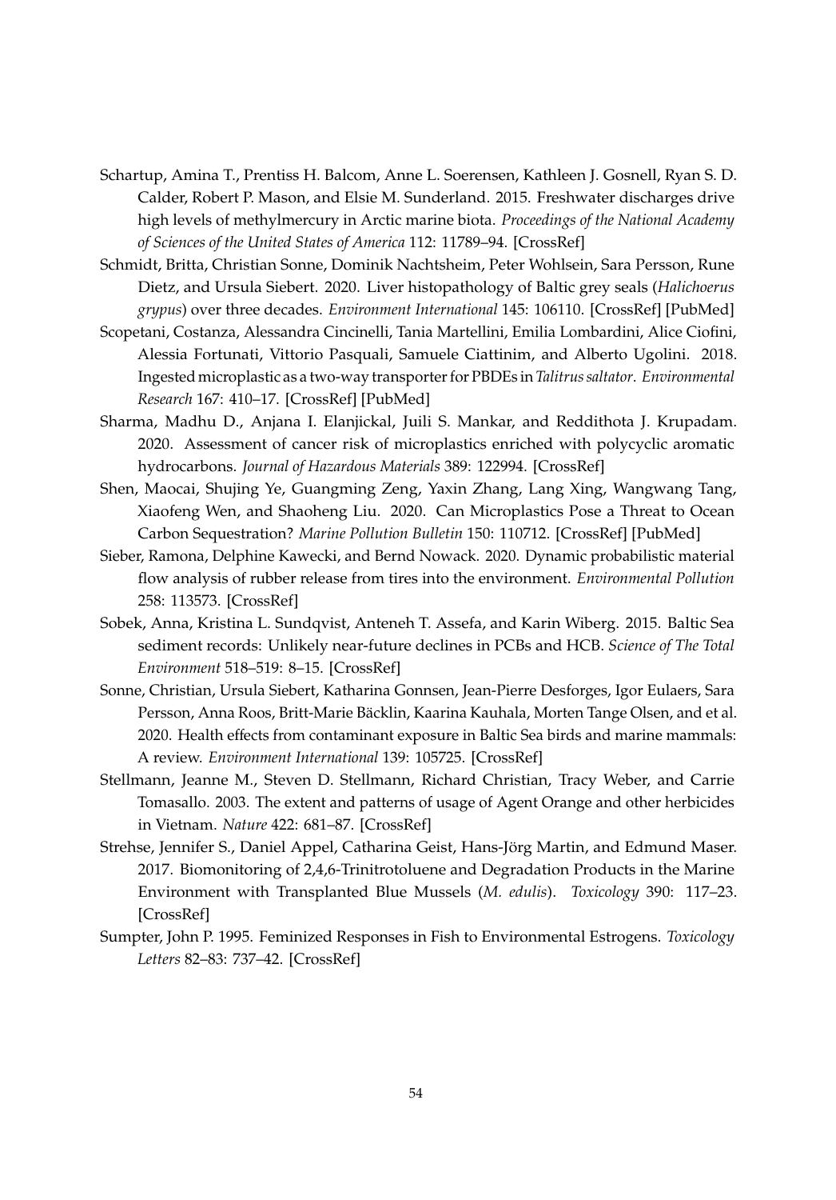Schartup, Amina T., Prentiss H. Balcom, Anne L. Soerensen, Kathleen J. Gosnell, Ryan S. D. Calder, Robert P. Mason, and Elsie M. Sunderland. 2015. Freshwater discharges drive high levels of methylmercury in Arctic marine biota. *Proceedings of the National Academy of Sciences of the United States of America* 112: 11789–94. [CrossRef]

Schmidt, Britta, Christian Sonne, Dominik Nachtsheim, Peter Wohlsein, Sara Persson, Rune Dietz, and Ursula Siebert. 2020. Liver histopathology of Baltic grey seals (*Halichoerus grypus*) over three decades. *Environment International* 145: 106110. [CrossRef] [PubMed]

Scopetani, Costanza, Alessandra Cincinelli, Tania Martellini, Emilia Lombardini, Alice Ciofini, Alessia Fortunati, Vittorio Pasquali, Samuele Ciattinim, and Alberto Ugolini. 2018. Ingested microplastic as a two-way transporter for PBDEs in *Talitrus saltator*. *Environmental Research* 167: 410–17. [CrossRef] [PubMed]

Sharma, Madhu D., Anjana I. Elanjickal, Juili S. Mankar, and Reddithota J. Krupadam. 2020. Assessment of cancer risk of microplastics enriched with polycyclic aromatic hydrocarbons. *Journal of Hazardous Materials* 389: 122994. [CrossRef]

Shen, Maocai, Shujing Ye, Guangming Zeng, Yaxin Zhang, Lang Xing, Wangwang Tang, Xiaofeng Wen, and Shaoheng Liu. 2020. Can Microplastics Pose a Threat to Ocean Carbon Sequestration? *Marine Pollution Bulletin* 150: 110712. [CrossRef] [PubMed]

Sieber, Ramona, Delphine Kawecki, and Bernd Nowack. 2020. Dynamic probabilistic material flow analysis of rubber release from tires into the environment. *Environmental Pollution* 258: 113573. [CrossRef]

Sobek, Anna, Kristina L. Sundqvist, Anteneh T. Assefa, and Karin Wiberg. 2015. Baltic Sea sediment records: Unlikely near-future declines in PCBs and HCB. *Science of The Total Environment* 518–519: 8–15. [CrossRef]

Sonne, Christian, Ursula Siebert, Katharina Gonnsen, Jean-Pierre Desforges, Igor Eulaers, Sara Persson, Anna Roos, Britt-Marie Bäcklin, Kaarina Kauhala, Morten Tange Olsen, and et al. 2020. Health effects from contaminant exposure in Baltic Sea birds and marine mammals: A review. *Environment International* 139: 105725. [CrossRef]

Stellmann, Jeanne M., Steven D. Stellmann, Richard Christian, Tracy Weber, and Carrie Tomasallo. 2003. The extent and patterns of usage of Agent Orange and other herbicides in Vietnam. *Nature* 422: 681–87. [CrossRef]

Strehse, Jennifer S., Daniel Appel, Catharina Geist, Hans-Jörg Martin, and Edmund Maser. 2017. Biomonitoring of 2,4,6-Trinitrotoluene and Degradation Products in the Marine Environment with Transplanted Blue Mussels (*M. edulis*). *Toxicology* 390: 117–23. [CrossRef]

Sumpter, John P. 1995. Feminized Responses in Fish to Environmental Estrogens. *Toxicology Letters* 82–83: 737–42. [CrossRef]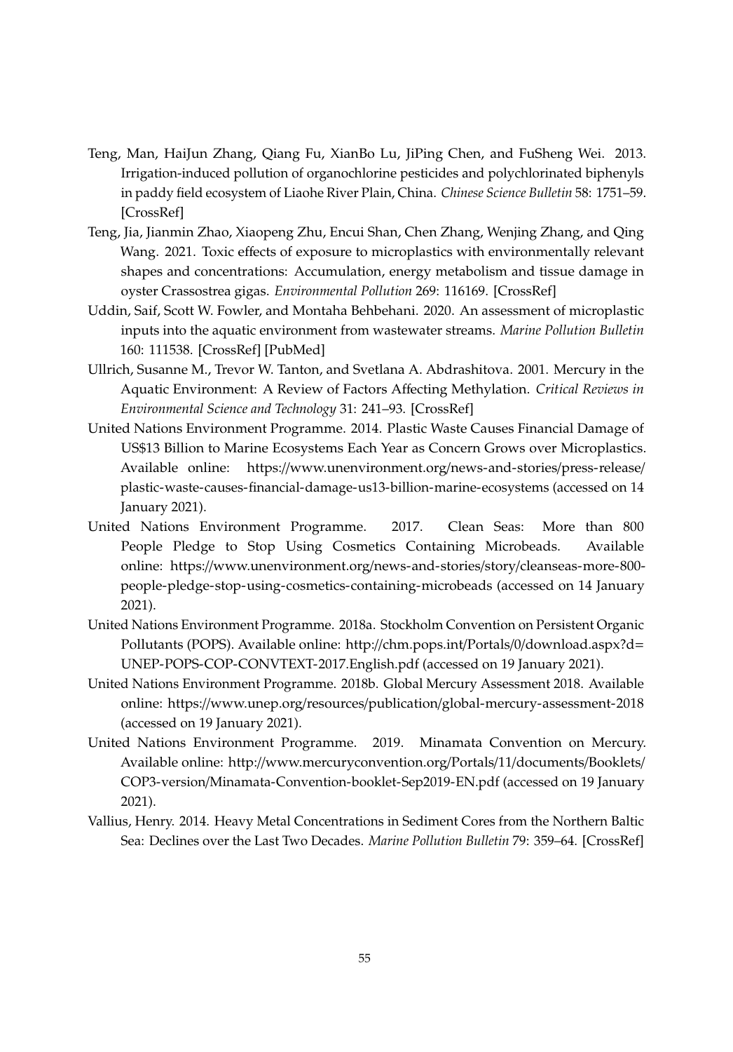Teng, Man, HaiJun Zhang, Qiang Fu, XianBo Lu, JiPing Chen, and FuSheng Wei. 2013. Irrigation-induced pollution of organochlorine pesticides and polychlorinated biphenyls in paddy field ecosystem of Liaohe River Plain, China. *Chinese Science Bulletin* 58: 1751–59. [CrossRef]

Teng, Jia, Jianmin Zhao, Xiaopeng Zhu, Encui Shan, Chen Zhang, Wenjing Zhang, and Qing Wang. 2021. Toxic effects of exposure to microplastics with environmentally relevant shapes and concentrations: Accumulation, energy metabolism and tissue damage in oyster Crassostrea gigas. *Environmental Pollution* 269: 116169. [CrossRef]

Uddin, Saif, Scott W. Fowler, and Montaha Behbehani. 2020. An assessment of microplastic inputs into the aquatic environment from wastewater streams. *Marine Pollution Bulletin* 160: 111538. [CrossRef] [PubMed]

Ullrich, Susanne M., Trevor W. Tanton, and Svetlana A. Abdrashitova. 2001. Mercury in the Aquatic Environment: A Review of Factors Affecting Methylation. *Critical Reviews in Environmental Science and Technology* 31: 241–93. [CrossRef]

United Nations Environment Programme. 2014. Plastic Waste Causes Financial Damage of US$13 Billion to Marine Ecosystems Each Year as Concern Grows over Microplastics. Available online: https://www.unenvironment.org/news-and-stories/press-release/plastic-waste-causes-financial-damage-us13-billion-marine-ecosystems (accessed on 14 January 2021).

United Nations Environment Programme. 2017. Clean Seas: More than 800 People Pledge to Stop Using Cosmetics Containing Microbeads. Available online: https://www.unenvironment.org/news-and-stories/story/cleanseas-more-800-people-pledge-stop-using-cosmetics-containing-microbeads (accessed on 14 January 2021).

United Nations Environment Programme. 2018a. Stockholm Convention on Persistent Organic Pollutants (POPS). Available online: http://chm.pops.int/Portals/0/download.aspx?d=UNEP-POPS-COP-CONVTEXT-2017.English.pdf (accessed on 19 January 2021).

United Nations Environment Programme. 2018b. Global Mercury Assessment 2018. Available online: https://www.unep.org/resources/publication/global-mercury-assessment-2018 (accessed on 19 January 2021).

United Nations Environment Programme. 2019. Minamata Convention on Mercury. Available online: http://www.mercuryconvention.org/Portals/11/documents/Booklets/COP3-version/Minamata-Convention-booklet-Sep2019-EN.pdf (accessed on 19 January 2021).

Vallius, Henry. 2014. Heavy Metal Concentrations in Sediment Cores from the Northern Baltic Sea: Declines over the Last Two Decades. *Marine Pollution Bulletin* 79: 359–64. [CrossRef]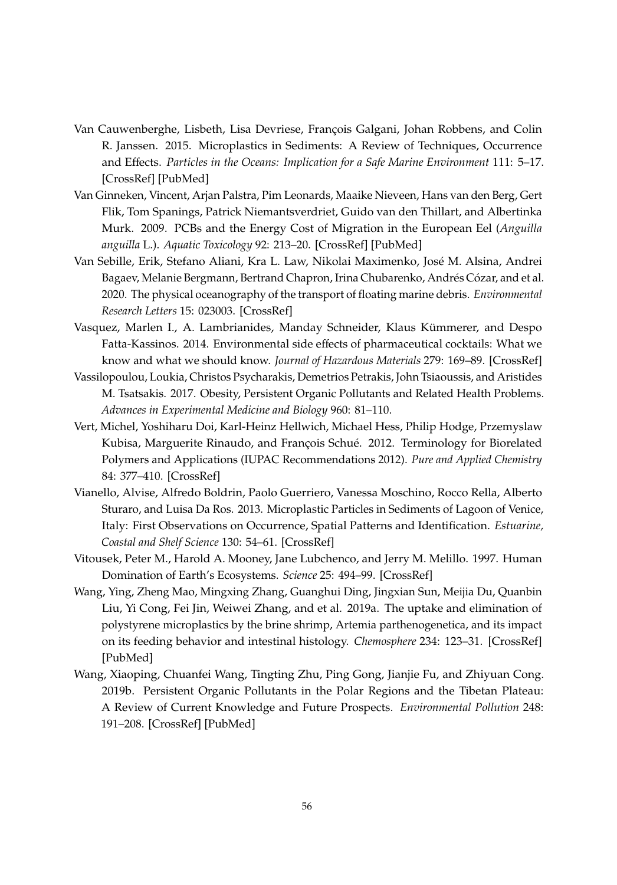Van Cauwenberghe, Lisbeth, Lisa Devriese, François Galgani, Johan Robbens, and Colin R. Janssen. 2015. Microplastics in Sediments: A Review of Techniques, Occurrence and Effects. *Particles in the Oceans: Implication for a Safe Marine Environment* 111: 5–17. [CrossRef] [PubMed]

Van Ginneken, Vincent, Arjan Palstra, Pim Leonards, Maaike Nieveen, Hans van den Berg, Gert Flik, Tom Spanings, Patrick Niemantsverdriet, Guido van den Thillart, and Albertinka Murk. 2009. PCBs and the Energy Cost of Migration in the European Eel (*Anguilla anguilla* L.). *Aquatic Toxicology* 92: 213–20. [CrossRef] [PubMed]

Van Sebille, Erik, Stefano Aliani, Kra L. Law, Nikolai Maximenko, José M. Alsina, Andrei Bagaev, Melanie Bergmann, Bertrand Chapron, Irina Chubarenko, Andrés Cózar, and et al. 2020. The physical oceanography of the transport of floating marine debris. *Environmental Research Letters* 15: 023003. [CrossRef]

Vasquez, Marlen I., A. Lambrianides, Manday Schneider, Klaus Kümmerer, and Despo Fatta-Kassinos. 2014. Environmental side effects of pharmaceutical cocktails: What we know and what we should know. *Journal of Hazardous Materials* 279: 169–89. [CrossRef]

Vassilopoulou, Loukia, Christos Psycharakis, Demetrios Petrakis, John Tsiaoussis, and Aristides M. Tsatsakis. 2017. Obesity, Persistent Organic Pollutants and Related Health Problems. *Advances in Experimental Medicine and Biology* 960: 81–110.

Vert, Michel, Yoshiharu Doi, Karl-Heinz Hellwich, Michael Hess, Philip Hodge, Przemyslaw Kubisa, Marguerite Rinaudo, and François Schué. 2012. Terminology for Biorelated Polymers and Applications (IUPAC Recommendations 2012). *Pure and Applied Chemistry* 84: 377–410. [CrossRef]

Vianello, Alvise, Alfredo Boldrin, Paolo Guerriero, Vanessa Moschino, Rocco Rella, Alberto Sturaro, and Luisa Da Ros. 2013. Microplastic Particles in Sediments of Lagoon of Venice, Italy: First Observations on Occurrence, Spatial Patterns and Identification. *Estuarine, Coastal and Shelf Science* 130: 54–61. [CrossRef]

Vitousek, Peter M., Harold A. Mooney, Jane Lubchenco, and Jerry M. Melillo. 1997. Human Domination of Earth's Ecosystems. *Science* 25: 494–99. [CrossRef]

Wang, Ying, Zheng Mao, Mingxing Zhang, Guanghui Ding, Jingxian Sun, Meijia Du, Quanbin Liu, Yi Cong, Fei Jin, Weiwei Zhang, and et al. 2019a. The uptake and elimination of polystyrene microplastics by the brine shrimp, Artemia parthenogenetica, and its impact on its feeding behavior and intestinal histology. *Chemosphere* 234: 123–31. [CrossRef] [PubMed]

Wang, Xiaoping, Chuanfei Wang, Tingting Zhu, Ping Gong, Jianjie Fu, and Zhiyuan Cong. 2019b. Persistent Organic Pollutants in the Polar Regions and the Tibetan Plateau: A Review of Current Knowledge and Future Prospects. *Environmental Pollution* 248: 191–208. [CrossRef] [PubMed]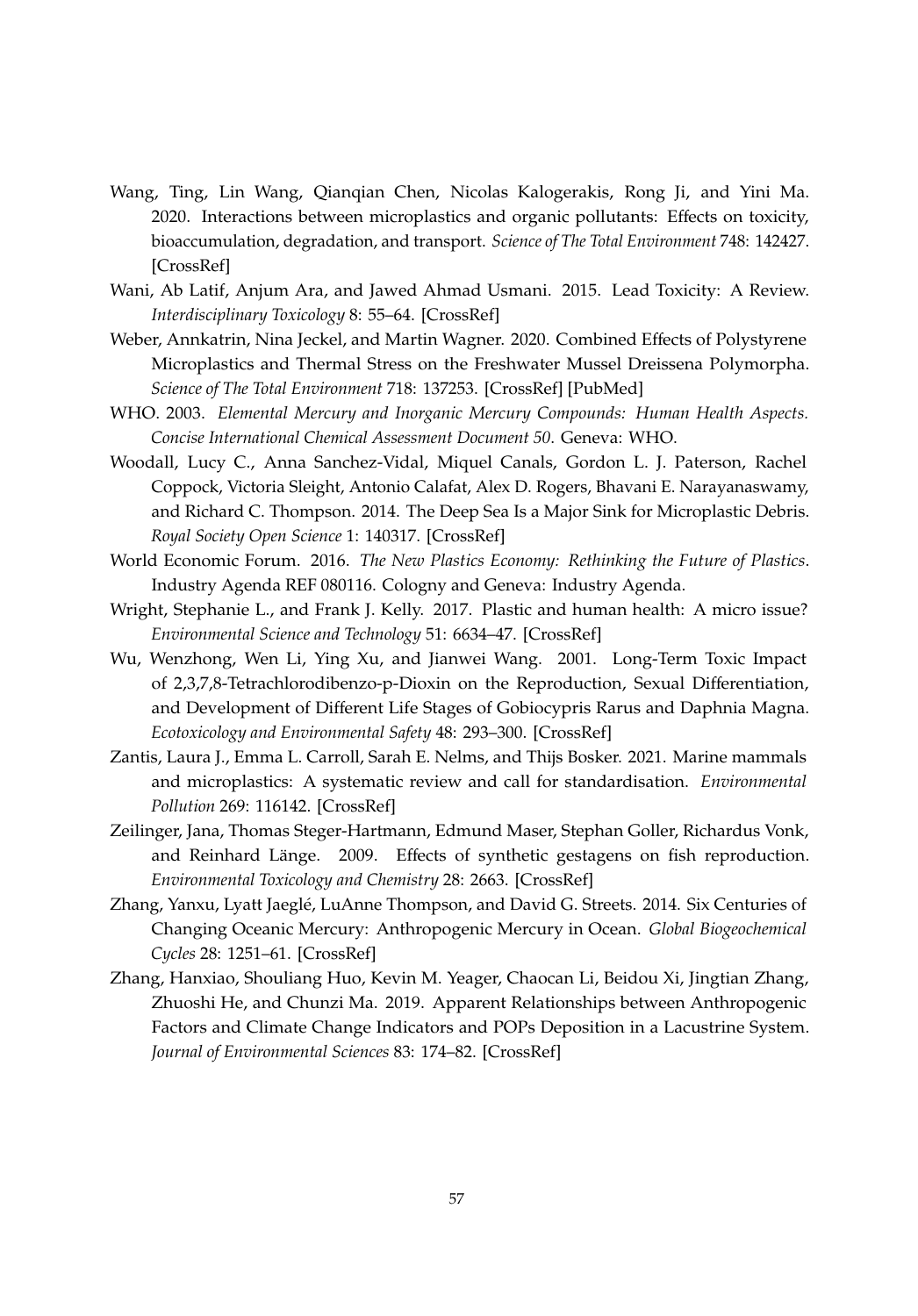Wang, Ting, Lin Wang, Qianqian Chen, Nicolas Kalogerakis, Rong Ji, and Yini Ma. 2020. Interactions between microplastics and organic pollutants: Effects on toxicity, bioaccumulation, degradation, and transport. *Science of The Total Environment* 748: 142427. [CrossRef]

Wani, Ab Latif, Anjum Ara, and Jawed Ahmad Usmani. 2015. Lead Toxicity: A Review. *Interdisciplinary Toxicology* 8: 55–64. [CrossRef]

Weber, Annkatrin, Nina Jeckel, and Martin Wagner. 2020. Combined Effects of Polystyrene Microplastics and Thermal Stress on the Freshwater Mussel Dreissena Polymorpha. *Science of The Total Environment* 718: 137253. [CrossRef] [PubMed]

WHO. 2003. *Elemental Mercury and Inorganic Mercury Compounds: Human Health Aspects. Concise International Chemical Assessment Document 50*. Geneva: WHO.

Woodall, Lucy C., Anna Sanchez-Vidal, Miquel Canals, Gordon L. J. Paterson, Rachel Coppock, Victoria Sleight, Antonio Calafat, Alex D. Rogers, Bhavani E. Narayanaswamy, and Richard C. Thompson. 2014. The Deep Sea Is a Major Sink for Microplastic Debris. *Royal Society Open Science* 1: 140317. [CrossRef]

World Economic Forum. 2016. *The New Plastics Economy: Rethinking the Future of Plastics*. Industry Agenda REF 080116. Cologny and Geneva: Industry Agenda.

Wright, Stephanie L., and Frank J. Kelly. 2017. Plastic and human health: A micro issue? *Environmental Science and Technology* 51: 6634–47. [CrossRef]

Wu, Wenzhong, Wen Li, Ying Xu, and Jianwei Wang. 2001. Long-Term Toxic Impact of 2,3,7,8-Tetrachlorodibenzo-p-Dioxin on the Reproduction, Sexual Differentiation, and Development of Different Life Stages of Gobiocypris Rarus and Daphnia Magna. *Ecotoxicology and Environmental Safety* 48: 293–300. [CrossRef]

Zantis, Laura J., Emma L. Carroll, Sarah E. Nelms, and Thijs Bosker. 2021. Marine mammals and microplastics: A systematic review and call for standardisation. *Environmental Pollution* 269: 116142. [CrossRef]

Zeilinger, Jana, Thomas Steger-Hartmann, Edmund Maser, Stephan Goller, Richardus Vonk, and Reinhard Länge. 2009. Effects of synthetic gestagens on fish reproduction. *Environmental Toxicology and Chemistry* 28: 2663. [CrossRef]

Zhang, Yanxu, Lyatt Jaeglé, LuAnne Thompson, and David G. Streets. 2014. Six Centuries of Changing Oceanic Mercury: Anthropogenic Mercury in Ocean. *Global Biogeochemical Cycles* 28: 1251–61. [CrossRef]

Zhang, Hanxiao, Shouliang Huo, Kevin M. Yeager, Chaocan Li, Beidou Xi, Jingtian Zhang, Zhuoshi He, and Chunzi Ma. 2019. Apparent Relationships between Anthropogenic Factors and Climate Change Indicators and POPs Deposition in a Lacustrine System. *Journal of Environmental Sciences* 83: 174–82. [CrossRef]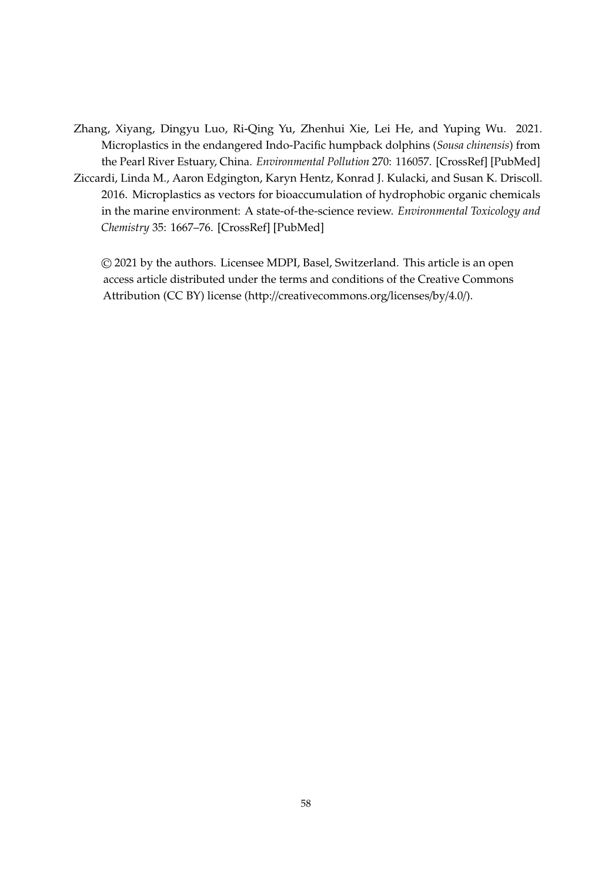Zhang, Xiyang, Dingyu Luo, Ri-Qing Yu, Zhenhui Xie, Lei He, and Yuping Wu. 2021. Microplastics in the endangered Indo-Pacific humpback dolphins (*Sousa chinensis*) from the Pearl River Estuary, China. *Environmental Pollution* 270: 116057. [CrossRef] [PubMed]

Ziccardi, Linda M., Aaron Edgington, Karyn Hentz, Konrad J. Kulacki, and Susan K. Driscoll. 2016. Microplastics as vectors for bioaccumulation of hydrophobic organic chemicals in the marine environment: A state-of-the-science review. *Environmental Toxicology and Chemistry* 35: 1667–76. [CrossRef] [PubMed]

© 2021 by the authors. Licensee MDPI, Basel, Switzerland. This article is an open access article distributed under the terms and conditions of the Creative Commons Attribution (CC BY) license (http://creativecommons.org/licenses/by/4.0/).